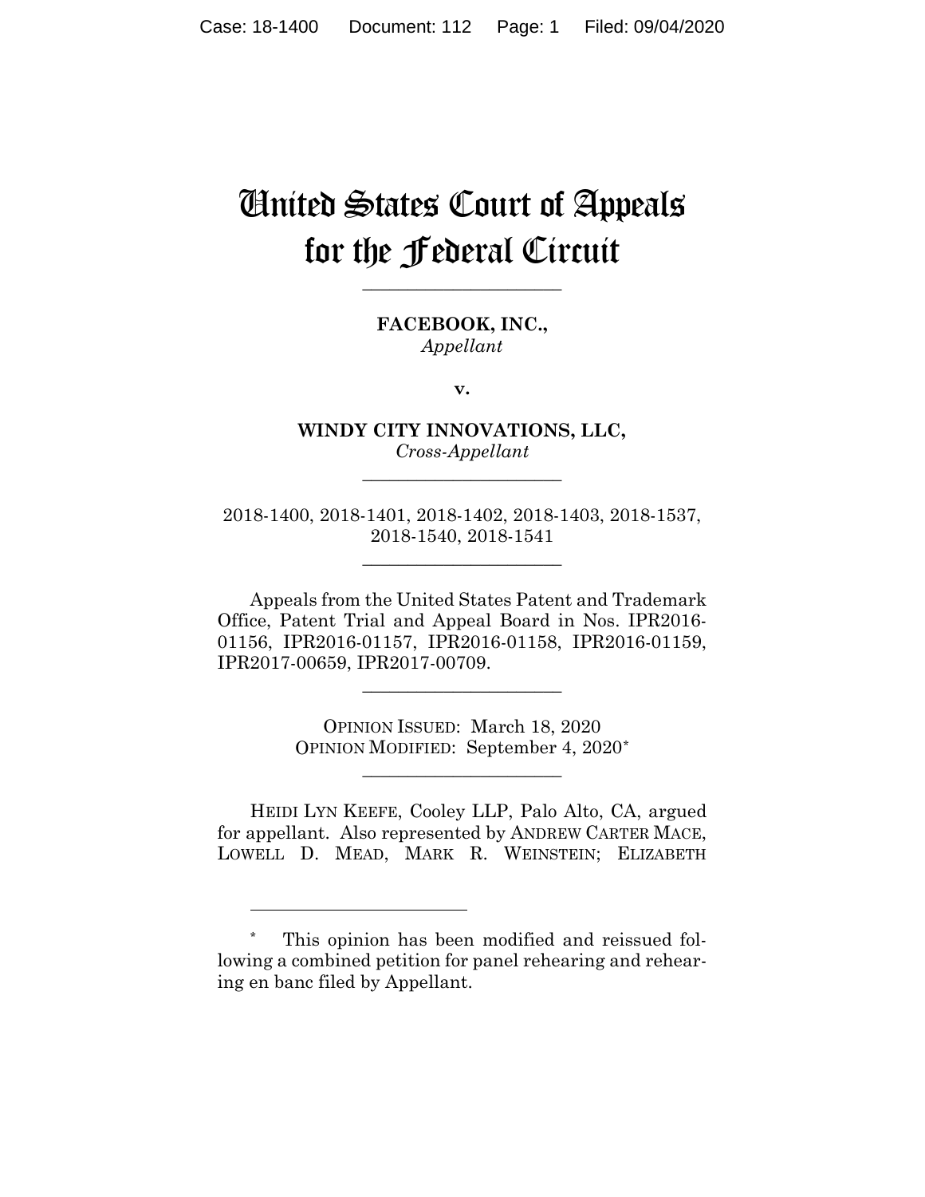# United States Court of Appeals for the Federal Circuit

---

**FACEBOOK, INC.,**
*Appellant*

**v.**

**WINDY CITY INNOVATIONS, LLC,**
*Cross-Appellant*

---

2018-1400, 2018-1401, 2018-1402, 2018-1403, 2018-1537, 2018-1540, 2018-1541

---

Appeals from the United States Patent and Trademark Office, Patent Trial and Appeal Board in Nos. IPR2016-01156, IPR2016-01157, IPR2016-01158, IPR2016-01159, IPR2017-00659, IPR2017-00709.

---

OPINION ISSUED: March 18, 2020
OPINION MODIFIED: September 4, 2020*

---

HEIDI LYN KEEFE, Cooley LLP, Palo Alto, CA, argued for appellant. Also represented by ANDREW CARTER MACE, LOWELL D. MEAD, MARK R. WEINSTEIN; ELIZABETH

---

* This opinion has been modified and reissued following a combined petition for panel rehearing and rehearing en banc filed by Appellant.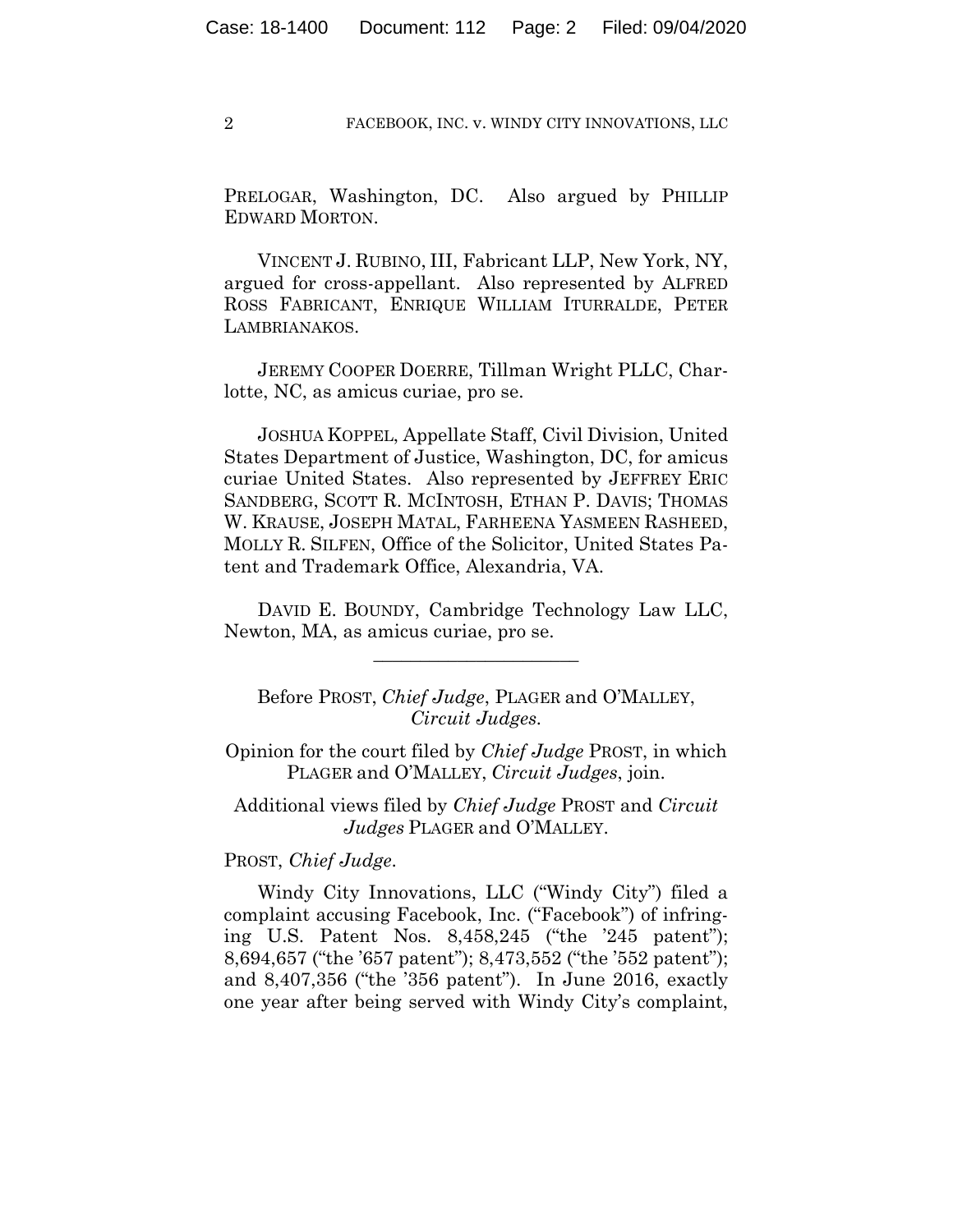PRELOGAR, Washington, DC. Also argued by PHILLIP EDWARD MORTON.

VINCENT J. RUBINO, III, Fabricant LLP, New York, NY, argued for cross-appellant. Also represented by ALFRED ROSS FABRICANT, ENRIQUE WILLIAM ITURRALDE, PETER LAMBRIANAKOS.

JEREMY COOPER DOERRE, Tillman Wright PLLC, Charlotte, NC, as amicus curiae, pro se.

JOSHUA KOPPEL, Appellate Staff, Civil Division, United States Department of Justice, Washington, DC, for amicus curiae United States. Also represented by JEFFREY ERIC SANDBERG, SCOTT R. MCINTOSH, ETHAN P. DAVIS; THOMAS W. KRAUSE, JOSEPH MATAL, FARHEENA YASMEEN RASHEED, MOLLY R. SILFEN, Office of the Solicitor, United States Patent and Trademark Office, Alexandria, VA.

DAVID E. BOUNDY, Cambridge Technology Law LLC, Newton, MA, as amicus curiae, pro se.

---

Before PROST, *Chief Judge*, PLAGER and O'MALLEY, *Circuit Judges*.

Opinion for the court filed by *Chief Judge* PROST, in which PLAGER and O'MALLEY, *Circuit Judges*, join.

Additional views filed by *Chief Judge* PROST and *Circuit Judges* PLAGER and O'MALLEY.

PROST, *Chief Judge*.

Windy City Innovations, LLC ("Windy City") filed a complaint accusing Facebook, Inc. ("Facebook") of infringing U.S. Patent Nos. 8,458,245 ("the '245 patent"); 8,694,657 ("the '657 patent"); 8,473,552 ("the '552 patent"); and 8,407,356 ("the '356 patent"). In June 2016, exactly one year after being served with Windy City's complaint,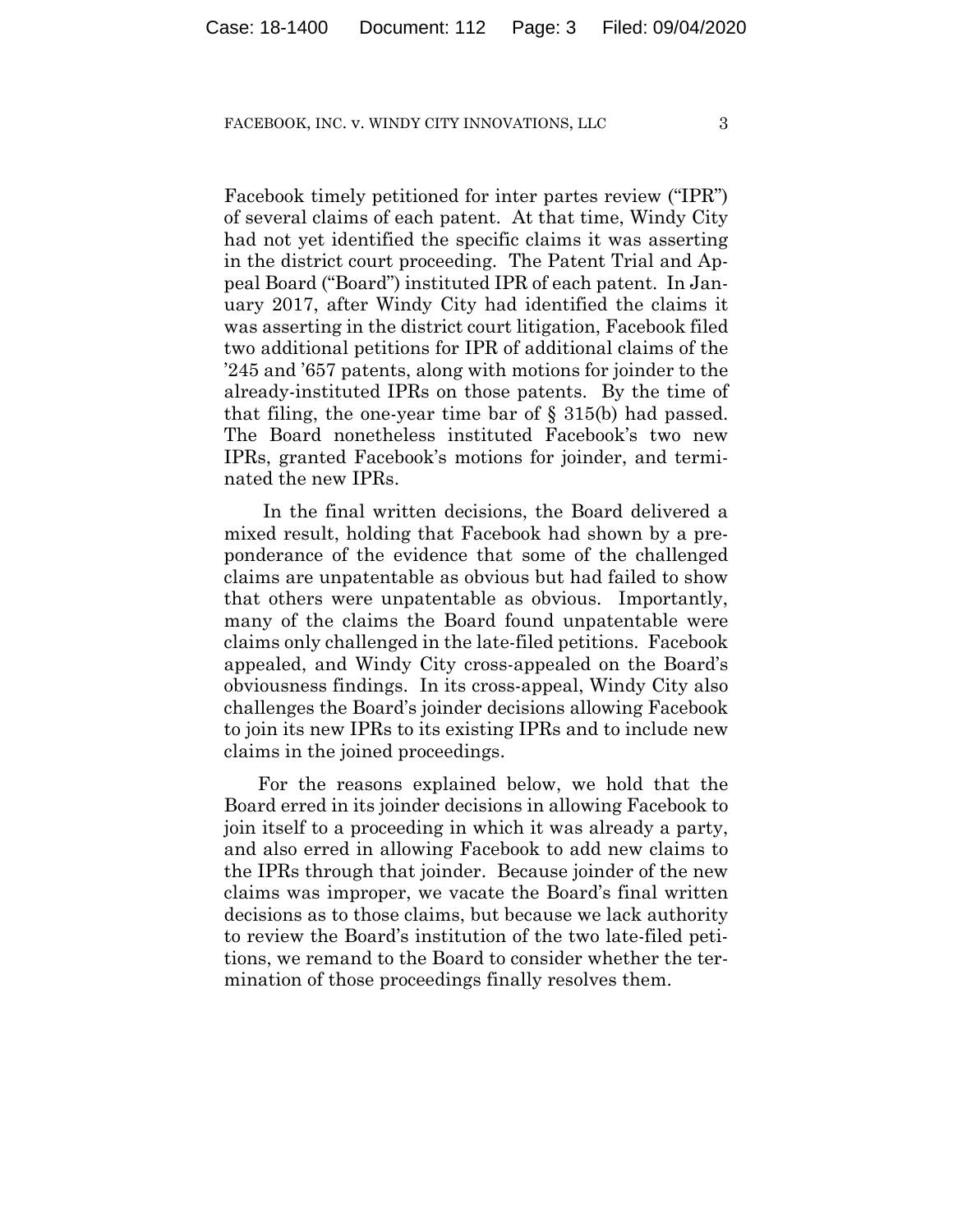Facebook timely petitioned for inter partes review ("IPR") of several claims of each patent. At that time, Windy City had not yet identified the specific claims it was asserting in the district court proceeding. The Patent Trial and Appeal Board ("Board") instituted IPR of each patent. In January 2017, after Windy City had identified the claims it was asserting in the district court litigation, Facebook filed two additional petitions for IPR of additional claims of the '245 and '657 patents, along with motions for joinder to the already-instituted IPRs on those patents. By the time of that filing, the one-year time bar of § 315(b) had passed. The Board nonetheless instituted Facebook's two new IPRs, granted Facebook's motions for joinder, and terminated the new IPRs.

In the final written decisions, the Board delivered a mixed result, holding that Facebook had shown by a preponderance of the evidence that some of the challenged claims are unpatentable as obvious but had failed to show that others were unpatentable as obvious. Importantly, many of the claims the Board found unpatentable were claims only challenged in the late-filed petitions. Facebook appealed, and Windy City cross-appealed on the Board's obviousness findings. In its cross-appeal, Windy City also challenges the Board's joinder decisions allowing Facebook to join its new IPRs to its existing IPRs and to include new claims in the joined proceedings.

For the reasons explained below, we hold that the Board erred in its joinder decisions in allowing Facebook to join itself to a proceeding in which it was already a party, and also erred in allowing Facebook to add new claims to the IPRs through that joinder. Because joinder of the new claims was improper, we vacate the Board's final written decisions as to those claims, but because we lack authority to review the Board's institution of the two late-filed petitions, we remand to the Board to consider whether the termination of those proceedings finally resolves them.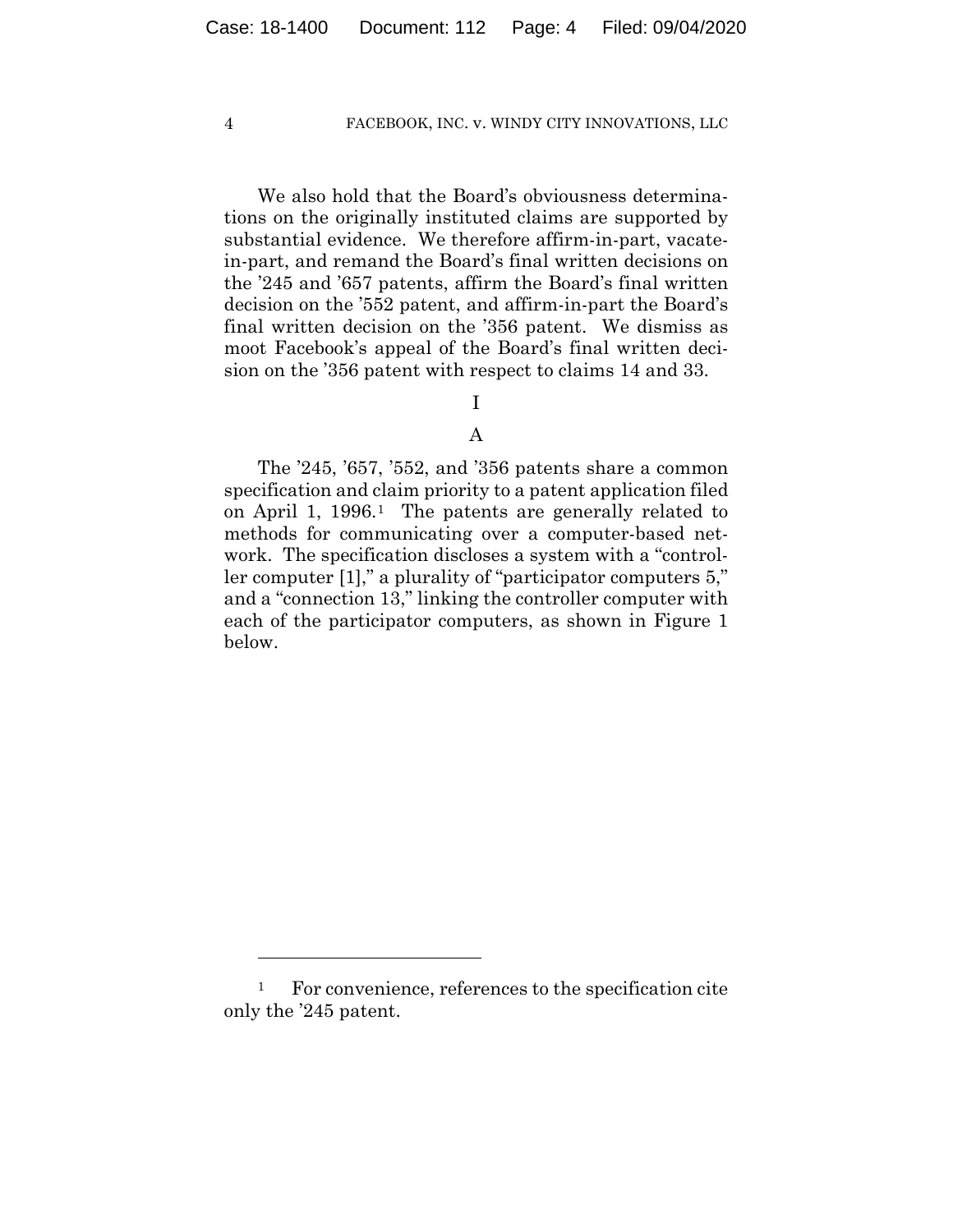We also hold that the Board's obviousness determinations on the originally instituted claims are supported by substantial evidence. We therefore affirm-in-part, vacate-in-part, and remand the Board's final written decisions on the '245 and '657 patents, affirm the Board's final written decision on the '552 patent, and affirm-in-part the Board's final written decision on the '356 patent. We dismiss as moot Facebook's appeal of the Board's final written decision on the '356 patent with respect to claims 14 and 33.

# I

## A

The '245, '657, '552, and '356 patents share a common specification and claim priority to a patent application filed on April 1, 1996.[1] The patents are generally related to methods for communicating over a computer-based network. The specification discloses a system with a "controller computer [1]," a plurality of "participator computers 5," and a "connection 13," linking the controller computer with each of the participator computers, as shown in Figure 1 below.

---

[1] For convenience, references to the specification cite only the '245 patent.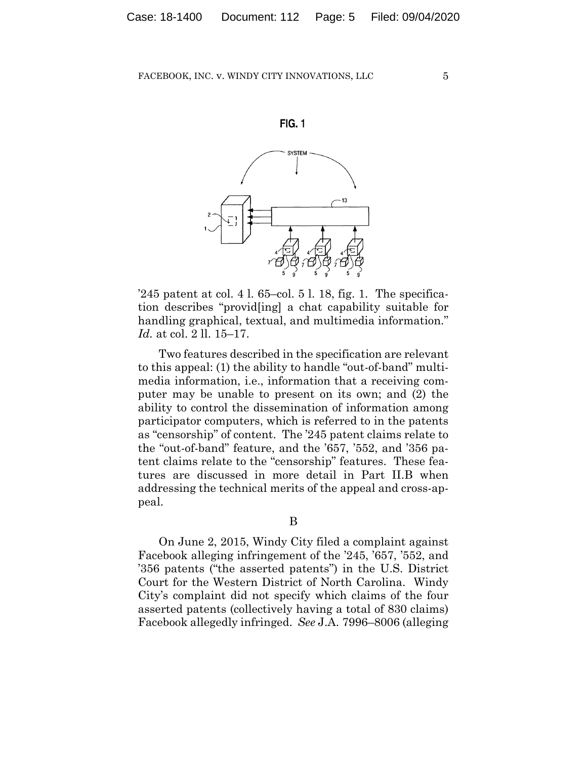**FIG. 1**

'245 patent at col. 4 l. 65–col. 5 l. 18, fig. 1. The specification describes "provid[ing] a chat capability suitable for handling graphical, textual, and multimedia information." *Id.* at col. 2 ll. 15–17.

Two features described in the specification are relevant to this appeal: (1) the ability to handle "out-of-band" multimedia information, i.e., information that a receiving computer may be unable to present on its own; and (2) the ability to control the dissemination of information among participator computers, which is referred to in the patents as "censorship" of content. The '245 patent claims relate to the "out-of-band" feature, and the '657, '552, and '356 patent claims relate to the "censorship" features. These features are discussed in more detail in Part II.B when addressing the technical merits of the appeal and cross-appeal.

B

On June 2, 2015, Windy City filed a complaint against Facebook alleging infringement of the '245, '657, '552, and '356 patents ("the asserted patents") in the U.S. District Court for the Western District of North Carolina. Windy City's complaint did not specify which claims of the four asserted patents (collectively having a total of 830 claims) Facebook allegedly infringed. *See* J.A. 7996–8006 (alleging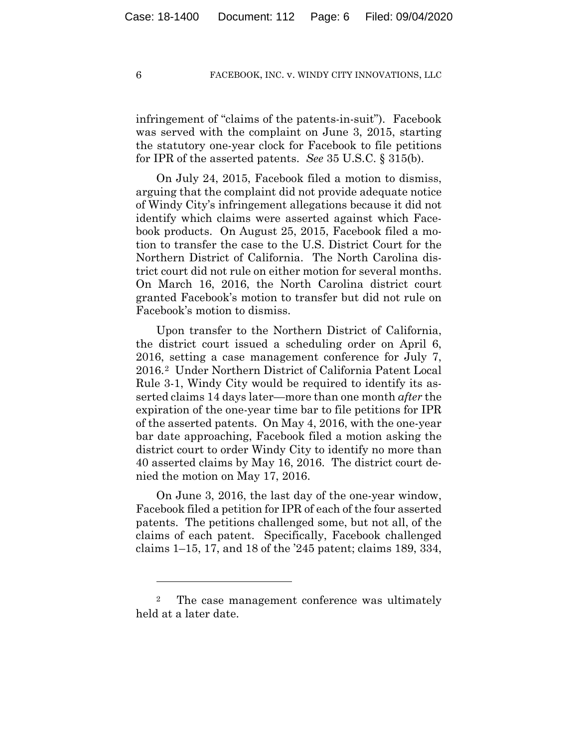infringement of "claims of the patents-in-suit"). Facebook was served with the complaint on June 3, 2015, starting the statutory one-year clock for Facebook to file petitions for IPR of the asserted patents. *See* 35 U.S.C. § 315(b).

On July 24, 2015, Facebook filed a motion to dismiss, arguing that the complaint did not provide adequate notice of Windy City's infringement allegations because it did not identify which claims were asserted against which Facebook products. On August 25, 2015, Facebook filed a motion to transfer the case to the U.S. District Court for the Northern District of California. The North Carolina district court did not rule on either motion for several months. On March 16, 2016, the North Carolina district court granted Facebook's motion to transfer but did not rule on Facebook's motion to dismiss.

Upon transfer to the Northern District of California, the district court issued a scheduling order on April 6, 2016, setting a case management conference for July 7, 2016.[2] Under Northern District of California Patent Local Rule 3-1, Windy City would be required to identify its asserted claims 14 days later—more than one month *after* the expiration of the one-year time bar to file petitions for IPR of the asserted patents. On May 4, 2016, with the one-year bar date approaching, Facebook filed a motion asking the district court to order Windy City to identify no more than 40 asserted claims by May 16, 2016. The district court denied the motion on May 17, 2016.

On June 3, 2016, the last day of the one-year window, Facebook filed a petition for IPR of each of the four asserted patents. The petitions challenged some, but not all, of the claims of each patent. Specifically, Facebook challenged claims 1–15, 17, and 18 of the '245 patent; claims 189, 334,

---

[2] The case management conference was ultimately held at a later date.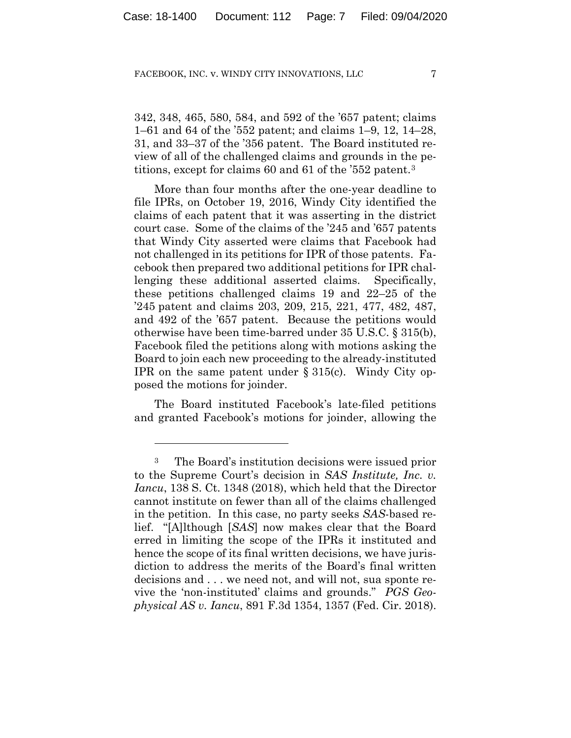342, 348, 465, 580, 584, and 592 of the '657 patent; claims 1–61 and 64 of the '552 patent; and claims 1–9, 12, 14–28, 31, and 33–37 of the '356 patent. The Board instituted review of all of the challenged claims and grounds in the petitions, except for claims 60 and 61 of the '552 patent.[3]

More than four months after the one-year deadline to file IPRs, on October 19, 2016, Windy City identified the claims of each patent that it was asserting in the district court case. Some of the claims of the '245 and '657 patents that Windy City asserted were claims that Facebook had not challenged in its petitions for IPR of those patents. Facebook then prepared two additional petitions for IPR challenging these additional asserted claims. Specifically, these petitions challenged claims 19 and 22–25 of the '245 patent and claims 203, 209, 215, 221, 477, 482, 487, and 492 of the '657 patent. Because the petitions would otherwise have been time-barred under 35 U.S.C. § 315(b), Facebook filed the petitions along with motions asking the Board to join each new proceeding to the already-instituted IPR on the same patent under § 315(c). Windy City opposed the motions for joinder.

The Board instituted Facebook's late-filed petitions and granted Facebook's motions for joinder, allowing the

---

[3] The Board's institution decisions were issued prior to the Supreme Court's decision in *SAS Institute, Inc. v. Iancu*, 138 S. Ct. 1348 (2018), which held that the Director cannot institute on fewer than all of the claims challenged in the petition. In this case, no party seeks *SAS*-based relief. "[A]lthough [*SAS*] now makes clear that the Board erred in limiting the scope of the IPRs it instituted and hence the scope of its final written decisions, we have jurisdiction to address the merits of the Board's final written decisions and . . . we need not, and will not, sua sponte revive the 'non-instituted' claims and grounds." *PGS Geophysical AS v. Iancu*, 891 F.3d 1354, 1357 (Fed. Cir. 2018).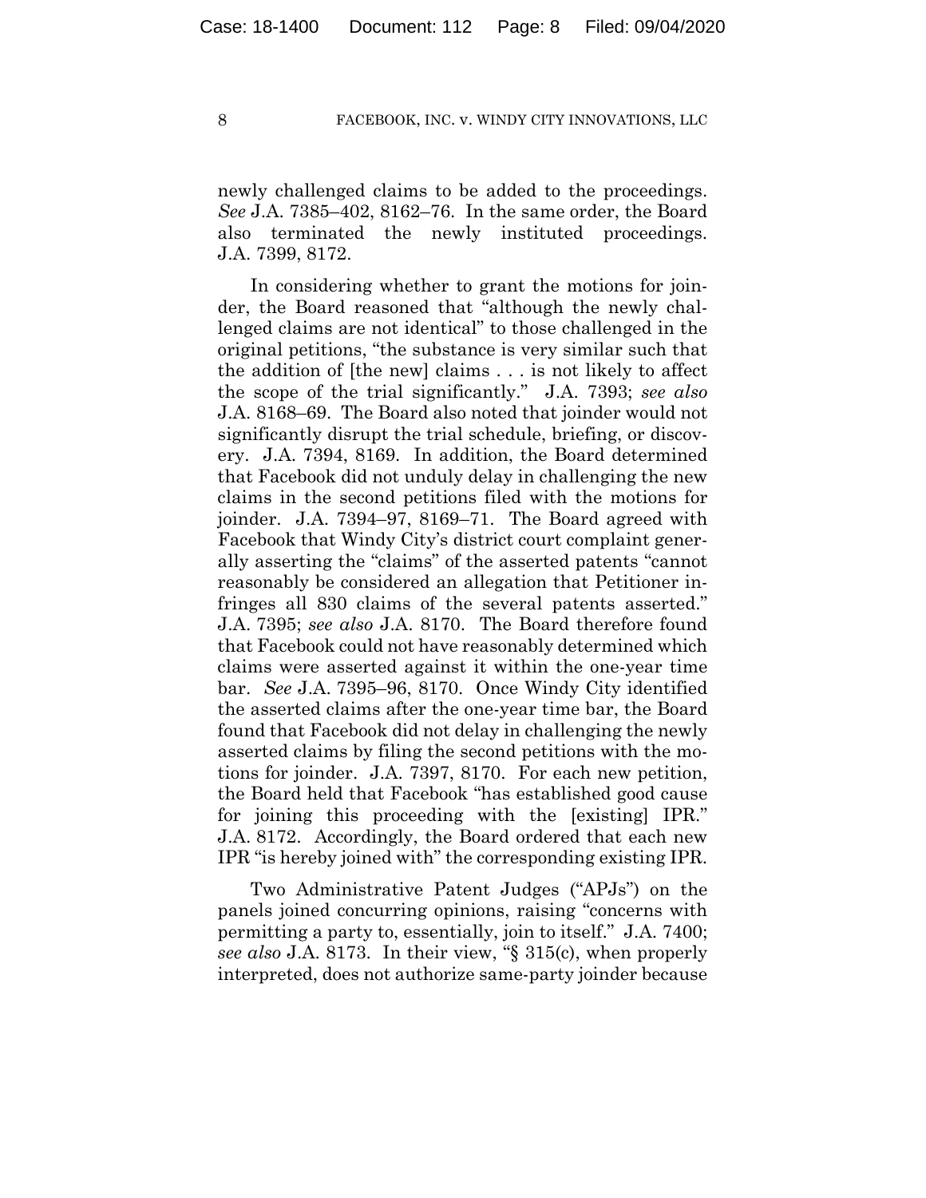newly challenged claims to be added to the proceedings. *See* J.A. 7385–402, 8162–76. In the same order, the Board also terminated the newly instituted proceedings. J.A. 7399, 8172.

In considering whether to grant the motions for joinder, the Board reasoned that "although the newly challenged claims are not identical" to those challenged in the original petitions, "the substance is very similar such that the addition of [the new] claims . . . is not likely to affect the scope of the trial significantly." J.A. 7393; *see also* J.A. 8168–69. The Board also noted that joinder would not significantly disrupt the trial schedule, briefing, or discovery. J.A. 7394, 8169. In addition, the Board determined that Facebook did not unduly delay in challenging the new claims in the second petitions filed with the motions for joinder. J.A. 7394–97, 8169–71. The Board agreed with Facebook that Windy City's district court complaint generally asserting the "claims" of the asserted patents "cannot reasonably be considered an allegation that Petitioner infringes all 830 claims of the several patents asserted." J.A. 7395; *see also* J.A. 8170. The Board therefore found that Facebook could not have reasonably determined which claims were asserted against it within the one-year time bar. *See* J.A. 7395–96, 8170. Once Windy City identified the asserted claims after the one-year time bar, the Board found that Facebook did not delay in challenging the newly asserted claims by filing the second petitions with the motions for joinder. J.A. 7397, 8170. For each new petition, the Board held that Facebook "has established good cause for joining this proceeding with the [existing] IPR." J.A. 8172. Accordingly, the Board ordered that each new IPR "is hereby joined with" the corresponding existing IPR.

Two Administrative Patent Judges ("APJs") on the panels joined concurring opinions, raising "concerns with permitting a party to, essentially, join to itself." J.A. 7400; *see also* J.A. 8173. In their view, "§ 315(c), when properly interpreted, does not authorize same-party joinder because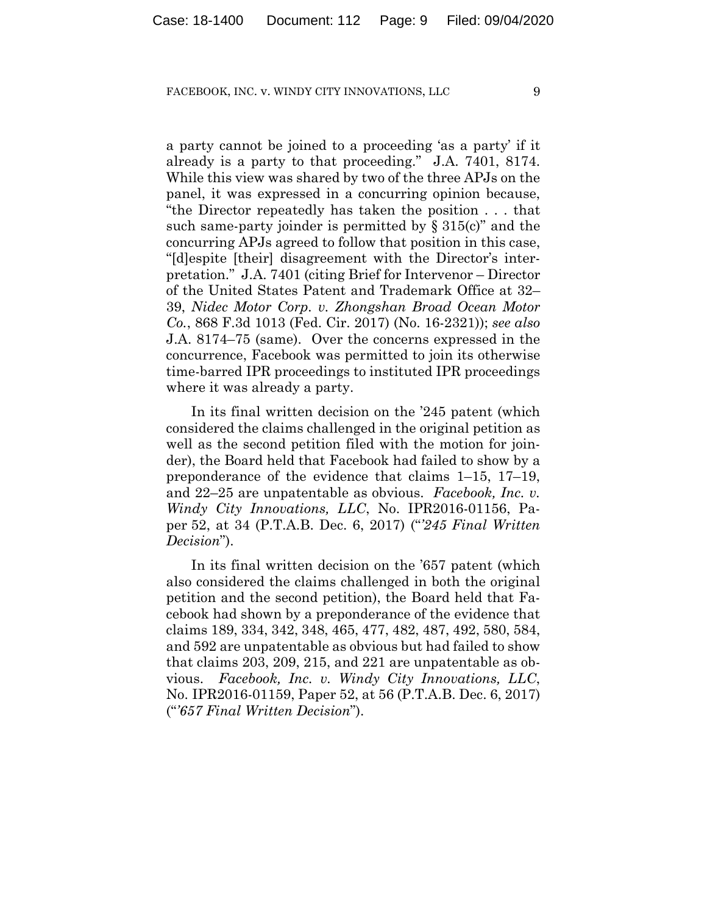a party cannot be joined to a proceeding 'as a party' if it already is a party to that proceeding." J.A. 7401, 8174. While this view was shared by two of the three APJs on the panel, it was expressed in a concurring opinion because, "the Director repeatedly has taken the position . . . that such same-party joinder is permitted by § 315(c)" and the concurring APJs agreed to follow that position in this case, "[d]espite [their] disagreement with the Director's interpretation." J.A. 7401 (citing Brief for Intervenor – Director of the United States Patent and Trademark Office at 32–39, *Nidec Motor Corp. v. Zhongshan Broad Ocean Motor Co.*, 868 F.3d 1013 (Fed. Cir. 2017) (No. 16-2321)); *see also* J.A. 8174–75 (same). Over the concerns expressed in the concurrence, Facebook was permitted to join its otherwise time-barred IPR proceedings to instituted IPR proceedings where it was already a party.

In its final written decision on the '245 patent (which considered the claims challenged in the original petition as well as the second petition filed with the motion for joinder), the Board held that Facebook had failed to show by a preponderance of the evidence that claims 1–15, 17–19, and 22–25 are unpatentable as obvious. *Facebook, Inc. v. Windy City Innovations, LLC*, No. IPR2016-01156, Paper 52, at 34 (P.T.A.B. Dec. 6, 2017) ("*'245 Final Written Decision*").

In its final written decision on the '657 patent (which also considered the claims challenged in both the original petition and the second petition), the Board held that Facebook had shown by a preponderance of the evidence that claims 189, 334, 342, 348, 465, 477, 482, 487, 492, 580, 584, and 592 are unpatentable as obvious but had failed to show that claims 203, 209, 215, and 221 are unpatentable as obvious. *Facebook, Inc. v. Windy City Innovations, LLC*, No. IPR2016-01159, Paper 52, at 56 (P.T.A.B. Dec. 6, 2017) ("*'657 Final Written Decision*").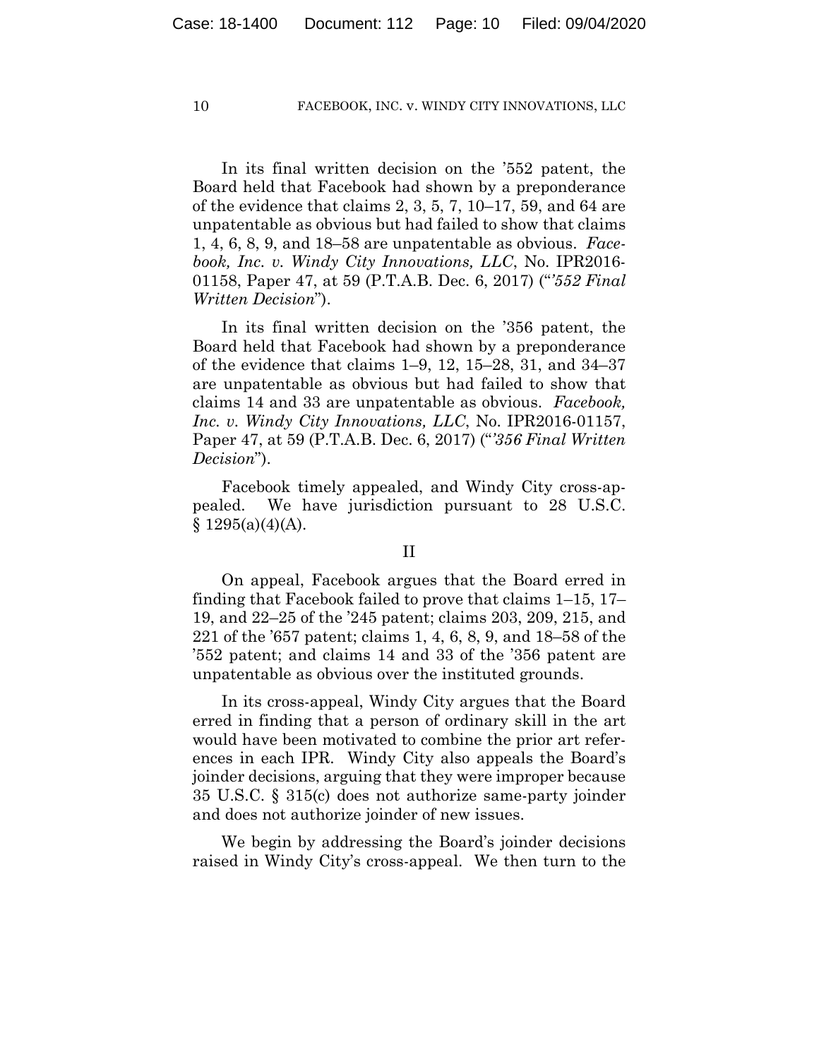In its final written decision on the '552 patent, the Board held that Facebook had shown by a preponderance of the evidence that claims 2, 3, 5, 7, 10–17, 59, and 64 are unpatentable as obvious but had failed to show that claims 1, 4, 6, 8, 9, and 18–58 are unpatentable as obvious. *Facebook, Inc. v. Windy City Innovations, LLC*, No. IPR2016-01158, Paper 47, at 59 (P.T.A.B. Dec. 6, 2017) ("*'552 Final Written Decision*").

In its final written decision on the '356 patent, the Board held that Facebook had shown by a preponderance of the evidence that claims 1–9, 12, 15–28, 31, and 34–37 are unpatentable as obvious but had failed to show that claims 14 and 33 are unpatentable as obvious. *Facebook, Inc. v. Windy City Innovations, LLC*, No. IPR2016-01157, Paper 47, at 59 (P.T.A.B. Dec. 6, 2017) ("*'356 Final Written Decision*").

Facebook timely appealed, and Windy City cross-appealed. We have jurisdiction pursuant to 28 U.S.C. § 1295(a)(4)(A).

## II

On appeal, Facebook argues that the Board erred in finding that Facebook failed to prove that claims 1–15, 17–19, and 22–25 of the '245 patent; claims 203, 209, 215, and 221 of the '657 patent; claims 1, 4, 6, 8, 9, and 18–58 of the '552 patent; and claims 14 and 33 of the '356 patent are unpatentable as obvious over the instituted grounds.

In its cross-appeal, Windy City argues that the Board erred in finding that a person of ordinary skill in the art would have been motivated to combine the prior art references in each IPR. Windy City also appeals the Board's joinder decisions, arguing that they were improper because 35 U.S.C. § 315(c) does not authorize same-party joinder and does not authorize joinder of new issues.

We begin by addressing the Board's joinder decisions raised in Windy City's cross-appeal. We then turn to the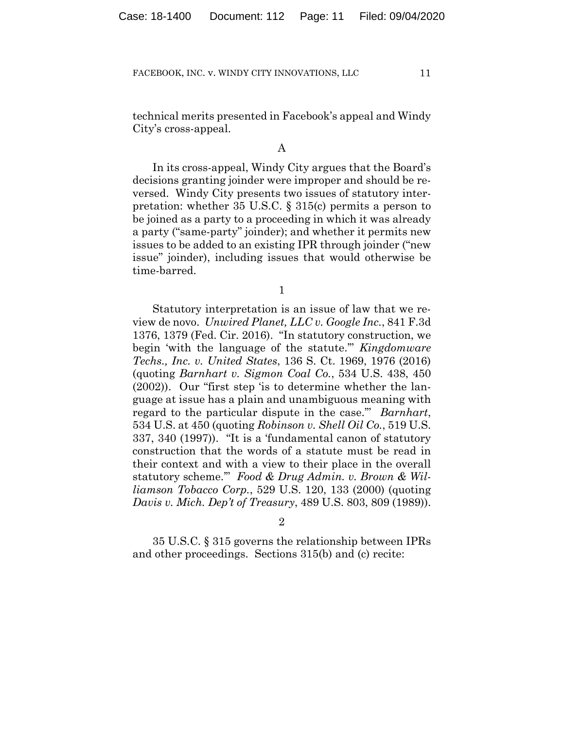technical merits presented in Facebook's appeal and Windy City's cross-appeal.

A

In its cross-appeal, Windy City argues that the Board's decisions granting joinder were improper and should be reversed. Windy City presents two issues of statutory interpretation: whether 35 U.S.C. § 315(c) permits a person to be joined as a party to a proceeding in which it was already a party ("same-party" joinder); and whether it permits new issues to be added to an existing IPR through joinder ("new issue" joinder), including issues that would otherwise be time-barred.

1

Statutory interpretation is an issue of law that we review de novo. *Unwired Planet, LLC v. Google Inc.*, 841 F.3d 1376, 1379 (Fed. Cir. 2016). "In statutory construction, we begin 'with the language of the statute.'" *Kingdomware Techs., Inc. v. United States*, 136 S. Ct. 1969, 1976 (2016) (quoting *Barnhart v. Sigmon Coal Co.*, 534 U.S. 438, 450 (2002)). Our "first step 'is to determine whether the language at issue has a plain and unambiguous meaning with regard to the particular dispute in the case.'" *Barnhart*, 534 U.S. at 450 (quoting *Robinson v. Shell Oil Co.*, 519 U.S. 337, 340 (1997)). "It is a 'fundamental canon of statutory construction that the words of a statute must be read in their context and with a view to their place in the overall statutory scheme.'" *Food & Drug Admin. v. Brown & Williamson Tobacco Corp.*, 529 U.S. 120, 133 (2000) (quoting *Davis v. Mich. Dep't of Treasury*, 489 U.S. 803, 809 (1989)).

2

35 U.S.C. § 315 governs the relationship between IPRs and other proceedings. Sections 315(b) and (c) recite: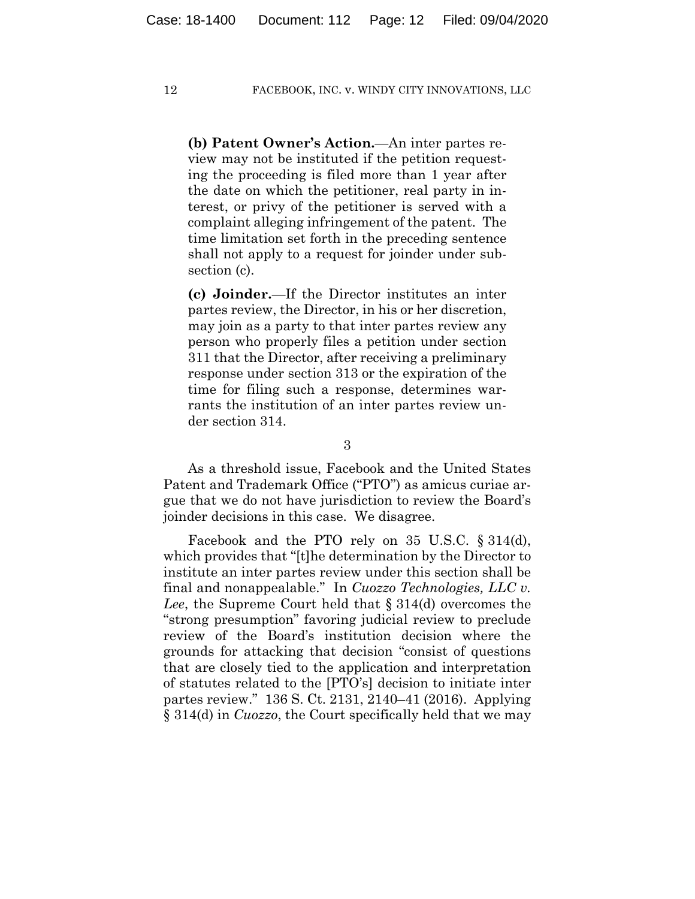**(b) Patent Owner's Action.**—An inter partes review may not be instituted if the petition requesting the proceeding is filed more than 1 year after the date on which the petitioner, real party in interest, or privy of the petitioner is served with a complaint alleging infringement of the patent. The time limitation set forth in the preceding sentence shall not apply to a request for joinder under subsection (c).

**(c) Joinder.**—If the Director institutes an inter partes review, the Director, in his or her discretion, may join as a party to that inter partes review any person who properly files a petition under section 311 that the Director, after receiving a preliminary response under section 313 or the expiration of the time for filing such a response, determines warrants the institution of an inter partes review under section 314.

3

As a threshold issue, Facebook and the United States Patent and Trademark Office ("PTO") as amicus curiae argue that we do not have jurisdiction to review the Board's joinder decisions in this case. We disagree.

Facebook and the PTO rely on 35 U.S.C. § 314(d), which provides that "[t]he determination by the Director to institute an inter partes review under this section shall be final and nonappealable." In *Cuozzo Technologies, LLC v. Lee*, the Supreme Court held that § 314(d) overcomes the "strong presumption" favoring judicial review to preclude review of the Board's institution decision where the grounds for attacking that decision "consist of questions that are closely tied to the application and interpretation of statutes related to the [PTO's] decision to initiate inter partes review." 136 S. Ct. 2131, 2140–41 (2016). Applying § 314(d) in *Cuozzo*, the Court specifically held that we may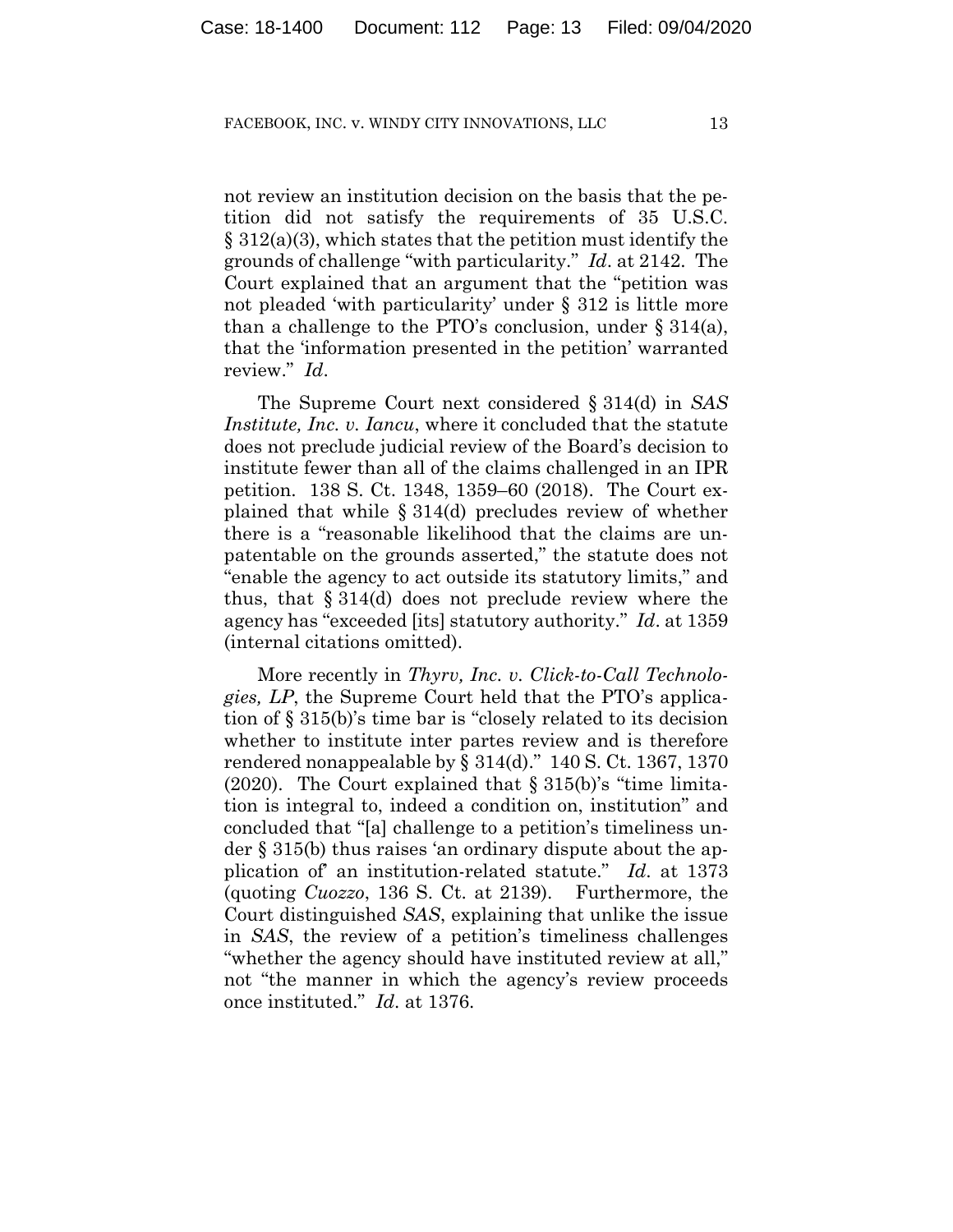not review an institution decision on the basis that the petition did not satisfy the requirements of 35 U.S.C. § 312(a)(3), which states that the petition must identify the grounds of challenge "with particularity." *Id*. at 2142. The Court explained that an argument that the "petition was not pleaded 'with particularity' under § 312 is little more than a challenge to the PTO's conclusion, under § 314(a), that the 'information presented in the petition' warranted review." *Id*.

The Supreme Court next considered § 314(d) in *SAS Institute, Inc. v. Iancu*, where it concluded that the statute does not preclude judicial review of the Board's decision to institute fewer than all of the claims challenged in an IPR petition. 138 S. Ct. 1348, 1359–60 (2018). The Court explained that while § 314(d) precludes review of whether there is a "reasonable likelihood that the claims are unpatentable on the grounds asserted," the statute does not "enable the agency to act outside its statutory limits," and thus, that § 314(d) does not preclude review where the agency has "exceeded [its] statutory authority." *Id*. at 1359 (internal citations omitted).

More recently in *Thyrv, Inc. v. Click-to-Call Technologies, LP*, the Supreme Court held that the PTO's application of § 315(b)'s time bar is "closely related to its decision whether to institute inter partes review and is therefore rendered nonappealable by § 314(d)." 140 S. Ct. 1367, 1370 (2020). The Court explained that § 315(b)'s "time limitation is integral to, indeed a condition on, institution" and concluded that "[a] challenge to a petition's timeliness under § 315(b) thus raises 'an ordinary dispute about the application of' an institution-related statute." *Id*. at 1373 (quoting *Cuozzo*, 136 S. Ct. at 2139). Furthermore, the Court distinguished *SAS*, explaining that unlike the issue in *SAS*, the review of a petition's timeliness challenges "whether the agency should have instituted review at all," not "the manner in which the agency's review proceeds once instituted." *Id*. at 1376.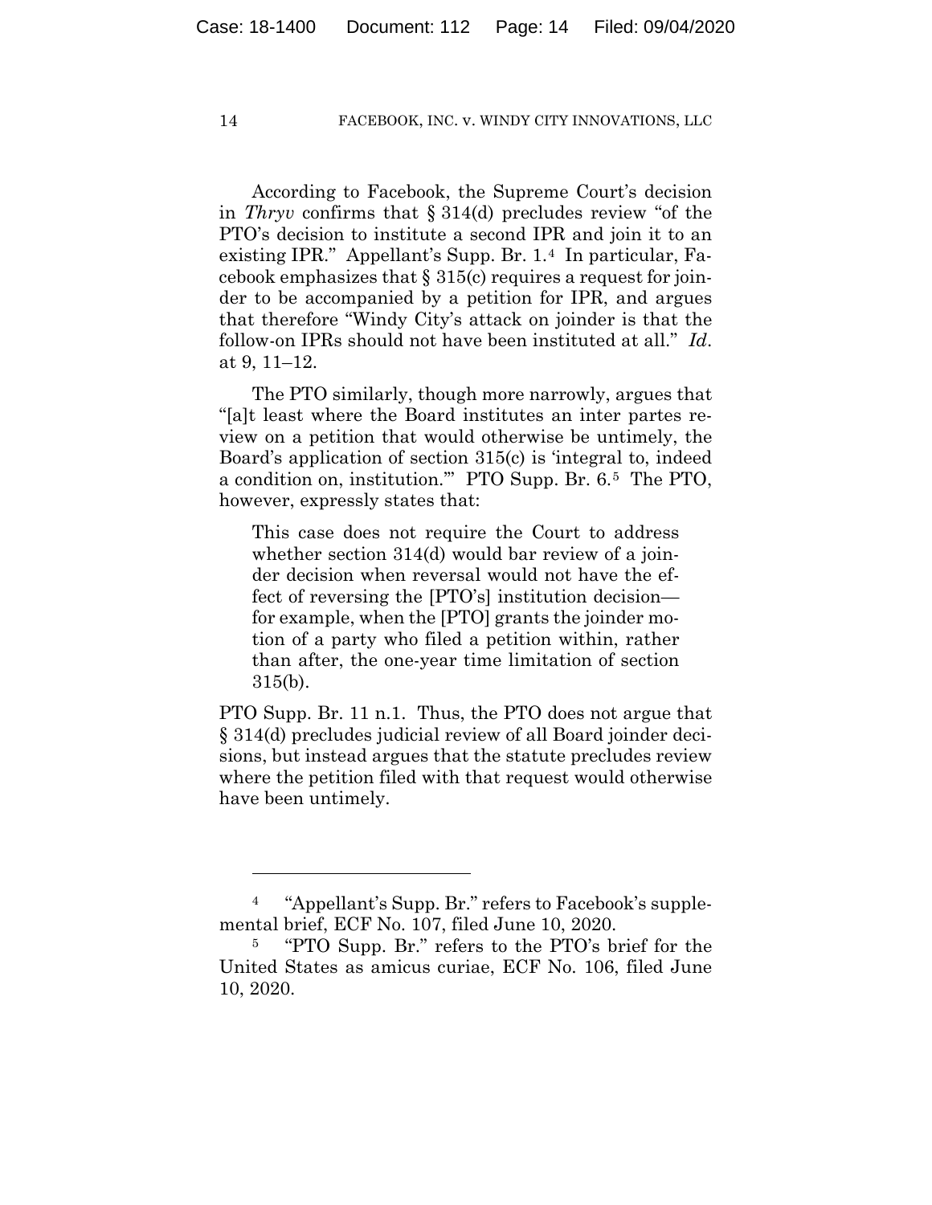According to Facebook, the Supreme Court's decision in *Thryv* confirms that § 314(d) precludes review "of the PTO's decision to institute a second IPR and join it to an existing IPR." Appellant's Supp. Br. 1.[4] In particular, Facebook emphasizes that § 315(c) requires a request for joinder to be accompanied by a petition for IPR, and argues that therefore "Windy City's attack on joinder is that the follow-on IPRs should not have been instituted at all." *Id*. at 9, 11–12.

The PTO similarly, though more narrowly, argues that "[a]t least where the Board institutes an inter partes review on a petition that would otherwise be untimely, the Board's application of section 315(c) is 'integral to, indeed a condition on, institution.'" PTO Supp. Br. 6.[5] The PTO, however, expressly states that:

> This case does not require the Court to address whether section 314(d) would bar review of a joinder decision when reversal would not have the effect of reversing the [PTO's] institution decision—for example, when the [PTO] grants the joinder motion of a party who filed a petition within, rather than after, the one-year time limitation of section 315(b).

PTO Supp. Br. 11 n.1. Thus, the PTO does not argue that § 314(d) precludes judicial review of all Board joinder decisions, but instead argues that the statute precludes review where the petition filed with that request would otherwise have been untimely.

---

[4] "Appellant's Supp. Br." refers to Facebook's supplemental brief, ECF No. 107, filed June 10, 2020.

[5] "PTO Supp. Br." refers to the PTO's brief for the United States as amicus curiae, ECF No. 106, filed June 10, 2020.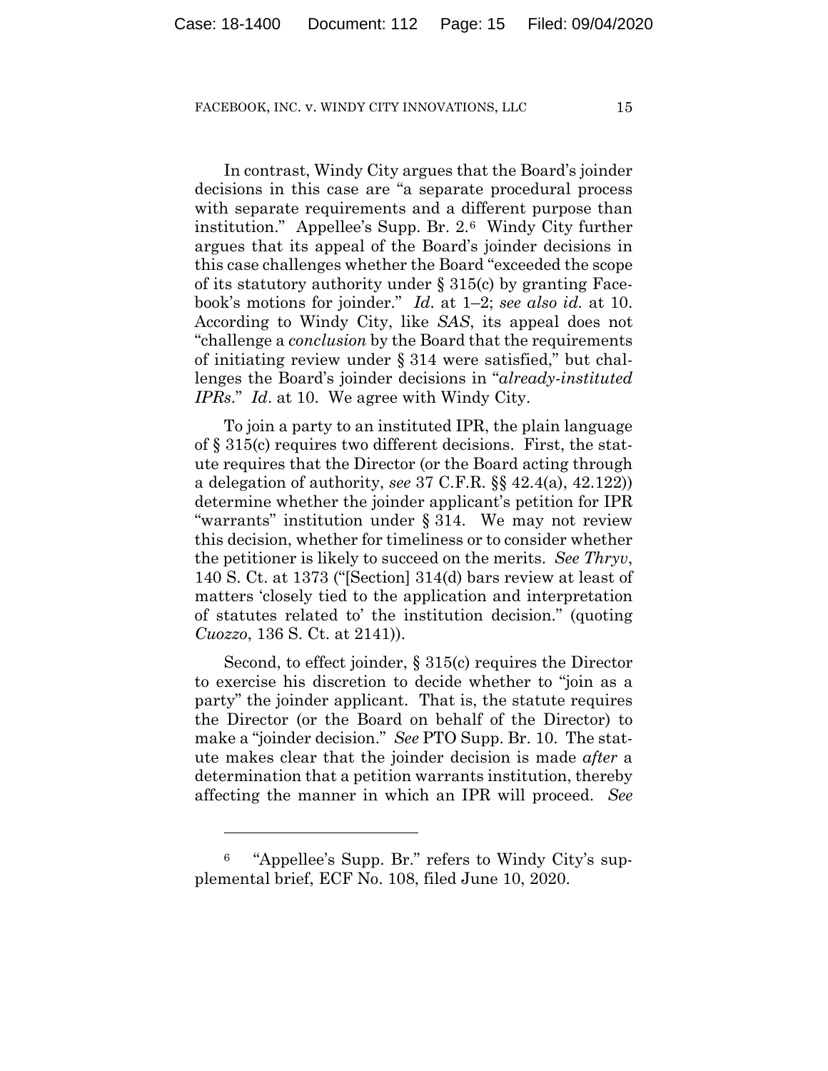In contrast, Windy City argues that the Board's joinder decisions in this case are "a separate procedural process with separate requirements and a different purpose than institution." Appellee's Supp. Br. 2.[6] Windy City further argues that its appeal of the Board's joinder decisions in this case challenges whether the Board "exceeded the scope of its statutory authority under § 315(c) by granting Facebook's motions for joinder." *Id.* at 1–2; *see also id.* at 10. According to Windy City, like *SAS*, its appeal does not "challenge a *conclusion* by the Board that the requirements of initiating review under § 314 were satisfied," but challenges the Board's joinder decisions in "*already-instituted IPRs*." *Id*. at 10. We agree with Windy City.

To join a party to an instituted IPR, the plain language of § 315(c) requires two different decisions. First, the statute requires that the Director (or the Board acting through a delegation of authority, *see* 37 C.F.R. §§ 42.4(a), 42.122)) determine whether the joinder applicant's petition for IPR "warrants" institution under § 314. We may not review this decision, whether for timeliness or to consider whether the petitioner is likely to succeed on the merits. *See Thryv*, 140 S. Ct. at 1373 ("[Section] 314(d) bars review at least of matters 'closely tied to the application and interpretation of statutes related to' the institution decision." (quoting *Cuozzo*, 136 S. Ct. at 2141)).

Second, to effect joinder, § 315(c) requires the Director to exercise his discretion to decide whether to "join as a party" the joinder applicant. That is, the statute requires the Director (or the Board on behalf of the Director) to make a "joinder decision." *See* PTO Supp. Br. 10. The statute makes clear that the joinder decision is made *after* a determination that a petition warrants institution, thereby affecting the manner in which an IPR will proceed. *See*

---

[6] "Appellee's Supp. Br." refers to Windy City's supplemental brief, ECF No. 108, filed June 10, 2020.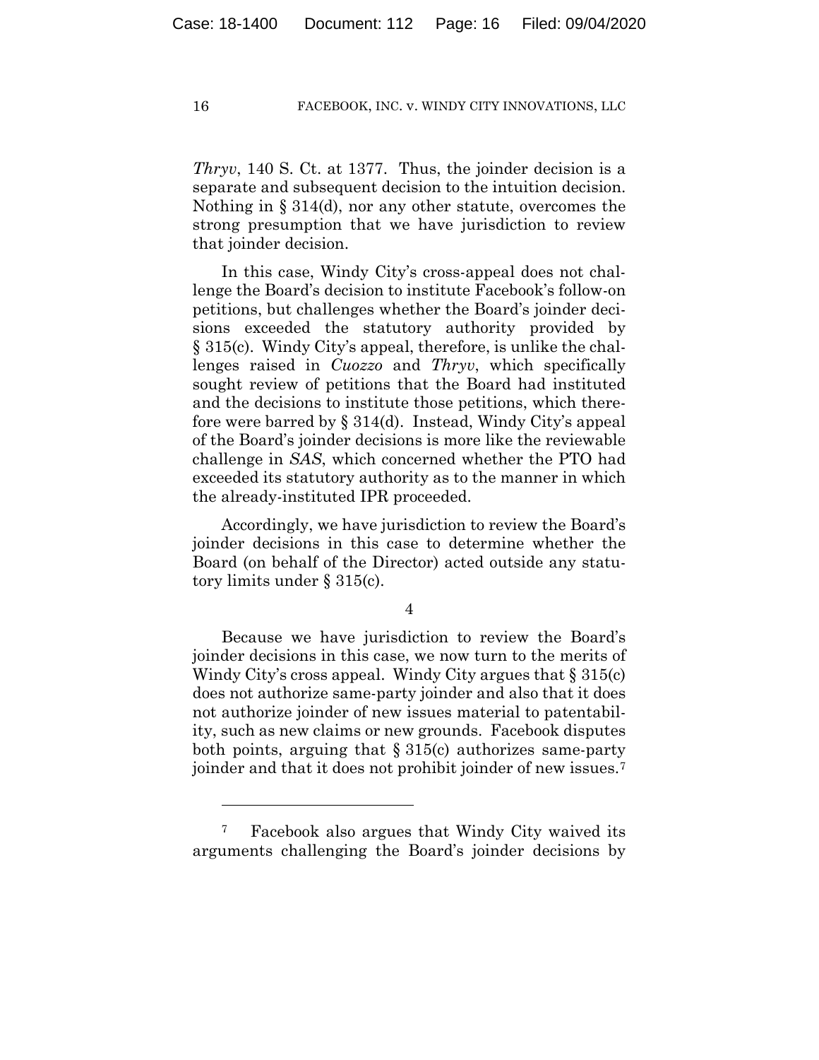*Thryv*, 140 S. Ct. at 1377. Thus, the joinder decision is a separate and subsequent decision to the intuition decision. Nothing in § 314(d), nor any other statute, overcomes the strong presumption that we have jurisdiction to review that joinder decision.

In this case, Windy City's cross-appeal does not challenge the Board's decision to institute Facebook's follow-on petitions, but challenges whether the Board's joinder decisions exceeded the statutory authority provided by § 315(c). Windy City's appeal, therefore, is unlike the challenges raised in *Cuozzo* and *Thryv*, which specifically sought review of petitions that the Board had instituted and the decisions to institute those petitions, which therefore were barred by § 314(d). Instead, Windy City's appeal of the Board's joinder decisions is more like the reviewable challenge in *SAS*, which concerned whether the PTO had exceeded its statutory authority as to the manner in which the already-instituted IPR proceeded.

Accordingly, we have jurisdiction to review the Board's joinder decisions in this case to determine whether the Board (on behalf of the Director) acted outside any statutory limits under § 315(c).

4

Because we have jurisdiction to review the Board's joinder decisions in this case, we now turn to the merits of Windy City's cross appeal. Windy City argues that § 315(c) does not authorize same-party joinder and also that it does not authorize joinder of new issues material to patentability, such as new claims or new grounds. Facebook disputes both points, arguing that § 315(c) authorizes same-party joinder and that it does not prohibit joinder of new issues.[7]

[7] Facebook also argues that Windy City waived its arguments challenging the Board's joinder decisions by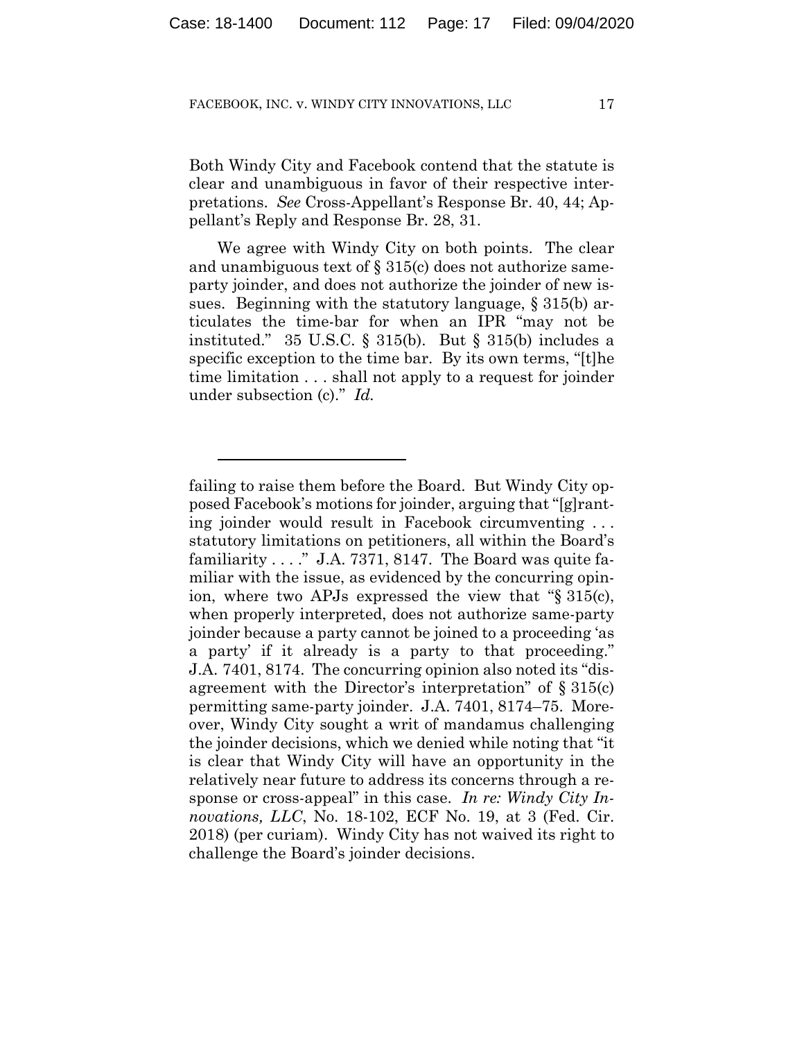Both Windy City and Facebook contend that the statute is clear and unambiguous in favor of their respective interpretations. *See* Cross-Appellant's Response Br. 40, 44; Appellant's Reply and Response Br. 28, 31.

We agree with Windy City on both points. The clear and unambiguous text of § 315(c) does not authorize same-party joinder, and does not authorize the joinder of new issues. Beginning with the statutory language, § 315(b) articulates the time-bar for when an IPR "may not be instituted." 35 U.S.C. § 315(b). But § 315(b) includes a specific exception to the time bar. By its own terms, "[t]he time limitation . . . shall not apply to a request for joinder under subsection (c)." *Id.*

---

failing to raise them before the Board. But Windy City opposed Facebook's motions for joinder, arguing that "[g]ranting joinder would result in Facebook circumventing . . . statutory limitations on petitioners, all within the Board's familiarity . . . ." J.A. 7371, 8147. The Board was quite familiar with the issue, as evidenced by the concurring opinion, where two APJs expressed the view that "§ 315(c), when properly interpreted, does not authorize same-party joinder because a party cannot be joined to a proceeding 'as a party' if it already is a party to that proceeding." J.A. 7401, 8174. The concurring opinion also noted its "disagreement with the Director's interpretation" of § 315(c) permitting same-party joinder. J.A. 7401, 8174–75. Moreover, Windy City sought a writ of mandamus challenging the joinder decisions, which we denied while noting that "it is clear that Windy City will have an opportunity in the relatively near future to address its concerns through a response or cross-appeal" in this case. *In re: Windy City Innovations, LLC*, No. 18-102, ECF No. 19, at 3 (Fed. Cir. 2018) (per curiam). Windy City has not waived its right to challenge the Board's joinder decisions.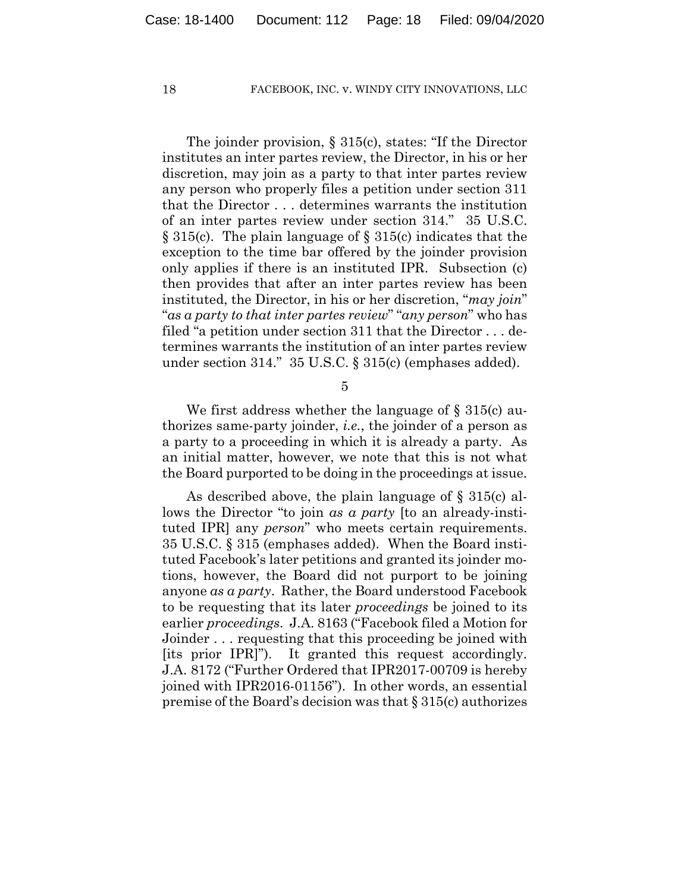The joinder provision, § 315(c), states: "If the Director institutes an inter partes review, the Director, in his or her discretion, may join as a party to that inter partes review any person who properly files a petition under section 311 that the Director . . . determines warrants the institution of an inter partes review under section 314." 35 U.S.C. § 315(c). The plain language of § 315(c) indicates that the exception to the time bar offered by the joinder provision only applies if there is an instituted IPR. Subsection (c) then provides that after an inter partes review has been instituted, the Director, in his or her discretion, "*may join*" "*as a party to that inter partes review*" "*any person*" who has filed "a petition under section 311 that the Director . . . determines warrants the institution of an inter partes review under section 314." 35 U.S.C. § 315(c) (emphases added).

5

We first address whether the language of § 315(c) authorizes same-party joinder, *i.e.*, the joinder of a person as a party to a proceeding in which it is already a party. As an initial matter, however, we note that this is not what the Board purported to be doing in the proceedings at issue.

As described above, the plain language of § 315(c) allows the Director "to join *as a party* [to an already-instituted IPR] any *person*" who meets certain requirements. 35 U.S.C. § 315 (emphases added). When the Board instituted Facebook's later petitions and granted its joinder motions, however, the Board did not purport to be joining anyone *as a party*. Rather, the Board understood Facebook to be requesting that its later *proceedings* be joined to its earlier *proceedings*. J.A. 8163 ("Facebook filed a Motion for Joinder . . . requesting that this proceeding be joined with [its prior IPR]"). It granted this request accordingly. J.A. 8172 ("Further Ordered that IPR2017-00709 is hereby joined with IPR2016-01156"). In other words, an essential premise of the Board's decision was that § 315(c) authorizes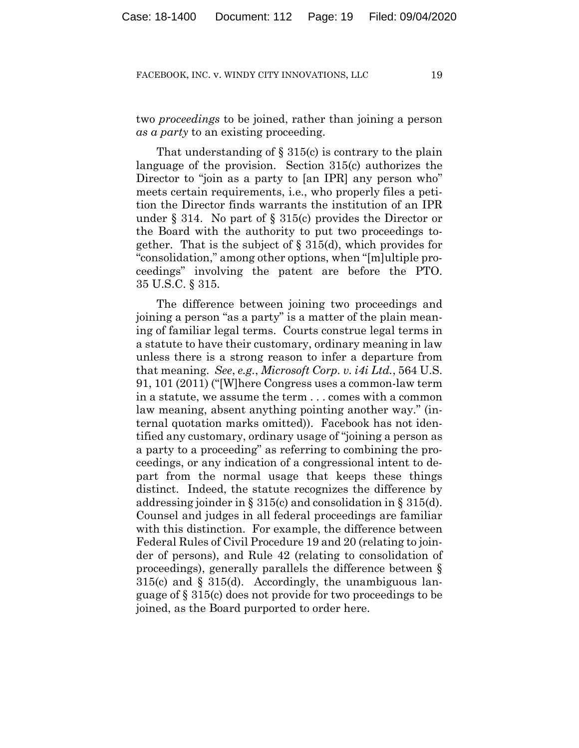two *proceedings* to be joined, rather than joining a person *as a party* to an existing proceeding.

That understanding of § 315(c) is contrary to the plain language of the provision. Section 315(c) authorizes the Director to "join as a party to [an IPR] any person who" meets certain requirements, i.e., who properly files a petition the Director finds warrants the institution of an IPR under § 314. No part of § 315(c) provides the Director or the Board with the authority to put two proceedings together. That is the subject of § 315(d), which provides for "consolidation," among other options, when "[m]ultiple proceedings" involving the patent are before the PTO. 35 U.S.C. § 315.

The difference between joining two proceedings and joining a person "as a party" is a matter of the plain meaning of familiar legal terms. Courts construe legal terms in a statute to have their customary, ordinary meaning in law unless there is a strong reason to infer a departure from that meaning. *See*, *e.g.*, *Microsoft Corp. v. i4i Ltd.*, 564 U.S. 91, 101 (2011) ("[W]here Congress uses a common-law term in a statute, we assume the term . . . comes with a common law meaning, absent anything pointing another way." (internal quotation marks omitted)). Facebook has not identified any customary, ordinary usage of "joining a person as a party to a proceeding" as referring to combining the proceedings, or any indication of a congressional intent to depart from the normal usage that keeps these things distinct. Indeed, the statute recognizes the difference by addressing joinder in § 315(c) and consolidation in § 315(d). Counsel and judges in all federal proceedings are familiar with this distinction. For example, the difference between Federal Rules of Civil Procedure 19 and 20 (relating to joinder of persons), and Rule 42 (relating to consolidation of proceedings), generally parallels the difference between § 315(c) and § 315(d). Accordingly, the unambiguous language of § 315(c) does not provide for two proceedings to be joined, as the Board purported to order here.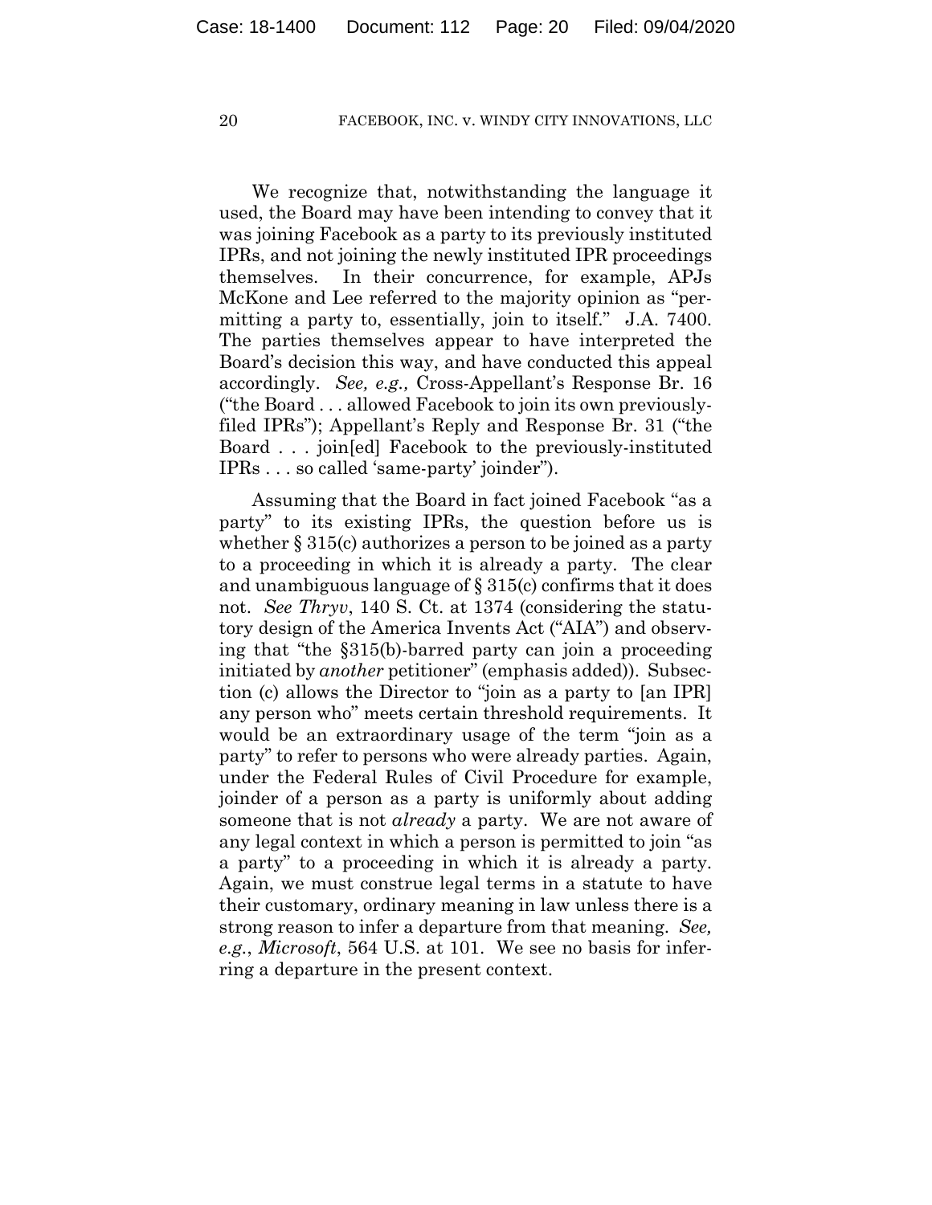We recognize that, notwithstanding the language it used, the Board may have been intending to convey that it was joining Facebook as a party to its previously instituted IPRs, and not joining the newly instituted IPR proceedings themselves. In their concurrence, for example, APJs McKone and Lee referred to the majority opinion as "permitting a party to, essentially, join to itself." J.A. 7400. The parties themselves appear to have interpreted the Board's decision this way, and have conducted this appeal accordingly. *See, e.g.,* Cross-Appellant's Response Br. 16 ("the Board . . . allowed Facebook to join its own previously-filed IPRs"); Appellant's Reply and Response Br. 31 ("the Board . . . join[ed] Facebook to the previously-instituted IPRs . . . so called 'same-party' joinder").

Assuming that the Board in fact joined Facebook "as a party" to its existing IPRs, the question before us is whether § 315(c) authorizes a person to be joined as a party to a proceeding in which it is already a party. The clear and unambiguous language of § 315(c) confirms that it does not. *See Thryv*, 140 S. Ct. at 1374 (considering the statutory design of the America Invents Act ("AIA") and observing that "the §315(b)-barred party can join a proceeding initiated by *another* petitioner" (emphasis added)). Subsection (c) allows the Director to "join as a party to [an IPR] any person who" meets certain threshold requirements. It would be an extraordinary usage of the term "join as a party" to refer to persons who were already parties. Again, under the Federal Rules of Civil Procedure for example, joinder of a person as a party is uniformly about adding someone that is not *already* a party. We are not aware of any legal context in which a person is permitted to join "as a party" to a proceeding in which it is already a party. Again, we must construe legal terms in a statute to have their customary, ordinary meaning in law unless there is a strong reason to infer a departure from that meaning. *See, e.g.*, *Microsoft*, 564 U.S. at 101. We see no basis for inferring a departure in the present context.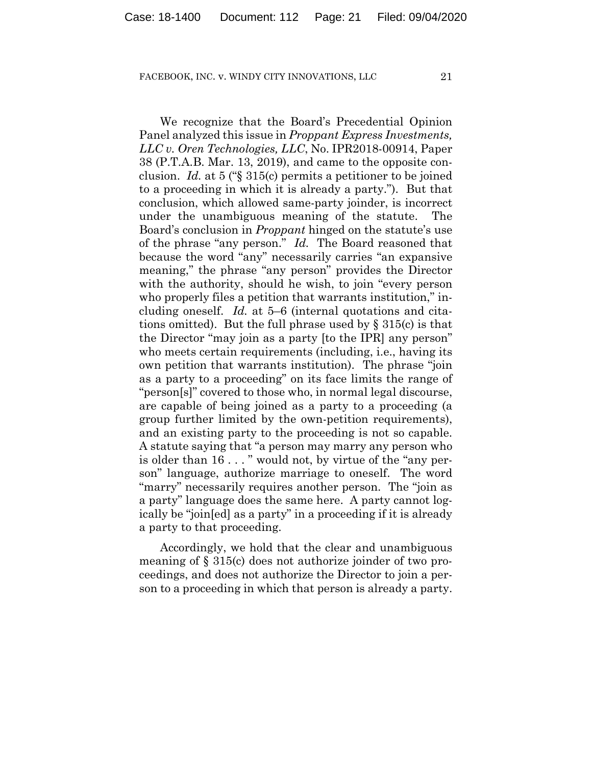We recognize that the Board's Precedential Opinion Panel analyzed this issue in *Proppant Express Investments, LLC v. Oren Technologies, LLC*, No. IPR2018-00914, Paper 38 (P.T.A.B. Mar. 13, 2019), and came to the opposite conclusion. *Id.* at 5 ("§ 315(c) permits a petitioner to be joined to a proceeding in which it is already a party."). But that conclusion, which allowed same-party joinder, is incorrect under the unambiguous meaning of the statute. The Board's conclusion in *Proppant* hinged on the statute's use of the phrase "any person." *Id.* The Board reasoned that because the word "any" necessarily carries "an expansive meaning," the phrase "any person" provides the Director with the authority, should he wish, to join "every person who properly files a petition that warrants institution," including oneself. *Id.* at 5–6 (internal quotations and citations omitted). But the full phrase used by § 315(c) is that the Director "may join as a party [to the IPR] any person" who meets certain requirements (including, i.e., having its own petition that warrants institution). The phrase "join as a party to a proceeding" on its face limits the range of "person[s]" covered to those who, in normal legal discourse, are capable of being joined as a party to a proceeding (a group further limited by the own-petition requirements), and an existing party to the proceeding is not so capable. A statute saying that "a person may marry any person who is older than 16 . . . " would not, by virtue of the "any person" language, authorize marriage to oneself. The word "marry" necessarily requires another person. The "join as a party" language does the same here. A party cannot logically be "join[ed] as a party" in a proceeding if it is already a party to that proceeding.

Accordingly, we hold that the clear and unambiguous meaning of § 315(c) does not authorize joinder of two proceedings, and does not authorize the Director to join a person to a proceeding in which that person is already a party.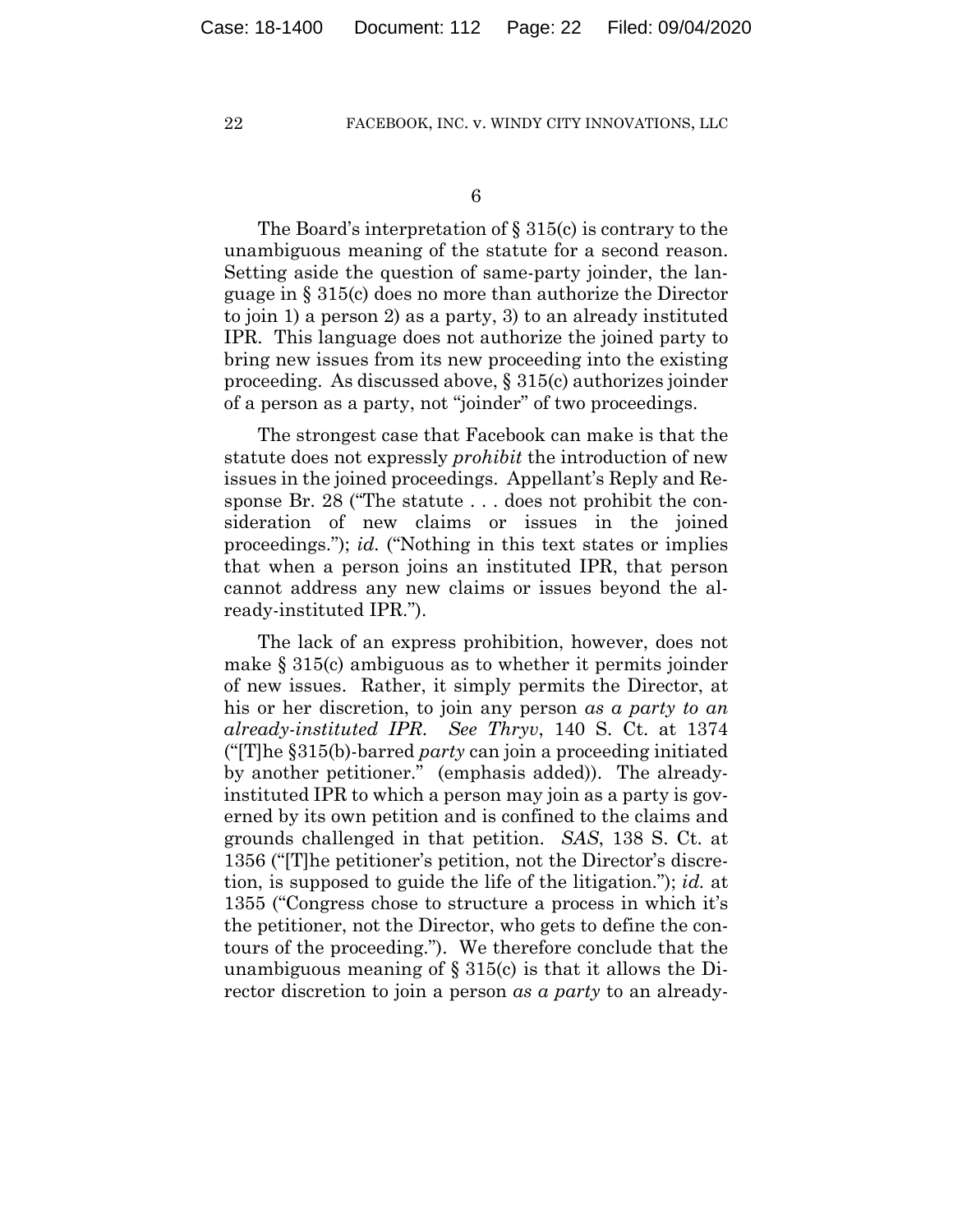6

The Board's interpretation of § 315(c) is contrary to the unambiguous meaning of the statute for a second reason. Setting aside the question of same-party joinder, the language in § 315(c) does no more than authorize the Director to join 1) a person 2) as a party, 3) to an already instituted IPR. This language does not authorize the joined party to bring new issues from its new proceeding into the existing proceeding. As discussed above, § 315(c) authorizes joinder of a person as a party, not "joinder" of two proceedings.

The strongest case that Facebook can make is that the statute does not expressly *prohibit* the introduction of new issues in the joined proceedings. Appellant's Reply and Response Br. 28 ("The statute . . . does not prohibit the consideration of new claims or issues in the joined proceedings."); *id.* ("Nothing in this text states or implies that when a person joins an instituted IPR, that person cannot address any new claims or issues beyond the already-instituted IPR.").

The lack of an express prohibition, however, does not make § 315(c) ambiguous as to whether it permits joinder of new issues. Rather, it simply permits the Director, at his or her discretion, to join any person *as a party to an already-instituted IPR*. *See Thryv*, 140 S. Ct. at 1374 ("[T]he §315(b)-barred *party* can join a proceeding initiated by another petitioner." (emphasis added)). The already-instituted IPR to which a person may join as a party is governed by its own petition and is confined to the claims and grounds challenged in that petition. *SAS*, 138 S. Ct. at 1356 ("[T]he petitioner's petition, not the Director's discretion, is supposed to guide the life of the litigation."); *id.* at 1355 ("Congress chose to structure a process in which it's the petitioner, not the Director, who gets to define the contours of the proceeding."). We therefore conclude that the unambiguous meaning of § 315(c) is that it allows the Director discretion to join a person *as a party* to an already-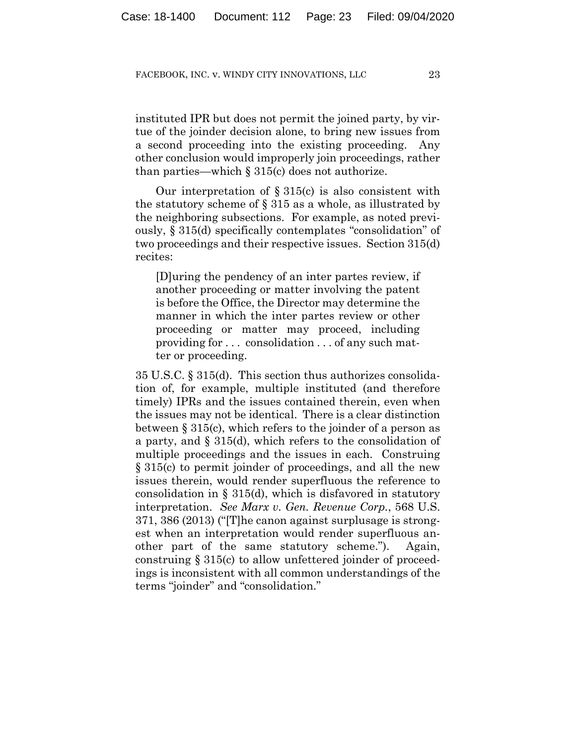instituted IPR but does not permit the joined party, by virtue of the joinder decision alone, to bring new issues from a second proceeding into the existing proceeding. Any other conclusion would improperly join proceedings, rather than parties—which § 315(c) does not authorize.

Our interpretation of § 315(c) is also consistent with the statutory scheme of § 315 as a whole, as illustrated by the neighboring subsections. For example, as noted previously, § 315(d) specifically contemplates "consolidation" of two proceedings and their respective issues. Section 315(d) recites:

> [D]uring the pendency of an inter partes review, if another proceeding or matter involving the patent is before the Office, the Director may determine the manner in which the inter partes review or other proceeding or matter may proceed, including providing for . . . consolidation . . . of any such matter or proceeding.

35 U.S.C. § 315(d). This section thus authorizes consolidation of, for example, multiple instituted (and therefore timely) IPRs and the issues contained therein, even when the issues may not be identical. There is a clear distinction between § 315(c), which refers to the joinder of a person as a party, and § 315(d), which refers to the consolidation of multiple proceedings and the issues in each. Construing § 315(c) to permit joinder of proceedings, and all the new issues therein, would render superfluous the reference to consolidation in § 315(d), which is disfavored in statutory interpretation. *See Marx v. Gen. Revenue Corp.*, 568 U.S. 371, 386 (2013) ("[T]he canon against surplusage is strongest when an interpretation would render superfluous another part of the same statutory scheme."). Again, construing § 315(c) to allow unfettered joinder of proceedings is inconsistent with all common understandings of the terms "joinder" and "consolidation."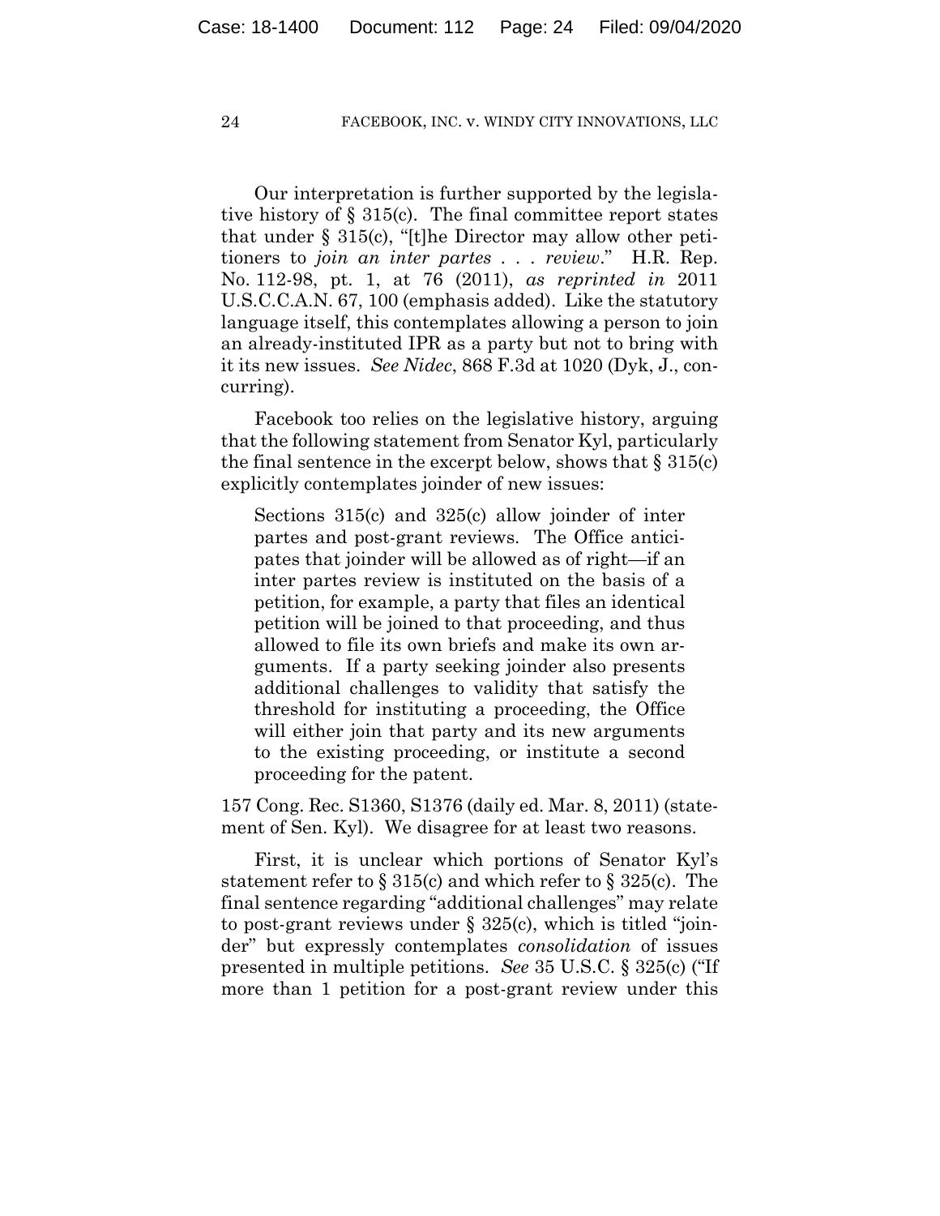Our interpretation is further supported by the legislative history of § 315(c). The final committee report states that under § 315(c), "[t]he Director may allow other petitioners to *join an inter partes . . . review*." H.R. Rep. No. 112-98, pt. 1, at 76 (2011), *as reprinted in* 2011 U.S.C.C.A.N. 67, 100 (emphasis added). Like the statutory language itself, this contemplates allowing a person to join an already-instituted IPR as a party but not to bring with it its new issues. *See Nidec*, 868 F.3d at 1020 (Dyk, J., concurring).

Facebook too relies on the legislative history, arguing that the following statement from Senator Kyl, particularly the final sentence in the excerpt below, shows that § 315(c) explicitly contemplates joinder of new issues:

> Sections 315(c) and 325(c) allow joinder of inter partes and post-grant reviews. The Office anticipates that joinder will be allowed as of right—if an inter partes review is instituted on the basis of a petition, for example, a party that files an identical petition will be joined to that proceeding, and thus allowed to file its own briefs and make its own arguments. If a party seeking joinder also presents additional challenges to validity that satisfy the threshold for instituting a proceeding, the Office will either join that party and its new arguments to the existing proceeding, or institute a second proceeding for the patent.

157 Cong. Rec. S1360, S1376 (daily ed. Mar. 8, 2011) (statement of Sen. Kyl). We disagree for at least two reasons.

First, it is unclear which portions of Senator Kyl's statement refer to § 315(c) and which refer to § 325(c). The final sentence regarding "additional challenges" may relate to post-grant reviews under § 325(c), which is titled "joinder" but expressly contemplates *consolidation* of issues presented in multiple petitions. *See* 35 U.S.C. § 325(c) ("If more than 1 petition for a post-grant review under this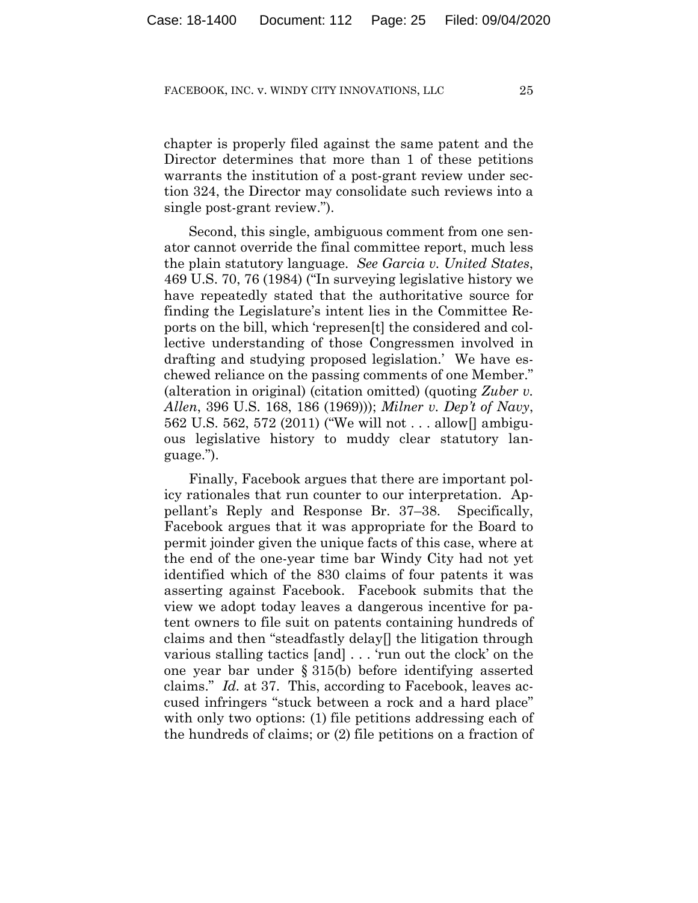chapter is properly filed against the same patent and the Director determines that more than 1 of these petitions warrants the institution of a post-grant review under section 324, the Director may consolidate such reviews into a single post-grant review.").

Second, this single, ambiguous comment from one senator cannot override the final committee report, much less the plain statutory language. *See Garcia v. United States*, 469 U.S. 70, 76 (1984) ("In surveying legislative history we have repeatedly stated that the authoritative source for finding the Legislature's intent lies in the Committee Reports on the bill, which 'represen[t] the considered and collective understanding of those Congressmen involved in drafting and studying proposed legislation.' We have eschewed reliance on the passing comments of one Member." (alteration in original) (citation omitted) (quoting *Zuber v. Allen*, 396 U.S. 168, 186 (1969))); *Milner v. Dep't of Navy*, 562 U.S. 562, 572 (2011) ("We will not . . . allow[] ambiguous legislative history to muddy clear statutory language.").

Finally, Facebook argues that there are important policy rationales that run counter to our interpretation. Appellant's Reply and Response Br. 37–38. Specifically, Facebook argues that it was appropriate for the Board to permit joinder given the unique facts of this case, where at the end of the one-year time bar Windy City had not yet identified which of the 830 claims of four patents it was asserting against Facebook. Facebook submits that the view we adopt today leaves a dangerous incentive for patent owners to file suit on patents containing hundreds of claims and then "steadfastly delay[] the litigation through various stalling tactics [and] . . . 'run out the clock' on the one year bar under § 315(b) before identifying asserted claims." *Id.* at 37. This, according to Facebook, leaves accused infringers "stuck between a rock and a hard place" with only two options: (1) file petitions addressing each of the hundreds of claims; or (2) file petitions on a fraction of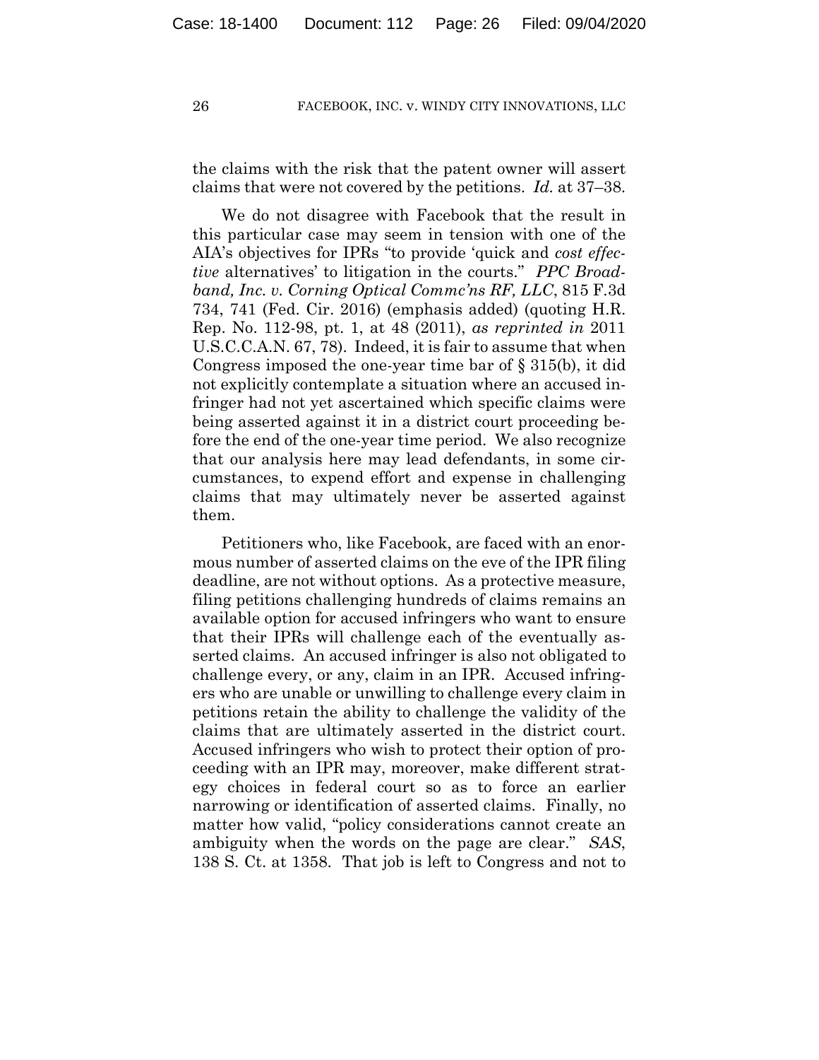the claims with the risk that the patent owner will assert claims that were not covered by the petitions. *Id.* at 37–38.

We do not disagree with Facebook that the result in this particular case may seem in tension with one of the AIA's objectives for IPRs "to provide 'quick and *cost effective* alternatives' to litigation in the courts." *PPC Broadband, Inc. v. Corning Optical Commc'ns RF, LLC*, 815 F.3d 734, 741 (Fed. Cir. 2016) (emphasis added) (quoting H.R. Rep. No. 112-98, pt. 1, at 48 (2011), *as reprinted in* 2011 U.S.C.C.A.N. 67, 78). Indeed, it is fair to assume that when Congress imposed the one-year time bar of § 315(b), it did not explicitly contemplate a situation where an accused infringer had not yet ascertained which specific claims were being asserted against it in a district court proceeding before the end of the one-year time period. We also recognize that our analysis here may lead defendants, in some circumstances, to expend effort and expense in challenging claims that may ultimately never be asserted against them.

Petitioners who, like Facebook, are faced with an enormous number of asserted claims on the eve of the IPR filing deadline, are not without options. As a protective measure, filing petitions challenging hundreds of claims remains an available option for accused infringers who want to ensure that their IPRs will challenge each of the eventually asserted claims. An accused infringer is also not obligated to challenge every, or any, claim in an IPR. Accused infringers who are unable or unwilling to challenge every claim in petitions retain the ability to challenge the validity of the claims that are ultimately asserted in the district court. Accused infringers who wish to protect their option of proceeding with an IPR may, moreover, make different strategy choices in federal court so as to force an earlier narrowing or identification of asserted claims. Finally, no matter how valid, "policy considerations cannot create an ambiguity when the words on the page are clear." *SAS*, 138 S. Ct. at 1358. That job is left to Congress and not to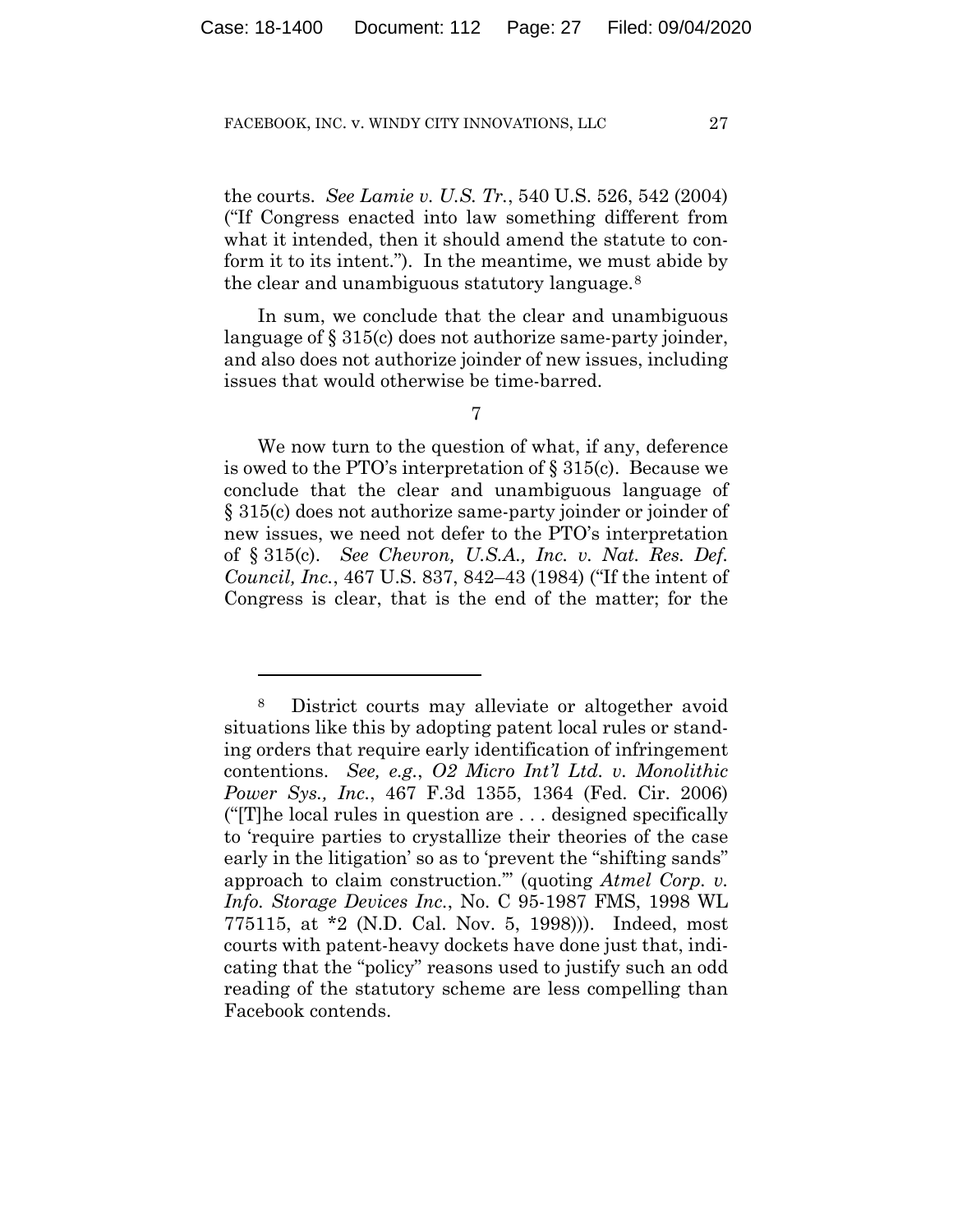the courts. *See Lamie v. U.S. Tr.*, 540 U.S. 526, 542 (2004) ("If Congress enacted into law something different from what it intended, then it should amend the statute to conform it to its intent."). In the meantime, we must abide by the clear and unambiguous statutory language.[8]

In sum, we conclude that the clear and unambiguous language of § 315(c) does not authorize same-party joinder, and also does not authorize joinder of new issues, including issues that would otherwise be time-barred.

7

We now turn to the question of what, if any, deference is owed to the PTO's interpretation of § 315(c). Because we conclude that the clear and unambiguous language of § 315(c) does not authorize same-party joinder or joinder of new issues, we need not defer to the PTO's interpretation of § 315(c). *See Chevron, U.S.A., Inc. v. Nat. Res. Def. Council, Inc.*, 467 U.S. 837, 842–43 (1984) ("If the intent of Congress is clear, that is the end of the matter; for the

---

[8] District courts may alleviate or altogether avoid situations like this by adopting patent local rules or standing orders that require early identification of infringement contentions. *See, e.g.*, *O2 Micro Int'l Ltd. v. Monolithic Power Sys., Inc.*, 467 F.3d 1355, 1364 (Fed. Cir. 2006) ("[T]he local rules in question are . . . designed specifically to 'require parties to crystallize their theories of the case early in the litigation' so as to 'prevent the "shifting sands" approach to claim construction.'" (quoting *Atmel Corp. v. Info. Storage Devices Inc.*, No. C 95-1987 FMS, 1998 WL 775115, at \*2 (N.D. Cal. Nov. 5, 1998))). Indeed, most courts with patent-heavy dockets have done just that, indicating that the "policy" reasons used to justify such an odd reading of the statutory scheme are less compelling than Facebook contends.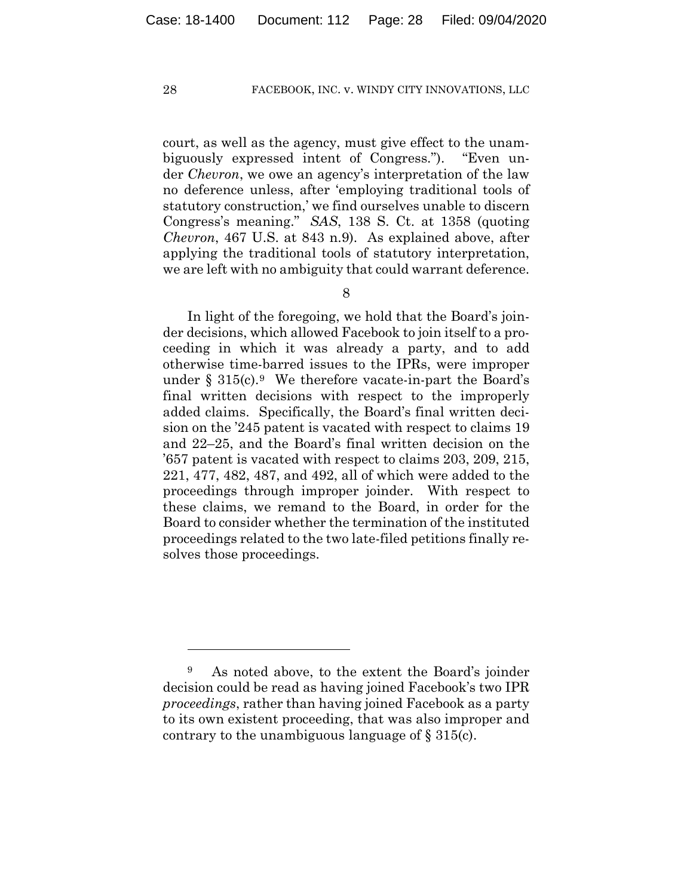court, as well as the agency, must give effect to the unambiguously expressed intent of Congress."). "Even under *Chevron*, we owe an agency's interpretation of the law no deference unless, after 'employing traditional tools of statutory construction,' we find ourselves unable to discern Congress's meaning." *SAS*, 138 S. Ct. at 1358 (quoting *Chevron*, 467 U.S. at 843 n.9). As explained above, after applying the traditional tools of statutory interpretation, we are left with no ambiguity that could warrant deference.

8

In light of the foregoing, we hold that the Board's joinder decisions, which allowed Facebook to join itself to a proceeding in which it was already a party, and to add otherwise time-barred issues to the IPRs, were improper under § 315(c).[9] We therefore vacate-in-part the Board's final written decisions with respect to the improperly added claims. Specifically, the Board's final written decision on the '245 patent is vacated with respect to claims 19 and 22–25, and the Board's final written decision on the '657 patent is vacated with respect to claims 203, 209, 215, 221, 477, 482, 487, and 492, all of which were added to the proceedings through improper joinder. With respect to these claims, we remand to the Board, in order for the Board to consider whether the termination of the instituted proceedings related to the two late-filed petitions finally resolves those proceedings.

---

[9] As noted above, to the extent the Board's joinder decision could be read as having joined Facebook's two IPR *proceedings*, rather than having joined Facebook as a party to its own existent proceeding, that was also improper and contrary to the unambiguous language of § 315(c).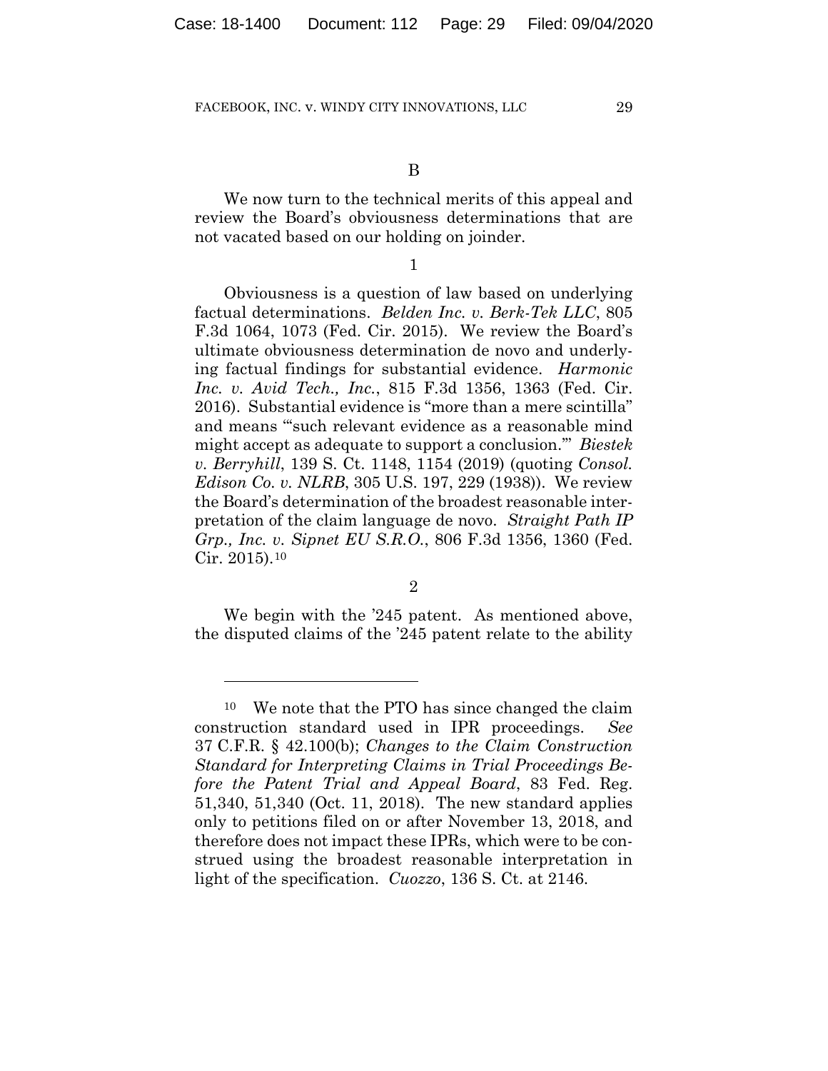B

We now turn to the technical merits of this appeal and review the Board's obviousness determinations that are not vacated based on our holding on joinder.

1

Obviousness is a question of law based on underlying factual determinations. *Belden Inc. v. Berk-Tek LLC*, 805 F.3d 1064, 1073 (Fed. Cir. 2015). We review the Board's ultimate obviousness determination de novo and underlying factual findings for substantial evidence. *Harmonic Inc. v. Avid Tech., Inc.*, 815 F.3d 1356, 1363 (Fed. Cir. 2016). Substantial evidence is "more than a mere scintilla" and means "'such relevant evidence as a reasonable mind might accept as adequate to support a conclusion.'" *Biestek v. Berryhill*, 139 S. Ct. 1148, 1154 (2019) (quoting *Consol. Edison Co. v. NLRB*, 305 U.S. 197, 229 (1938)). We review the Board's determination of the broadest reasonable interpretation of the claim language de novo. *Straight Path IP Grp., Inc. v. Sipnet EU S.R.O.*, 806 F.3d 1356, 1360 (Fed. Cir. 2015).[10]

2

We begin with the '245 patent. As mentioned above, the disputed claims of the '245 patent relate to the ability

---

[10] We note that the PTO has since changed the claim construction standard used in IPR proceedings. *See* 37 C.F.R. § 42.100(b); *Changes to the Claim Construction Standard for Interpreting Claims in Trial Proceedings Before the Patent Trial and Appeal Board*, 83 Fed. Reg. 51,340, 51,340 (Oct. 11, 2018). The new standard applies only to petitions filed on or after November 13, 2018, and therefore does not impact these IPRs, which were to be construed using the broadest reasonable interpretation in light of the specification. *Cuozzo*, 136 S. Ct. at 2146.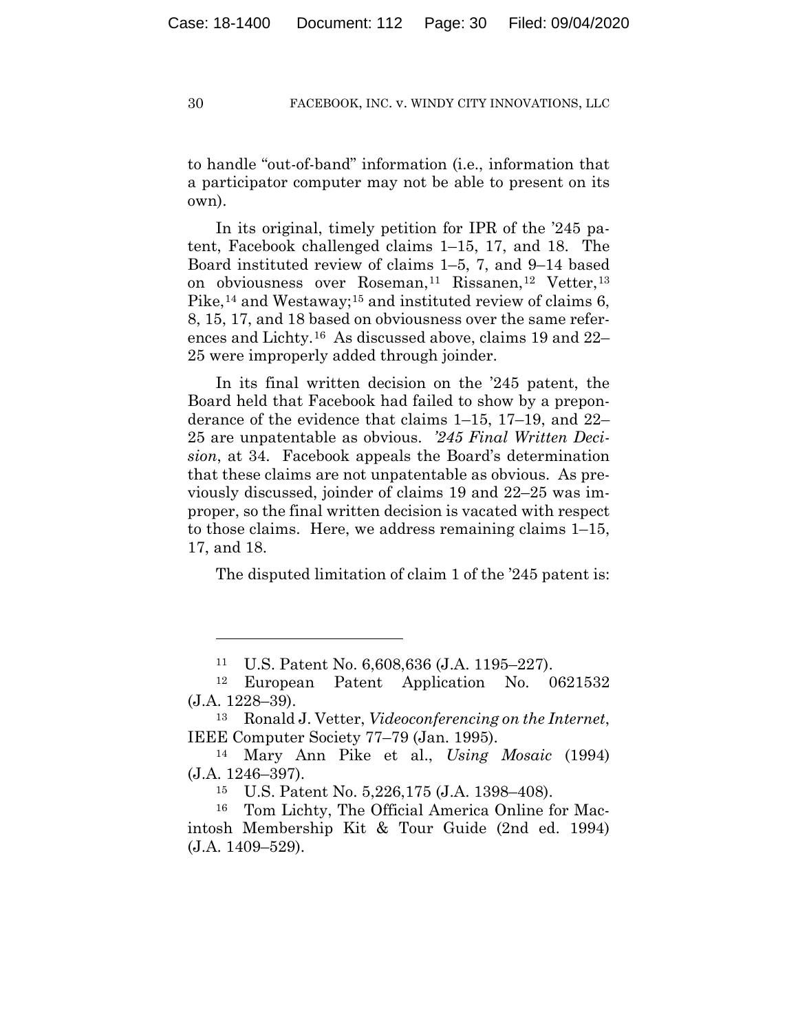to handle "out-of-band" information (i.e., information that a participator computer may not be able to present on its own).

In its original, timely petition for IPR of the '245 patent, Facebook challenged claims 1–15, 17, and 18. The Board instituted review of claims 1–5, 7, and 9–14 based on obviousness over Roseman,[11] Rissanen,[12] Vetter,[13] Pike,[14] and Westaway;[15] and instituted review of claims 6, 8, 15, 17, and 18 based on obviousness over the same references and Lichty.[16] As discussed above, claims 19 and 22–25 were improperly added through joinder.

In its final written decision on the '245 patent, the Board held that Facebook had failed to show by a preponderance of the evidence that claims 1–15, 17–19, and 22–25 are unpatentable as obvious. *'245 Final Written Decision*, at 34. Facebook appeals the Board's determination that these claims are not unpatentable as obvious. As previously discussed, joinder of claims 19 and 22–25 was improper, so the final written decision is vacated with respect to those claims. Here, we address remaining claims 1–15, 17, and 18.

The disputed limitation of claim 1 of the '245 patent is:

---

[11] U.S. Patent No. 6,608,636 (J.A. 1195–227).

[12] European Patent Application No. 0621532 (J.A. 1228–39).

[13] Ronald J. Vetter, *Videoconferencing on the Internet*, IEEE Computer Society 77–79 (Jan. 1995).

[14] Mary Ann Pike et al., *Using Mosaic* (1994) (J.A. 1246–397).

[15] U.S. Patent No. 5,226,175 (J.A. 1398–408).

[16] Tom Lichty, The Official America Online for Macintosh Membership Kit & Tour Guide (2nd ed. 1994) (J.A. 1409–529).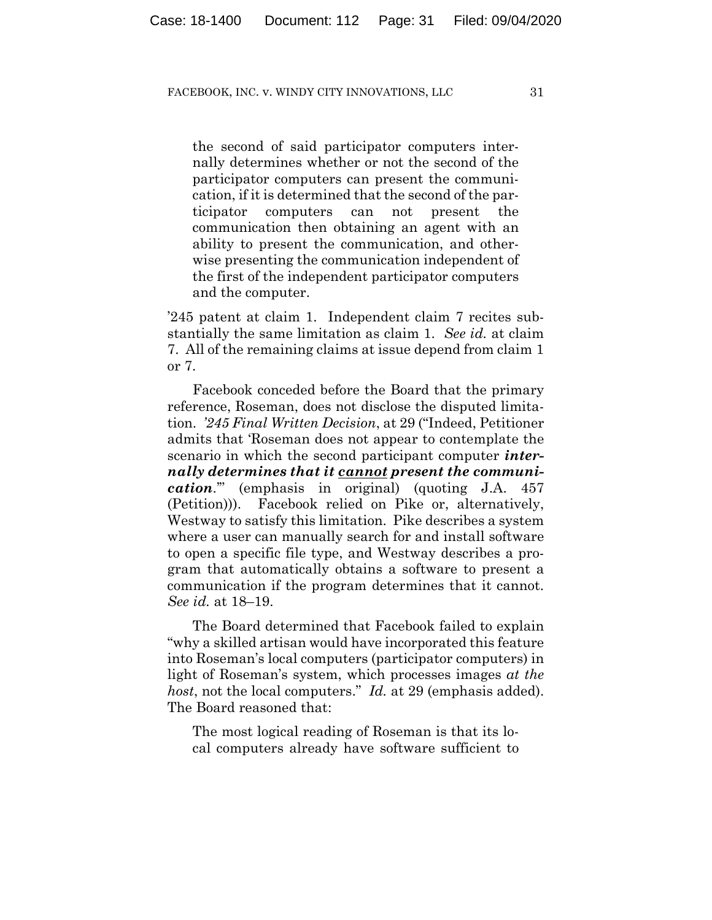> the second of said participator computers internally determines whether or not the second of the participator computers can present the communication, if it is determined that the second of the participator computers can not present the communication then obtaining an agent with an ability to present the communication, and otherwise presenting the communication independent of the first of the independent participator computers and the computer.

'245 patent at claim 1. Independent claim 7 recites substantially the same limitation as claim 1. *See id.* at claim 7. All of the remaining claims at issue depend from claim 1 or 7.

Facebook conceded before the Board that the primary reference, Roseman, does not disclose the disputed limitation. *'245 Final Written Decision*, at 29 ("Indeed, Petitioner admits that 'Roseman does not appear to contemplate the scenario in which the second participant computer ***internally determines that it <u>cannot</u> present the communication***.'" (emphasis in original) (quoting J.A. 457 (Petition))). Facebook relied on Pike or, alternatively, Westway to satisfy this limitation. Pike describes a system where a user can manually search for and install software to open a specific file type, and Westway describes a program that automatically obtains a software to present a communication if the program determines that it cannot. *See id.* at 18–19.

The Board determined that Facebook failed to explain "why a skilled artisan would have incorporated this feature into Roseman's local computers (participator computers) in light of Roseman's system, which processes images *at the host*, not the local computers." *Id.* at 29 (emphasis added). The Board reasoned that:

> The most logical reading of Roseman is that its local computers already have software sufficient to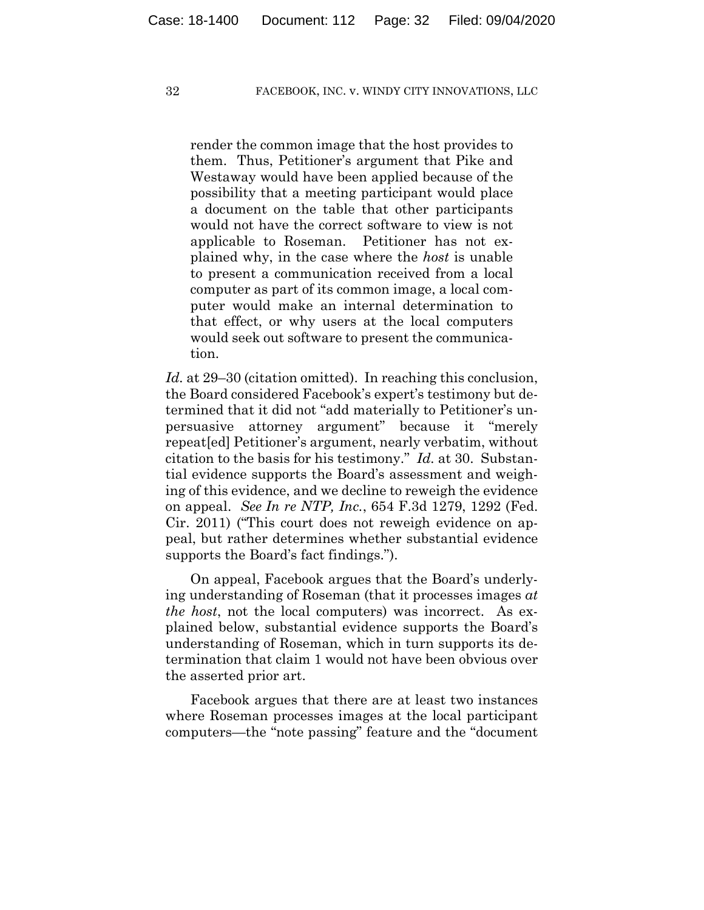> render the common image that the host provides to them. Thus, Petitioner's argument that Pike and Westaway would have been applied because of the possibility that a meeting participant would place a document on the table that other participants would not have the correct software to view is not applicable to Roseman. Petitioner has not explained why, in the case where the *host* is unable to present a communication received from a local computer as part of its common image, a local computer would make an internal determination to that effect, or why users at the local computers would seek out software to present the communication.

*Id.* at 29–30 (citation omitted). In reaching this conclusion, the Board considered Facebook's expert's testimony but determined that it did not "add materially to Petitioner's unpersuasive attorney argument" because it "merely repeat[ed] Petitioner's argument, nearly verbatim, without citation to the basis for his testimony." *Id.* at 30. Substantial evidence supports the Board's assessment and weighing of this evidence, and we decline to reweigh the evidence on appeal. *See In re NTP, Inc.*, 654 F.3d 1279, 1292 (Fed. Cir. 2011) ("This court does not reweigh evidence on appeal, but rather determines whether substantial evidence supports the Board's fact findings.").

On appeal, Facebook argues that the Board's underlying understanding of Roseman (that it processes images *at the host*, not the local computers) was incorrect. As explained below, substantial evidence supports the Board's understanding of Roseman, which in turn supports its determination that claim 1 would not have been obvious over the asserted prior art.

Facebook argues that there are at least two instances where Roseman processes images at the local participant computers—the "note passing" feature and the "document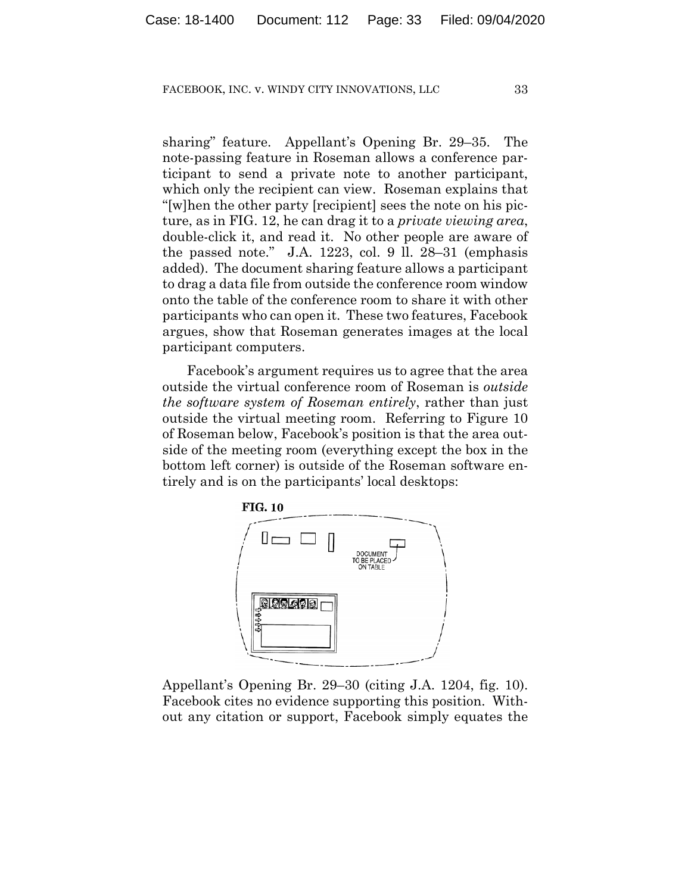sharing" feature. Appellant's Opening Br. 29–35. The note-passing feature in Roseman allows a conference participant to send a private note to another participant, which only the recipient can view. Roseman explains that "[w]hen the other party [recipient] sees the note on his picture, as in FIG. 12, he can drag it to a *private viewing area*, double-click it, and read it. No other people are aware of the passed note." J.A. 1223, col. 9 ll. 28–31 (emphasis added). The document sharing feature allows a participant to drag a data file from outside the conference room window onto the table of the conference room to share it with other participants who can open it. These two features, Facebook argues, show that Roseman generates images at the local participant computers.

Facebook's argument requires us to agree that the area outside the virtual conference room of Roseman is *outside the software system of Roseman entirely*, rather than just outside the virtual meeting room. Referring to Figure 10 of Roseman below, Facebook's position is that the area outside of the meeting room (everything except the box in the bottom left corner) is outside of the Roseman software entirely and is on the participants' local desktops:

**FIG. 10**

DOCUMENT TO BE PLACED ON TABLE

Appellant's Opening Br. 29–30 (citing J.A. 1204, fig. 10). Facebook cites no evidence supporting this position. Without any citation or support, Facebook simply equates the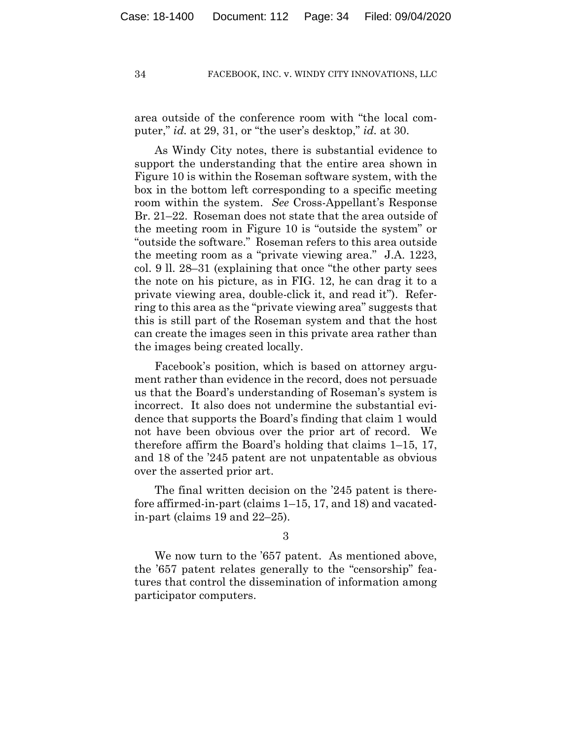area outside of the conference room with "the local computer," *id.* at 29, 31, or "the user's desktop," *id.* at 30.

As Windy City notes, there is substantial evidence to support the understanding that the entire area shown in Figure 10 is within the Roseman software system, with the box in the bottom left corresponding to a specific meeting room within the system. *See* Cross-Appellant's Response Br. 21–22. Roseman does not state that the area outside of the meeting room in Figure 10 is "outside the system" or "outside the software." Roseman refers to this area outside the meeting room as a "private viewing area." J.A. 1223, col. 9 ll. 28–31 (explaining that once "the other party sees the note on his picture, as in FIG. 12, he can drag it to a private viewing area, double-click it, and read it"). Referring to this area as the "private viewing area" suggests that this is still part of the Roseman system and that the host can create the images seen in this private area rather than the images being created locally.

Facebook's position, which is based on attorney argument rather than evidence in the record, does not persuade us that the Board's understanding of Roseman's system is incorrect. It also does not undermine the substantial evidence that supports the Board's finding that claim 1 would not have been obvious over the prior art of record. We therefore affirm the Board's holding that claims 1–15, 17, and 18 of the '245 patent are not unpatentable as obvious over the asserted prior art.

The final written decision on the '245 patent is therefore affirmed-in-part (claims 1–15, 17, and 18) and vacated-in-part (claims 19 and 22–25).

3

We now turn to the '657 patent. As mentioned above, the '657 patent relates generally to the "censorship" features that control the dissemination of information among participator computers.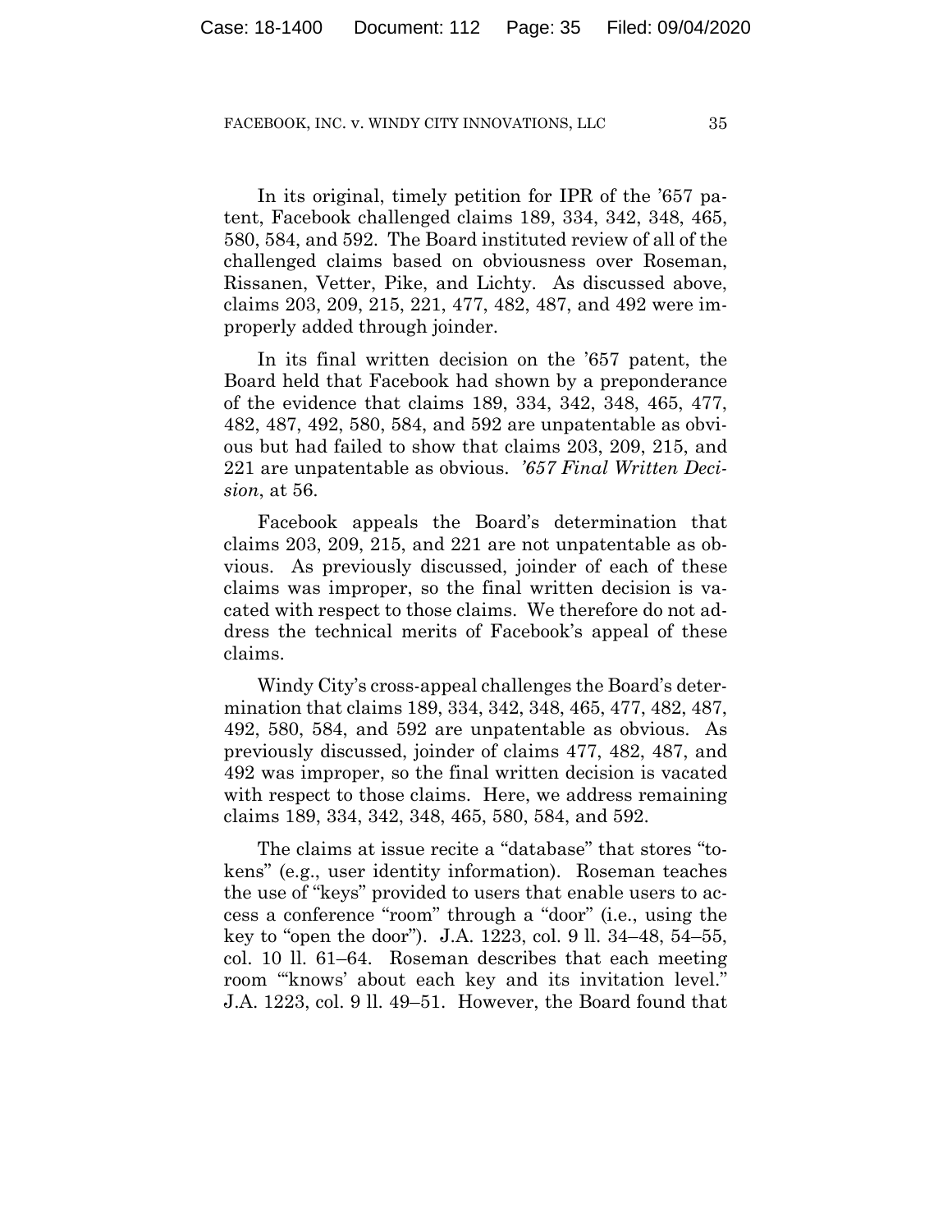In its original, timely petition for IPR of the '657 patent, Facebook challenged claims 189, 334, 342, 348, 465, 580, 584, and 592. The Board instituted review of all of the challenged claims based on obviousness over Roseman, Rissanen, Vetter, Pike, and Lichty. As discussed above, claims 203, 209, 215, 221, 477, 482, 487, and 492 were improperly added through joinder.

In its final written decision on the '657 patent, the Board held that Facebook had shown by a preponderance of the evidence that claims 189, 334, 342, 348, 465, 477, 482, 487, 492, 580, 584, and 592 are unpatentable as obvious but had failed to show that claims 203, 209, 215, and 221 are unpatentable as obvious. *'657 Final Written Decision*, at 56.

Facebook appeals the Board's determination that claims 203, 209, 215, and 221 are not unpatentable as obvious. As previously discussed, joinder of each of these claims was improper, so the final written decision is vacated with respect to those claims. We therefore do not address the technical merits of Facebook's appeal of these claims.

Windy City's cross-appeal challenges the Board's determination that claims 189, 334, 342, 348, 465, 477, 482, 487, 492, 580, 584, and 592 are unpatentable as obvious. As previously discussed, joinder of claims 477, 482, 487, and 492 was improper, so the final written decision is vacated with respect to those claims. Here, we address remaining claims 189, 334, 342, 348, 465, 580, 584, and 592.

The claims at issue recite a "database" that stores "tokens" (e.g., user identity information). Roseman teaches the use of "keys" provided to users that enable users to access a conference "room" through a "door" (i.e., using the key to "open the door"). J.A. 1223, col. 9 ll. 34–48, 54–55, col. 10 ll. 61–64. Roseman describes that each meeting room "'knows' about each key and its invitation level." J.A. 1223, col. 9 ll. 49–51. However, the Board found that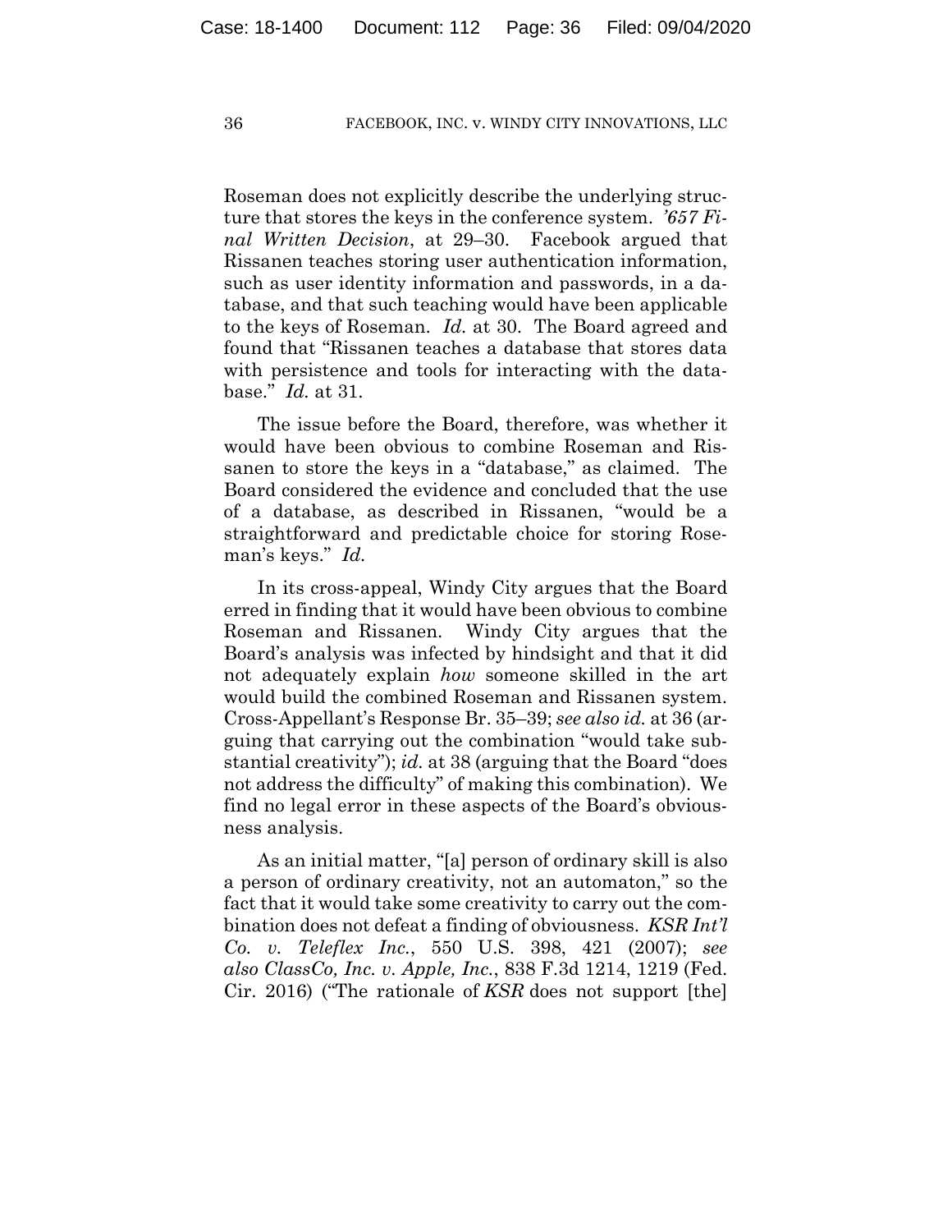Roseman does not explicitly describe the underlying structure that stores the keys in the conference system. *'657 Final Written Decision*, at 29–30. Facebook argued that Rissanen teaches storing user authentication information, such as user identity information and passwords, in a database, and that such teaching would have been applicable to the keys of Roseman. *Id.* at 30. The Board agreed and found that "Rissanen teaches a database that stores data with persistence and tools for interacting with the database." *Id.* at 31.

The issue before the Board, therefore, was whether it would have been obvious to combine Roseman and Rissanen to store the keys in a "database," as claimed. The Board considered the evidence and concluded that the use of a database, as described in Rissanen, "would be a straightforward and predictable choice for storing Roseman's keys." *Id.*

In its cross-appeal, Windy City argues that the Board erred in finding that it would have been obvious to combine Roseman and Rissanen. Windy City argues that the Board's analysis was infected by hindsight and that it did not adequately explain *how* someone skilled in the art would build the combined Roseman and Rissanen system. Cross-Appellant's Response Br. 35–39; *see also id.* at 36 (arguing that carrying out the combination "would take substantial creativity"); *id.* at 38 (arguing that the Board "does not address the difficulty" of making this combination). We find no legal error in these aspects of the Board's obviousness analysis.

As an initial matter, "[a] person of ordinary skill is also a person of ordinary creativity, not an automaton," so the fact that it would take some creativity to carry out the combination does not defeat a finding of obviousness. *KSR Int'l Co. v. Teleflex Inc.*, 550 U.S. 398, 421 (2007); *see also ClassCo, Inc. v. Apple, Inc.*, 838 F.3d 1214, 1219 (Fed. Cir. 2016) ("The rationale of *KSR* does not support [the]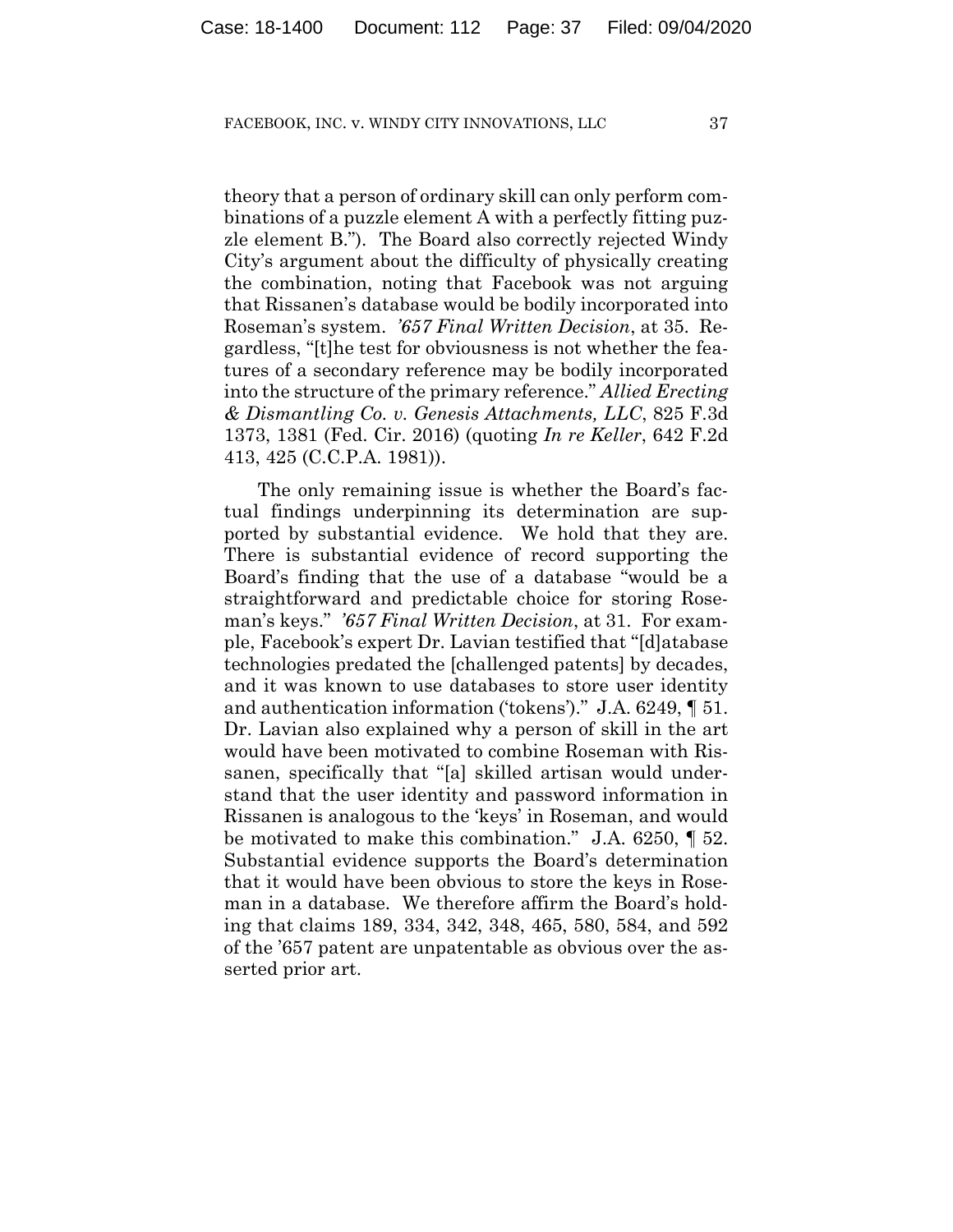theory that a person of ordinary skill can only perform combinations of a puzzle element A with a perfectly fitting puzzle element B."). The Board also correctly rejected Windy City's argument about the difficulty of physically creating the combination, noting that Facebook was not arguing that Rissanen's database would be bodily incorporated into Roseman's system. *'657 Final Written Decision*, at 35. Regardless, "[t]he test for obviousness is not whether the features of a secondary reference may be bodily incorporated into the structure of the primary reference." *Allied Erecting & Dismantling Co. v. Genesis Attachments, LLC*, 825 F.3d 1373, 1381 (Fed. Cir. 2016) (quoting *In re Keller*, 642 F.2d 413, 425 (C.C.P.A. 1981)).

The only remaining issue is whether the Board's factual findings underpinning its determination are supported by substantial evidence. We hold that they are. There is substantial evidence of record supporting the Board's finding that the use of a database "would be a straightforward and predictable choice for storing Roseman's keys." *'657 Final Written Decision*, at 31. For example, Facebook's expert Dr. Lavian testified that "[d]atabase technologies predated the [challenged patents] by decades, and it was known to use databases to store user identity and authentication information ('tokens')." J.A. 6249, ¶ 51. Dr. Lavian also explained why a person of skill in the art would have been motivated to combine Roseman with Rissanen, specifically that "[a] skilled artisan would understand that the user identity and password information in Rissanen is analogous to the 'keys' in Roseman, and would be motivated to make this combination." J.A. 6250, ¶ 52. Substantial evidence supports the Board's determination that it would have been obvious to store the keys in Roseman in a database. We therefore affirm the Board's holding that claims 189, 334, 342, 348, 465, 580, 584, and 592 of the '657 patent are unpatentable as obvious over the asserted prior art.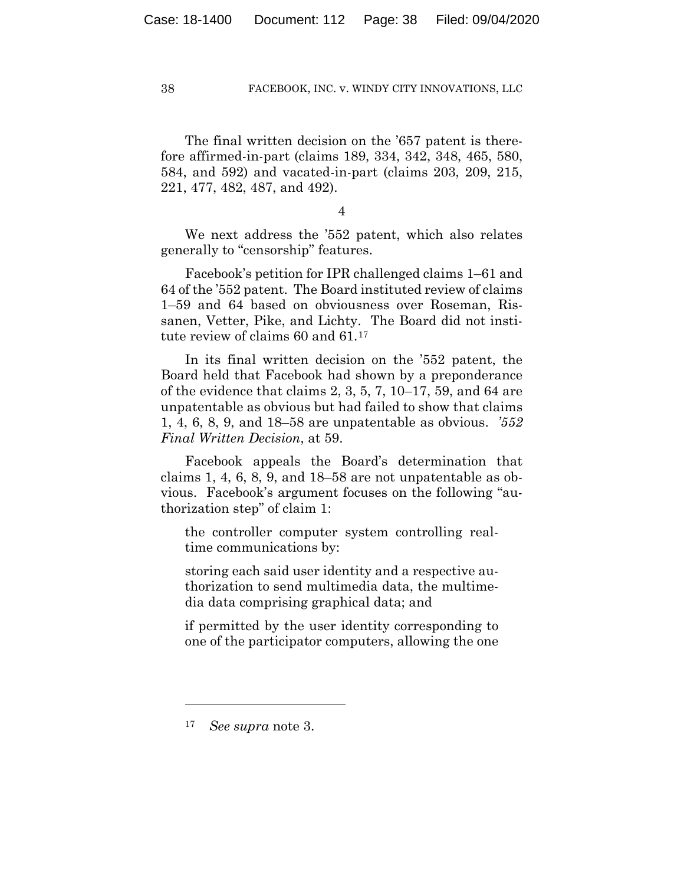The final written decision on the ’657 patent is therefore affirmed-in-part (claims 189, 334, 342, 348, 465, 580, 584, and 592) and vacated-in-part (claims 203, 209, 215, 221, 477, 482, 487, and 492).

4

We next address the ’552 patent, which also relates generally to “censorship” features.

Facebook’s petition for IPR challenged claims 1–61 and 64 of the ’552 patent. The Board instituted review of claims 1–59 and 64 based on obviousness over Roseman, Rissanen, Vetter, Pike, and Lichty. The Board did not institute review of claims 60 and 61.[17]

In its final written decision on the ’552 patent, the Board held that Facebook had shown by a preponderance of the evidence that claims 2, 3, 5, 7, 10–17, 59, and 64 are unpatentable as obvious but had failed to show that claims 1, 4, 6, 8, 9, and 18–58 are unpatentable as obvious. *’552 Final Written Decision*, at 59.

Facebook appeals the Board’s determination that claims 1, 4, 6, 8, 9, and 18–58 are not unpatentable as obvious. Facebook’s argument focuses on the following “authorization step” of claim 1:

> the controller computer system controlling real-time communications by:
>
> storing each said user identity and a respective authorization to send multimedia data, the multimedia data comprising graphical data; and
>
> if permitted by the user identity corresponding to one of the participator computers, allowing the one

---

[17] *See supra* note 3.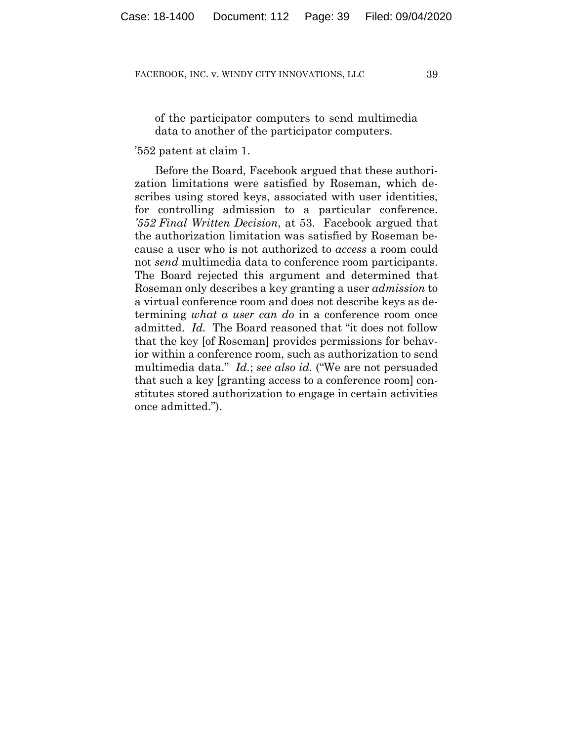of the participator computers to send multimedia data to another of the participator computers.

’552 patent at claim 1.

Before the Board, Facebook argued that these authorization limitations were satisfied by Roseman, which describes using stored keys, associated with user identities, for controlling admission to a particular conference. *’552 Final Written Decision*, at 53. Facebook argued that the authorization limitation was satisfied by Roseman because a user who is not authorized to *access* a room could not *send* multimedia data to conference room participants. The Board rejected this argument and determined that Roseman only describes a key granting a user *admission* to a virtual conference room and does not describe keys as determining *what a user can do* in a conference room once admitted. *Id.* The Board reasoned that “it does not follow that the key [of Roseman] provides permissions for behavior within a conference room, such as authorization to send multimedia data.” *Id.*; *see also id.* (“We are not persuaded that such a key [granting access to a conference room] constitutes stored authorization to engage in certain activities once admitted.”).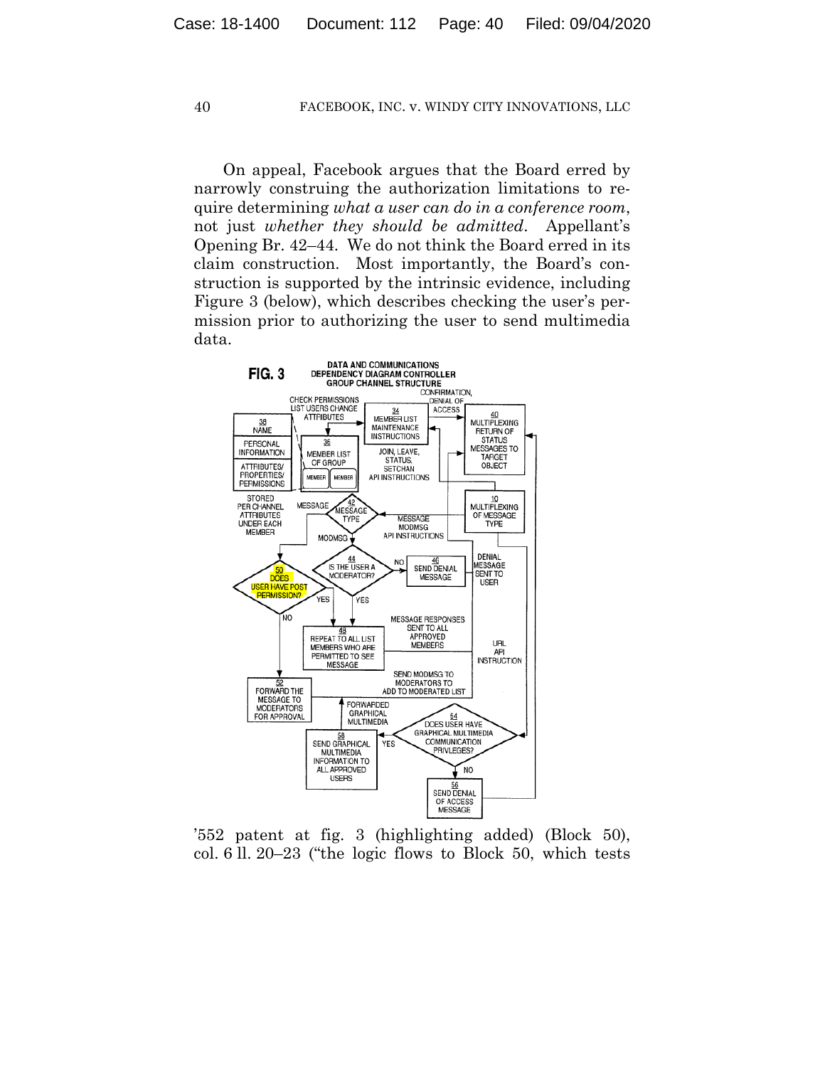On appeal, Facebook argues that the Board erred by narrowly construing the authorization limitations to require determining *what a user can do in a conference room*, not just *whether they should be admitted*. Appellant's Opening Br. 42–44. We do not think the Board erred in its claim construction. Most importantly, the Board's construction is supported by the intrinsic evidence, including Figure 3 (below), which describes checking the user's permission prior to authorizing the user to send multimedia data.

'552 patent at fig. 3 (highlighting added) (Block 50), col. 6 ll. 20–23 ("the logic flows to Block 50, which tests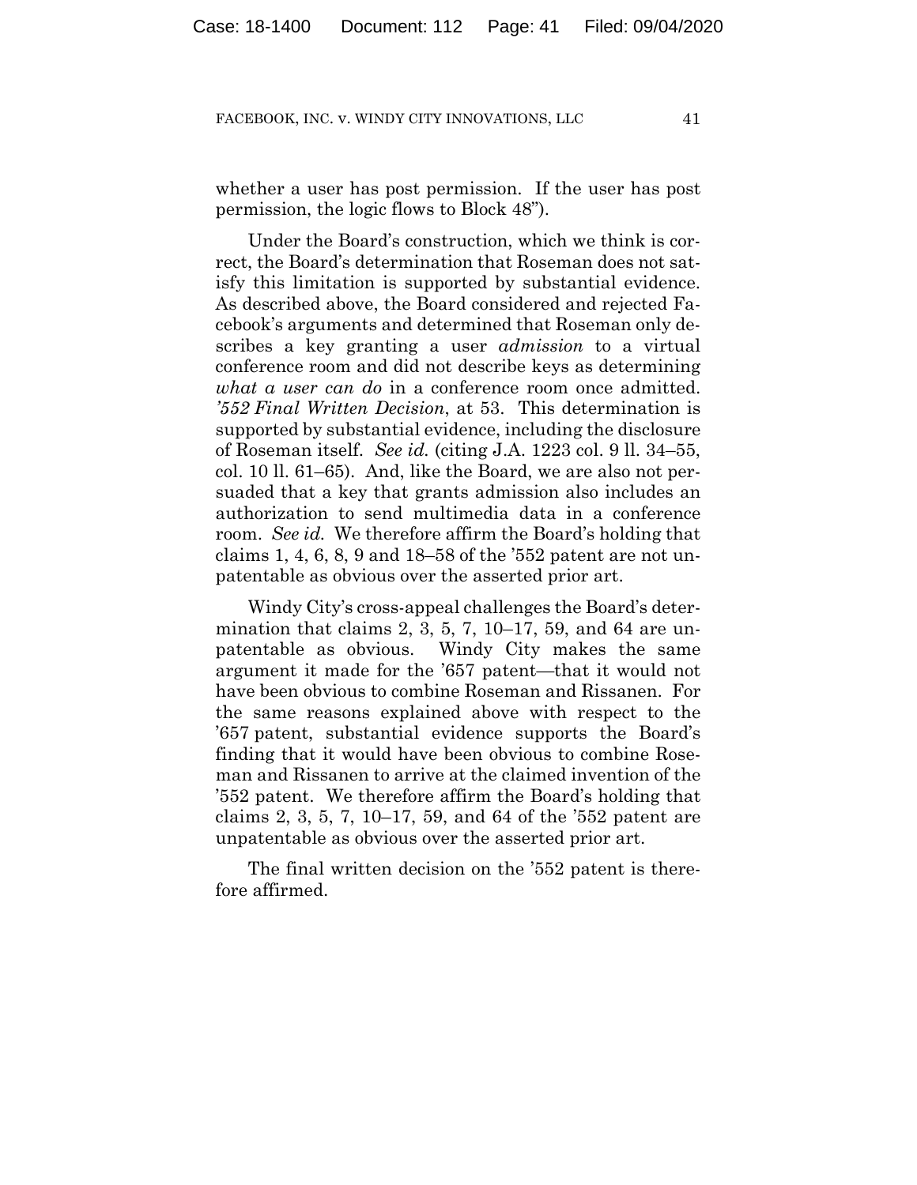whether a user has post permission. If the user has post permission, the logic flows to Block 48").

Under the Board's construction, which we think is correct, the Board's determination that Roseman does not satisfy this limitation is supported by substantial evidence. As described above, the Board considered and rejected Facebook's arguments and determined that Roseman only describes a key granting a user *admission* to a virtual conference room and did not describe keys as determining *what a user can do* in a conference room once admitted. *'552 Final Written Decision*, at 53. This determination is supported by substantial evidence, including the disclosure of Roseman itself. *See id.* (citing J.A. 1223 col. 9 ll. 34–55, col. 10 ll. 61–65). And, like the Board, we are also not persuaded that a key that grants admission also includes an authorization to send multimedia data in a conference room. *See id.* We therefore affirm the Board's holding that claims 1, 4, 6, 8, 9 and 18–58 of the '552 patent are not unpatentable as obvious over the asserted prior art.

Windy City's cross-appeal challenges the Board's determination that claims 2, 3, 5, 7, 10–17, 59, and 64 are unpatentable as obvious. Windy City makes the same argument it made for the '657 patent—that it would not have been obvious to combine Roseman and Rissanen. For the same reasons explained above with respect to the '657 patent, substantial evidence supports the Board's finding that it would have been obvious to combine Roseman and Rissanen to arrive at the claimed invention of the '552 patent. We therefore affirm the Board's holding that claims 2, 3, 5, 7, 10–17, 59, and 64 of the '552 patent are unpatentable as obvious over the asserted prior art.

The final written decision on the '552 patent is therefore affirmed.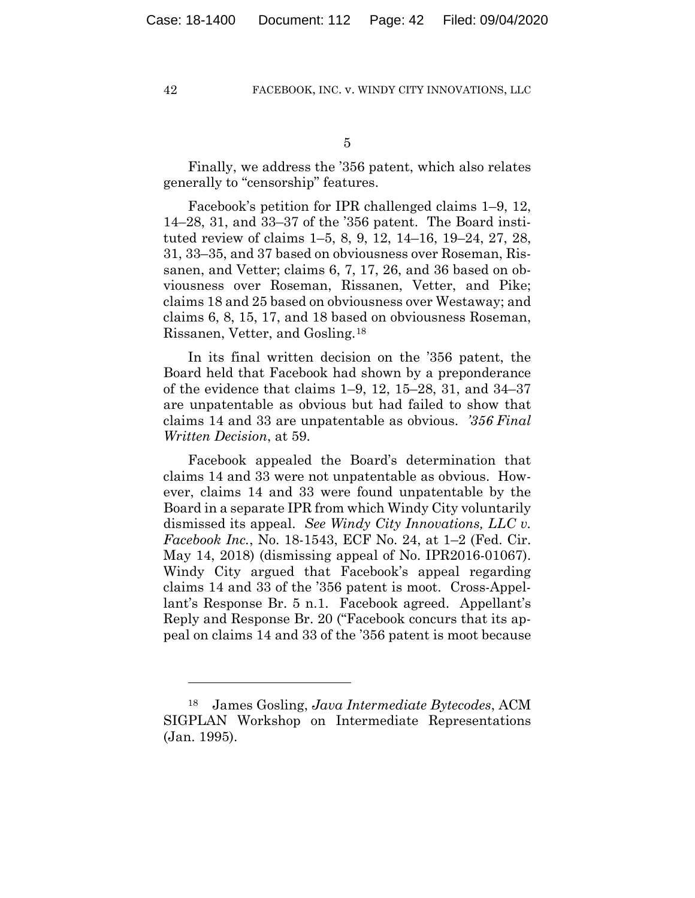5

Finally, we address the '356 patent, which also relates generally to "censorship" features.

Facebook's petition for IPR challenged claims 1–9, 12, 14–28, 31, and 33–37 of the '356 patent. The Board instituted review of claims 1–5, 8, 9, 12, 14–16, 19–24, 27, 28, 31, 33–35, and 37 based on obviousness over Roseman, Rissanen, and Vetter; claims 6, 7, 17, 26, and 36 based on obviousness over Roseman, Rissanen, Vetter, and Pike; claims 18 and 25 based on obviousness over Westaway; and claims 6, 8, 15, 17, and 18 based on obviousness Roseman, Rissanen, Vetter, and Gosling.[18]

In its final written decision on the '356 patent, the Board held that Facebook had shown by a preponderance of the evidence that claims 1–9, 12, 15–28, 31, and 34–37 are unpatentable as obvious but had failed to show that claims 14 and 33 are unpatentable as obvious. *'356 Final Written Decision*, at 59.

Facebook appealed the Board's determination that claims 14 and 33 were not unpatentable as obvious. However, claims 14 and 33 were found unpatentable by the Board in a separate IPR from which Windy City voluntarily dismissed its appeal. *See Windy City Innovations, LLC v. Facebook Inc.*, No. 18-1543, ECF No. 24, at 1–2 (Fed. Cir. May 14, 2018) (dismissing appeal of No. IPR2016-01067). Windy City argued that Facebook's appeal regarding claims 14 and 33 of the '356 patent is moot. Cross-Appellant's Response Br. 5 n.1. Facebook agreed. Appellant's Reply and Response Br. 20 ("Facebook concurs that its appeal on claims 14 and 33 of the '356 patent is moot because

---

[18] James Gosling, *Java Intermediate Bytecodes*, ACM SIGPLAN Workshop on Intermediate Representations (Jan. 1995).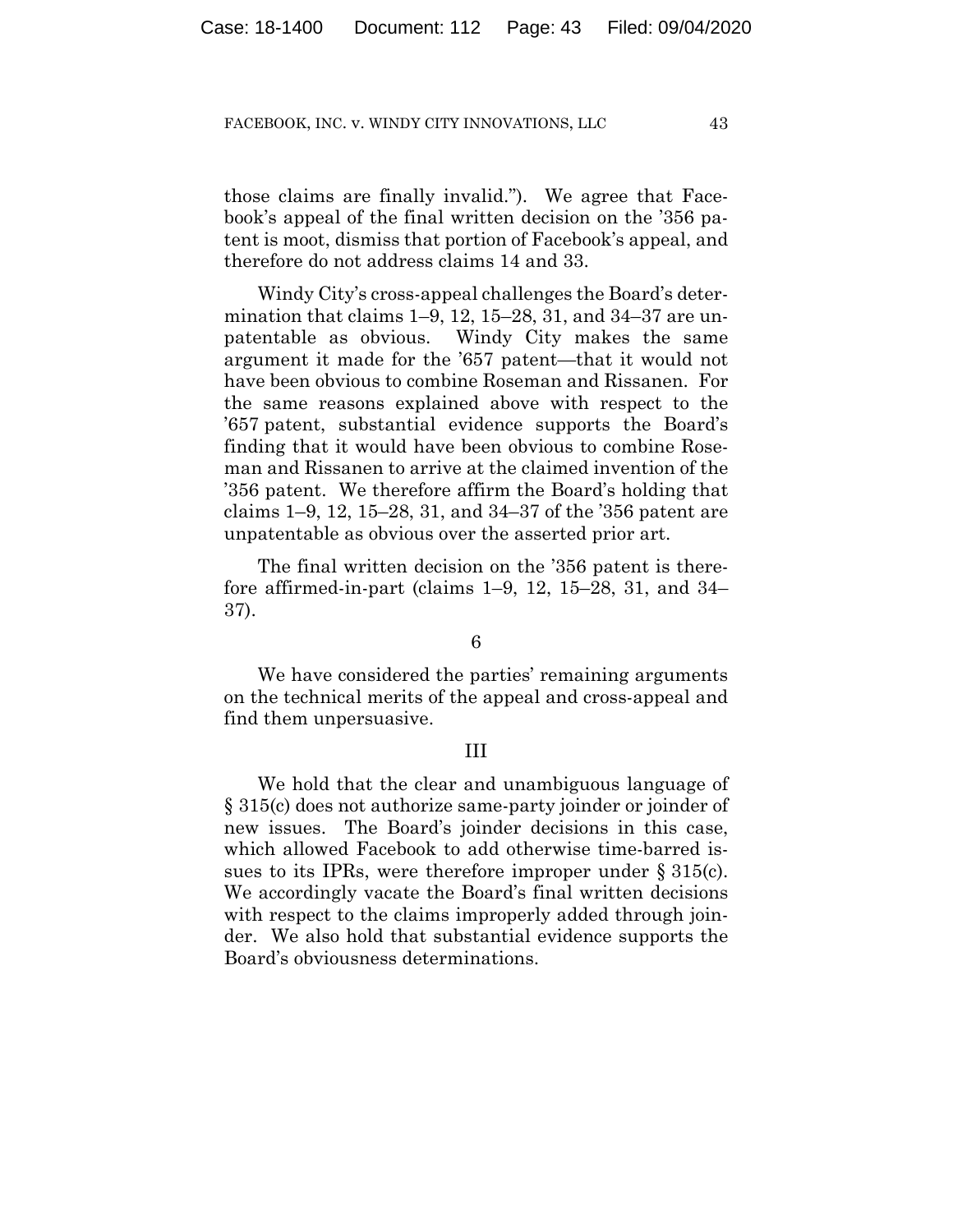those claims are finally invalid."). We agree that Facebook's appeal of the final written decision on the '356 patent is moot, dismiss that portion of Facebook's appeal, and therefore do not address claims 14 and 33.

Windy City's cross-appeal challenges the Board's determination that claims 1–9, 12, 15–28, 31, and 34–37 are unpatentable as obvious. Windy City makes the same argument it made for the '657 patent—that it would not have been obvious to combine Roseman and Rissanen. For the same reasons explained above with respect to the '657 patent, substantial evidence supports the Board's finding that it would have been obvious to combine Roseman and Rissanen to arrive at the claimed invention of the '356 patent. We therefore affirm the Board's holding that claims 1–9, 12, 15–28, 31, and 34–37 of the '356 patent are unpatentable as obvious over the asserted prior art.

The final written decision on the '356 patent is therefore affirmed-in-part (claims 1–9, 12, 15–28, 31, and 34–37).

### 6

We have considered the parties' remaining arguments on the technical merits of the appeal and cross-appeal and find them unpersuasive.

## III

We hold that the clear and unambiguous language of § 315(c) does not authorize same-party joinder or joinder of new issues. The Board's joinder decisions in this case, which allowed Facebook to add otherwise time-barred issues to its IPRs, were therefore improper under § 315(c). We accordingly vacate the Board's final written decisions with respect to the claims improperly added through joinder. We also hold that substantial evidence supports the Board's obviousness determinations.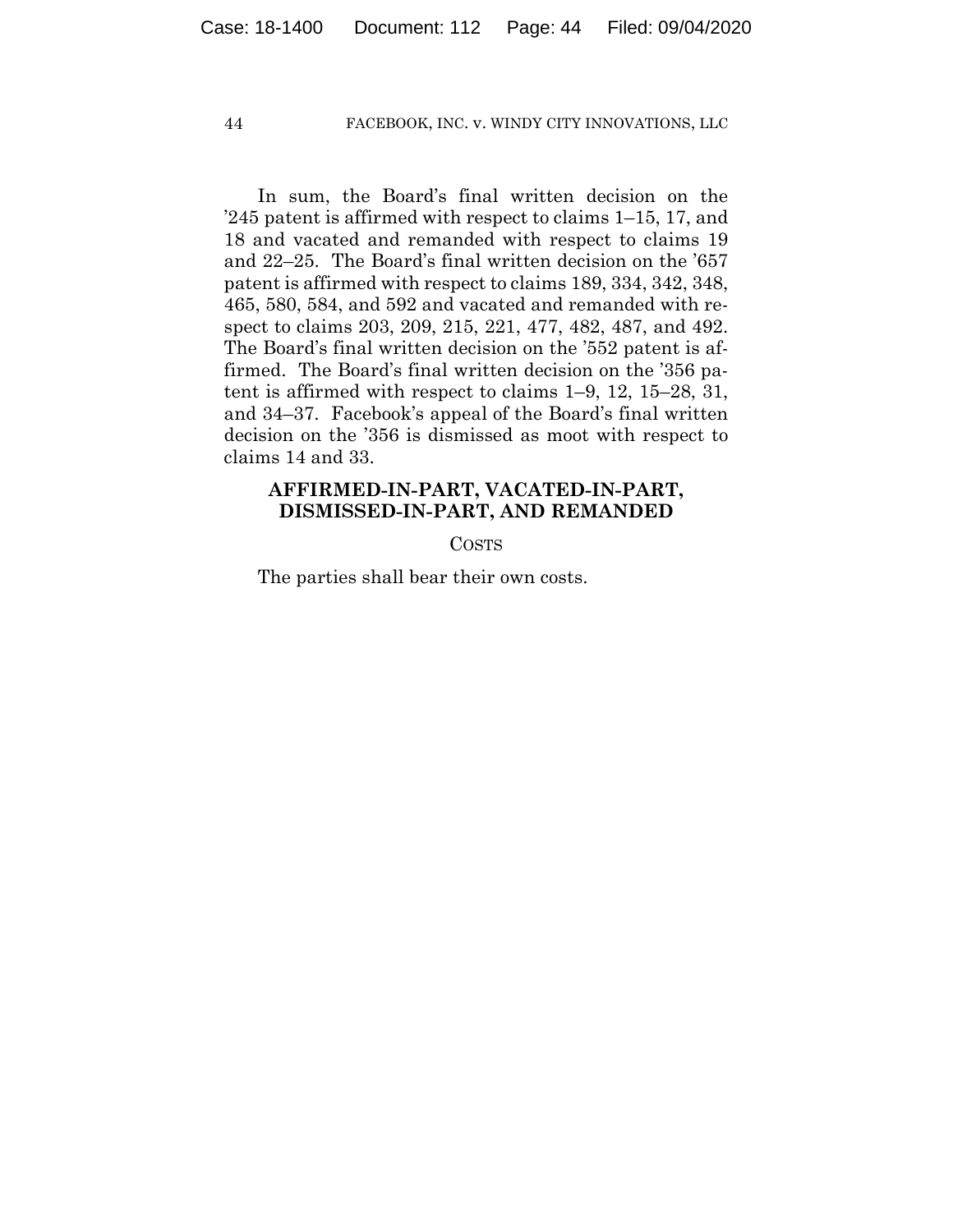In sum, the Board's final written decision on the '245 patent is affirmed with respect to claims 1–15, 17, and 18 and vacated and remanded with respect to claims 19 and 22–25. The Board's final written decision on the '657 patent is affirmed with respect to claims 189, 334, 342, 348, 465, 580, 584, and 592 and vacated and remanded with respect to claims 203, 209, 215, 221, 477, 482, 487, and 492. The Board's final written decision on the '552 patent is affirmed. The Board's final written decision on the '356 patent is affirmed with respect to claims 1–9, 12, 15–28, 31, and 34–37. Facebook's appeal of the Board's final written decision on the '356 is dismissed as moot with respect to claims 14 and 33.

**AFFIRMED-IN-PART, VACATED-IN-PART, DISMISSED-IN-PART, AND REMANDED**

COSTS

The parties shall bear their own costs.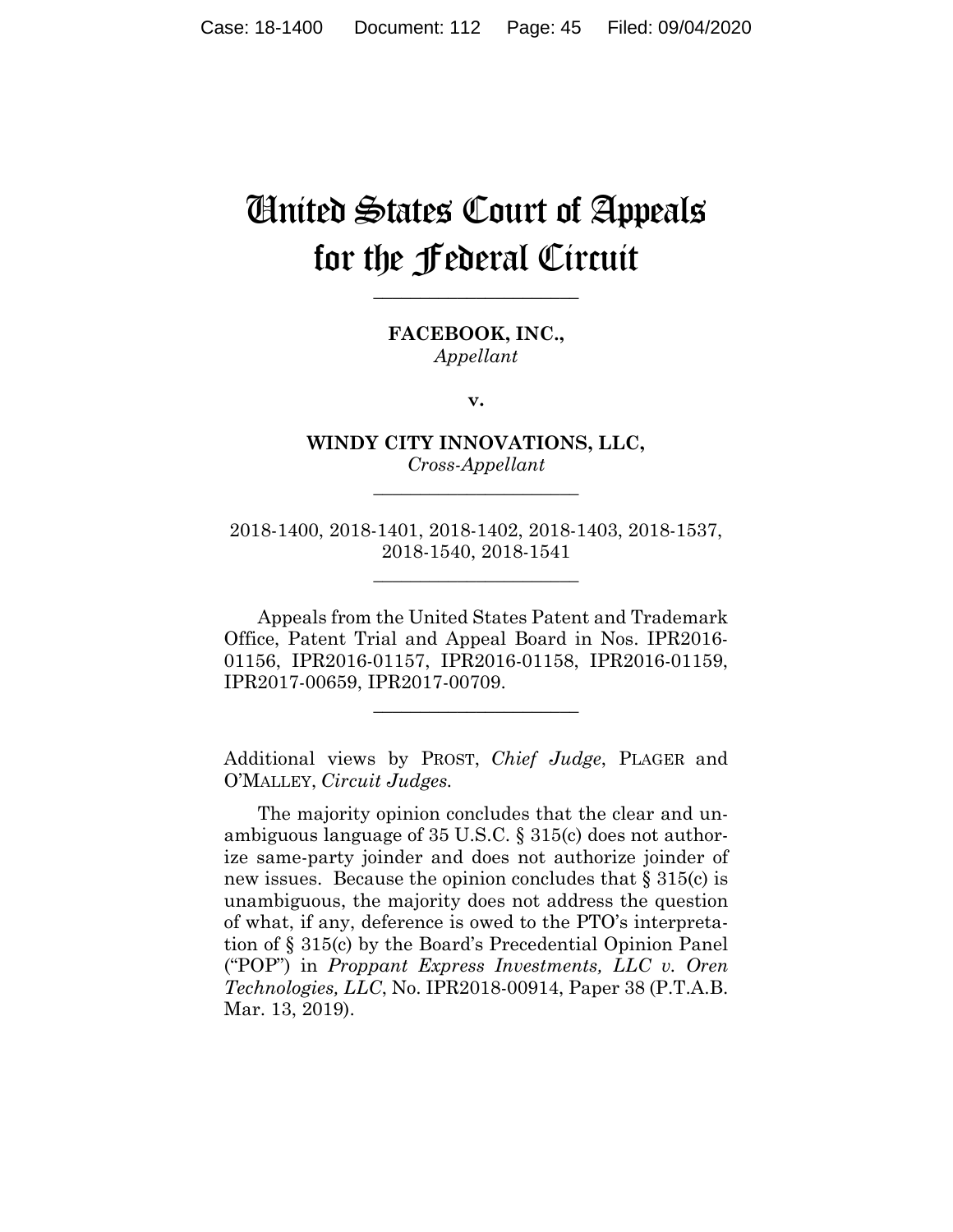# United States Court of Appeals for the Federal Circuit

---

**FACEBOOK, INC.,**
*Appellant*

**v.**

**WINDY CITY INNOVATIONS, LLC,**
*Cross-Appellant*

---

2018-1400, 2018-1401, 2018-1402, 2018-1403, 2018-1537, 2018-1540, 2018-1541

---

Appeals from the United States Patent and Trademark Office, Patent Trial and Appeal Board in Nos. IPR2016-01156, IPR2016-01157, IPR2016-01158, IPR2016-01159, IPR2017-00659, IPR2017-00709.

---

Additional views by PROST, *Chief Judge*, PLAGER and O'MALLEY, *Circuit Judges.*

The majority opinion concludes that the clear and unambiguous language of 35 U.S.C. § 315(c) does not authorize same-party joinder and does not authorize joinder of new issues. Because the opinion concludes that § 315(c) is unambiguous, the majority does not address the question of what, if any, deference is owed to the PTO's interpretation of § 315(c) by the Board's Precedential Opinion Panel ("POP") in *Proppant Express Investments, LLC v. Oren Technologies, LLC*, No. IPR2018-00914, Paper 38 (P.T.A.B. Mar. 13, 2019).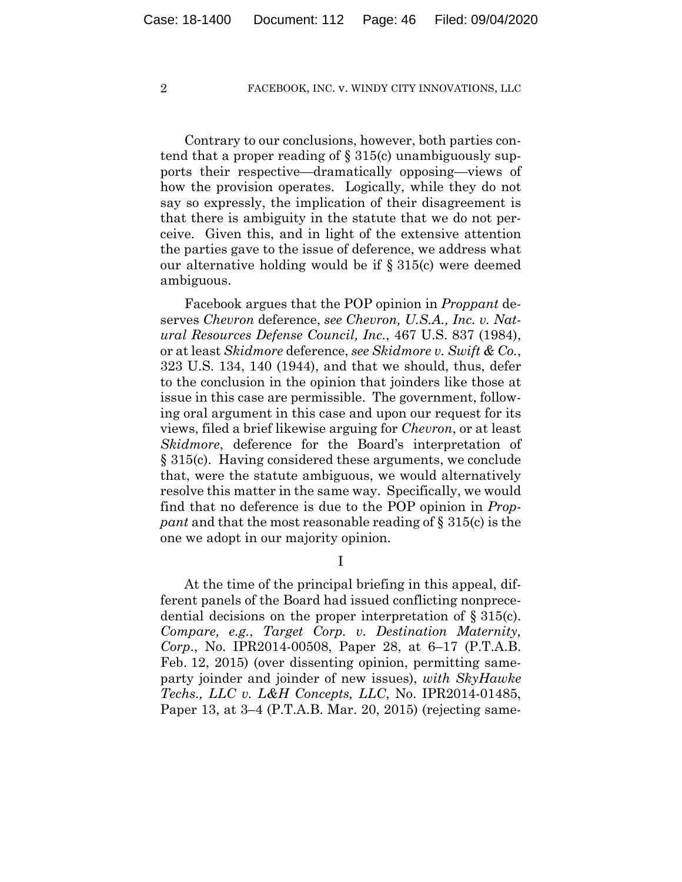Contrary to our conclusions, however, both parties contend that a proper reading of § 315(c) unambiguously supports their respective—dramatically opposing—views of how the provision operates. Logically, while they do not say so expressly, the implication of their disagreement is that there is ambiguity in the statute that we do not perceive. Given this, and in light of the extensive attention the parties gave to the issue of deference, we address what our alternative holding would be if § 315(c) were deemed ambiguous.

Facebook argues that the POP opinion in *Proppant* deserves *Chevron* deference, *see Chevron, U.S.A., Inc. v. Natural Resources Defense Council, Inc.*, 467 U.S. 837 (1984), or at least *Skidmore* deference, *see Skidmore v. Swift & Co.*, 323 U.S. 134, 140 (1944), and that we should, thus, defer to the conclusion in the opinion that joinders like those at issue in this case are permissible. The government, following oral argument in this case and upon our request for its views, filed a brief likewise arguing for *Chevron*, or at least *Skidmore*, deference for the Board's interpretation of § 315(c). Having considered these arguments, we conclude that, were the statute ambiguous, we would alternatively resolve this matter in the same way. Specifically, we would find that no deference is due to the POP opinion in *Proppant* and that the most reasonable reading of § 315(c) is the one we adopt in our majority opinion.

## I

At the time of the principal briefing in this appeal, different panels of the Board had issued conflicting nonprecedential decisions on the proper interpretation of § 315(c). *Compare, e.g.*, *Target Corp. v. Destination Maternity, Corp.*, No. IPR2014-00508, Paper 28, at 6–17 (P.T.A.B. Feb. 12, 2015) (over dissenting opinion, permitting same-party joinder and joinder of new issues), *with SkyHawke Techs., LLC v. L&H Concepts, LLC*, No. IPR2014-01485, Paper 13, at 3–4 (P.T.A.B. Mar. 20, 2015) (rejecting same-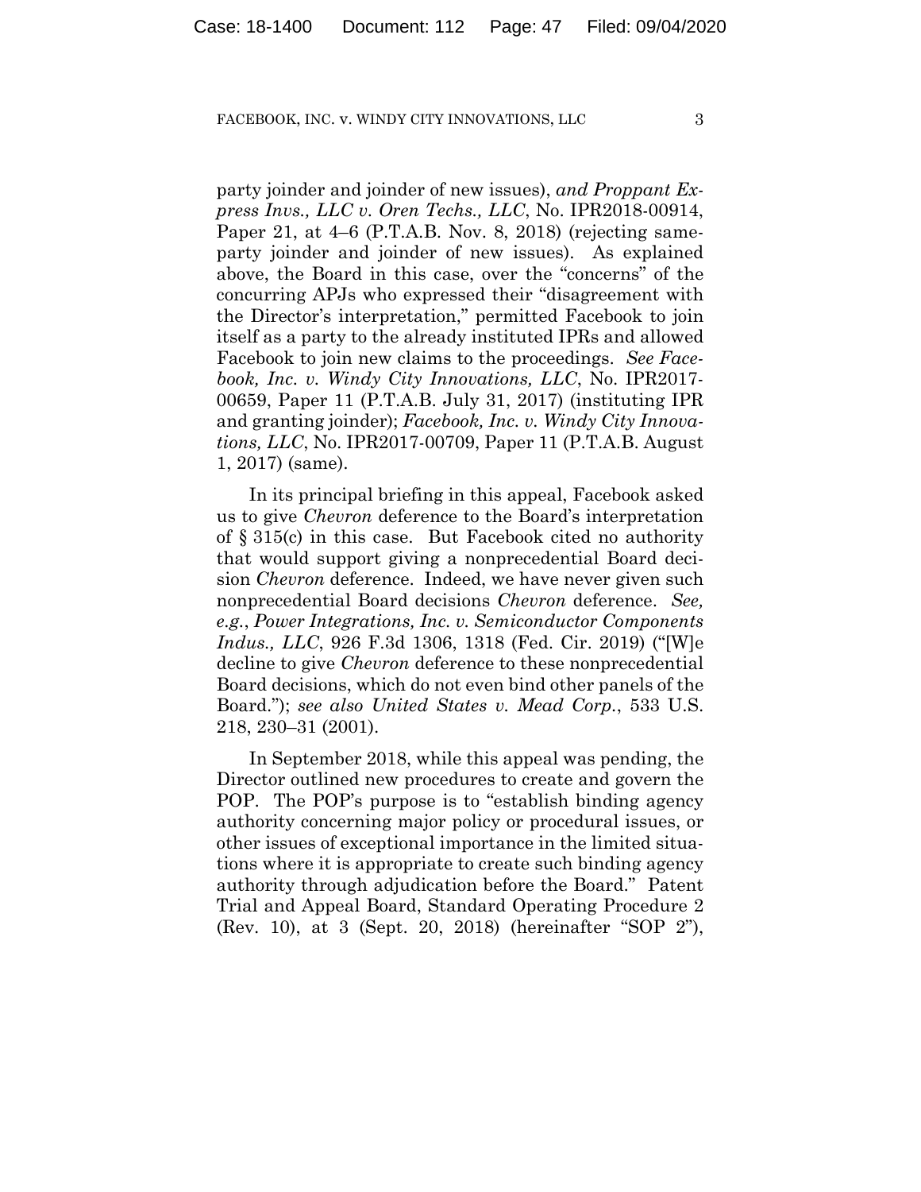party joinder and joinder of new issues), *and Proppant Express Invs., LLC v. Oren Techs., LLC*, No. IPR2018-00914, Paper 21, at 4–6 (P.T.A.B. Nov. 8, 2018) (rejecting same-party joinder and joinder of new issues). As explained above, the Board in this case, over the "concerns" of the concurring APJs who expressed their "disagreement with the Director's interpretation," permitted Facebook to join itself as a party to the already instituted IPRs and allowed Facebook to join new claims to the proceedings. *See Facebook, Inc. v. Windy City Innovations, LLC*, No. IPR2017-00659, Paper 11 (P.T.A.B. July 31, 2017) (instituting IPR and granting joinder); *Facebook, Inc. v. Windy City Innovations, LLC*, No. IPR2017-00709, Paper 11 (P.T.A.B. August 1, 2017) (same).

In its principal briefing in this appeal, Facebook asked us to give *Chevron* deference to the Board's interpretation of § 315(c) in this case. But Facebook cited no authority that would support giving a nonprecedential Board decision *Chevron* deference. Indeed, we have never given such nonprecedential Board decisions *Chevron* deference. *See, e.g.*, *Power Integrations, Inc. v. Semiconductor Components Indus., LLC*, 926 F.3d 1306, 1318 (Fed. Cir. 2019) ("[W]e decline to give *Chevron* deference to these nonprecedential Board decisions, which do not even bind other panels of the Board."); *see also United States v. Mead Corp.*, 533 U.S. 218, 230–31 (2001).

In September 2018, while this appeal was pending, the Director outlined new procedures to create and govern the POP. The POP's purpose is to "establish binding agency authority concerning major policy or procedural issues, or other issues of exceptional importance in the limited situations where it is appropriate to create such binding agency authority through adjudication before the Board." Patent Trial and Appeal Board, Standard Operating Procedure 2 (Rev. 10), at 3 (Sept. 20, 2018) (hereinafter "SOP 2"),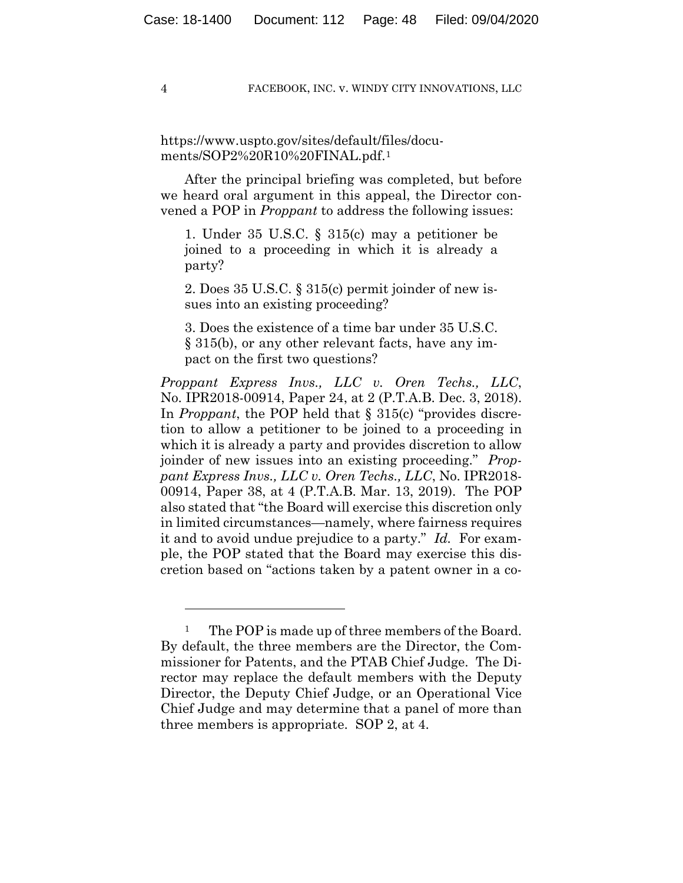https://www.uspto.gov/sites/default/files/documents/SOP2%20R10%20FINAL.pdf.[1]

After the principal briefing was completed, but before we heard oral argument in this appeal, the Director convened a POP in *Proppant* to address the following issues:

> 1. Under 35 U.S.C. § 315(c) may a petitioner be joined to a proceeding in which it is already a party?
>
> 2. Does 35 U.S.C. § 315(c) permit joinder of new issues into an existing proceeding?
>
> 3. Does the existence of a time bar under 35 U.S.C. § 315(b), or any other relevant facts, have any impact on the first two questions?

*Proppant Express Invs., LLC v. Oren Techs., LLC*, No. IPR2018-00914, Paper 24, at 2 (P.T.A.B. Dec. 3, 2018). In *Proppant*, the POP held that § 315(c) "provides discretion to allow a petitioner to be joined to a proceeding in which it is already a party and provides discretion to allow joinder of new issues into an existing proceeding." *Proppant Express Invs., LLC v. Oren Techs., LLC*, No. IPR2018-00914, Paper 38, at 4 (P.T.A.B. Mar. 13, 2019). The POP also stated that "the Board will exercise this discretion only in limited circumstances—namely, where fairness requires it and to avoid undue prejudice to a party." *Id.* For example, the POP stated that the Board may exercise this discretion based on "actions taken by a patent owner in a co-

---

[1] The POP is made up of three members of the Board. By default, the three members are the Director, the Commissioner for Patents, and the PTAB Chief Judge. The Director may replace the default members with the Deputy Director, the Deputy Chief Judge, or an Operational Vice Chief Judge and may determine that a panel of more than three members is appropriate. SOP 2, at 4.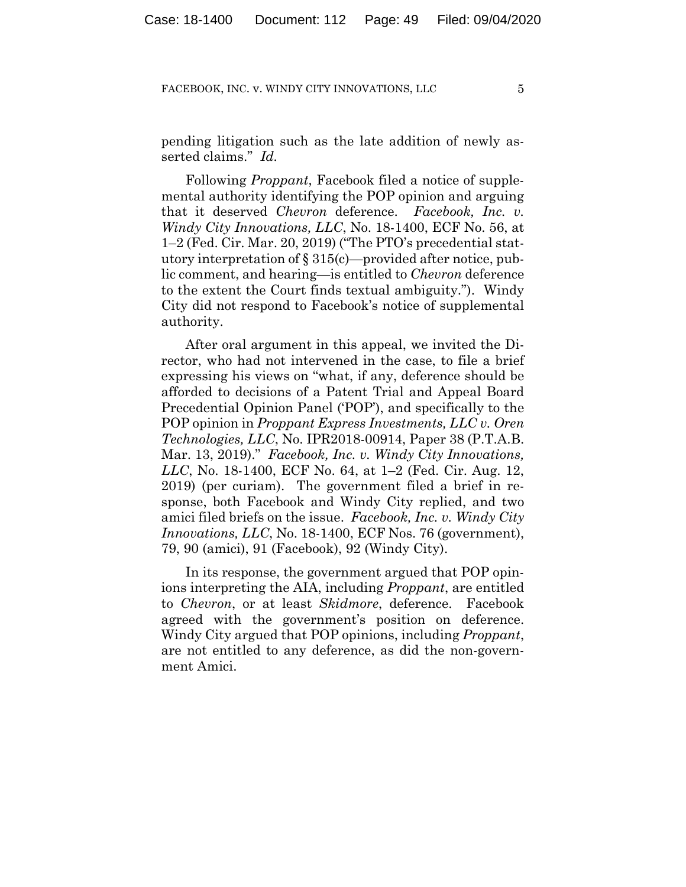pending litigation such as the late addition of newly asserted claims." *Id.*

Following *Proppant*, Facebook filed a notice of supplemental authority identifying the POP opinion and arguing that it deserved *Chevron* deference. *Facebook, Inc. v. Windy City Innovations, LLC*, No. 18-1400, ECF No. 56, at 1–2 (Fed. Cir. Mar. 20, 2019) ("The PTO's precedential statutory interpretation of § 315(c)—provided after notice, public comment, and hearing—is entitled to *Chevron* deference to the extent the Court finds textual ambiguity."). Windy City did not respond to Facebook's notice of supplemental authority.

After oral argument in this appeal, we invited the Director, who had not intervened in the case, to file a brief expressing his views on "what, if any, deference should be afforded to decisions of a Patent Trial and Appeal Board Precedential Opinion Panel ('POP'), and specifically to the POP opinion in *Proppant Express Investments, LLC v. Oren Technologies, LLC*, No. IPR2018-00914, Paper 38 (P.T.A.B. Mar. 13, 2019)." *Facebook, Inc. v. Windy City Innovations, LLC*, No. 18-1400, ECF No. 64, at 1–2 (Fed. Cir. Aug. 12, 2019) (per curiam). The government filed a brief in response, both Facebook and Windy City replied, and two amici filed briefs on the issue. *Facebook, Inc. v. Windy City Innovations, LLC*, No. 18-1400, ECF Nos. 76 (government), 79, 90 (amici), 91 (Facebook), 92 (Windy City).

In its response, the government argued that POP opinions interpreting the AIA, including *Proppant*, are entitled to *Chevron*, or at least *Skidmore*, deference. Facebook agreed with the government's position on deference. Windy City argued that POP opinions, including *Proppant*, are not entitled to any deference, as did the non-government Amici.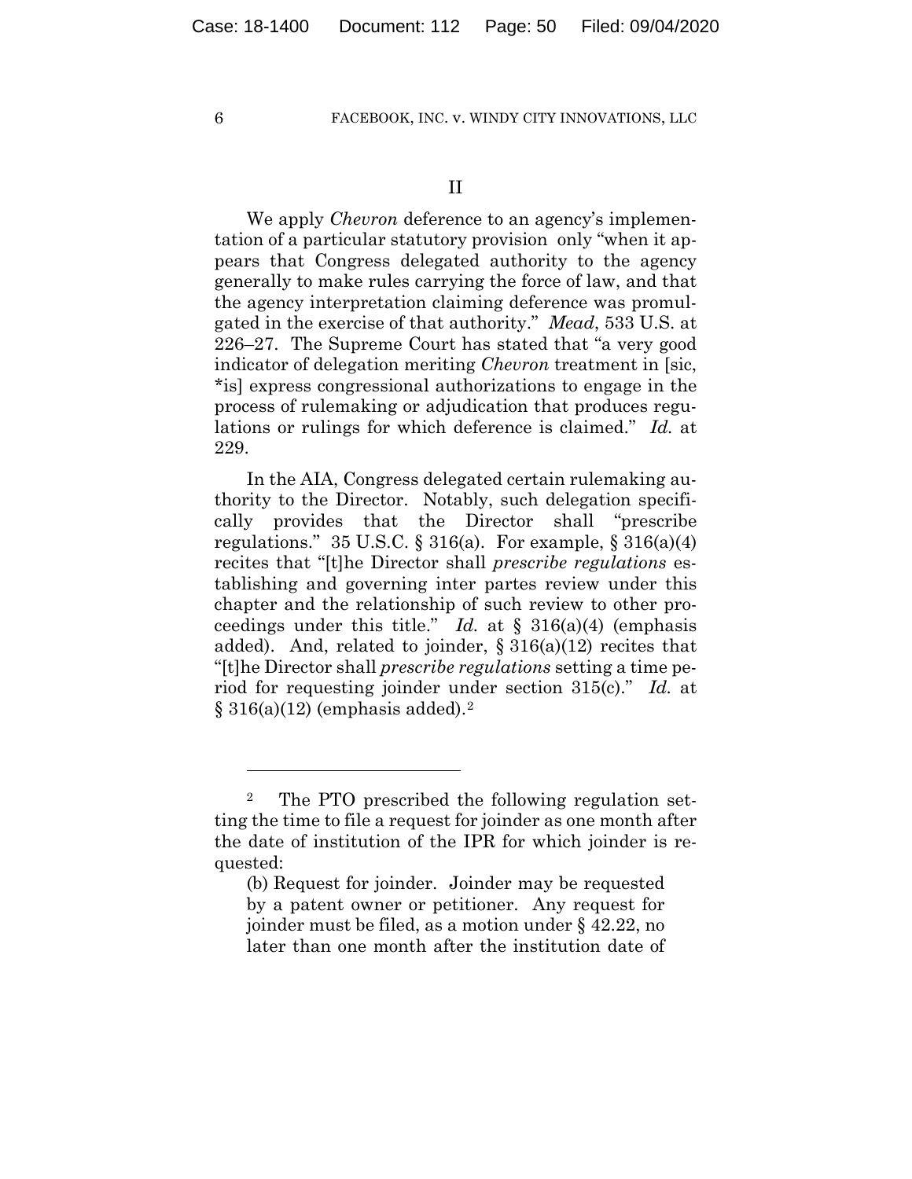II

We apply *Chevron* deference to an agency's implementation of a particular statutory provision only "when it appears that Congress delegated authority to the agency generally to make rules carrying the force of law, and that the agency interpretation claiming deference was promulgated in the exercise of that authority." *Mead*, 533 U.S. at 226–27. The Supreme Court has stated that "a very good indicator of delegation meriting *Chevron* treatment in [sic, *is] express congressional authorizations to engage in the process of rulemaking or adjudication that produces regulations or rulings for which deference is claimed." *Id.* at 229.

In the AIA, Congress delegated certain rulemaking authority to the Director. Notably, such delegation specifically provides that the Director shall "prescribe regulations." 35 U.S.C. § 316(a). For example, § 316(a)(4) recites that "[t]he Director shall *prescribe regulations* establishing and governing inter partes review under this chapter and the relationship of such review to other proceedings under this title." *Id.* at § 316(a)(4) (emphasis added). And, related to joinder, § 316(a)(12) recites that "[t]he Director shall *prescribe regulations* setting a time period for requesting joinder under section 315(c)." *Id.* at § 316(a)(12) (emphasis added).[2]

---

[2] The PTO prescribed the following regulation setting the time to file a request for joinder as one month after the date of institution of the IPR for which joinder is requested:

> (b) Request for joinder. Joinder may be requested by a patent owner or petitioner. Any request for joinder must be filed, as a motion under § 42.22, no later than one month after the institution date of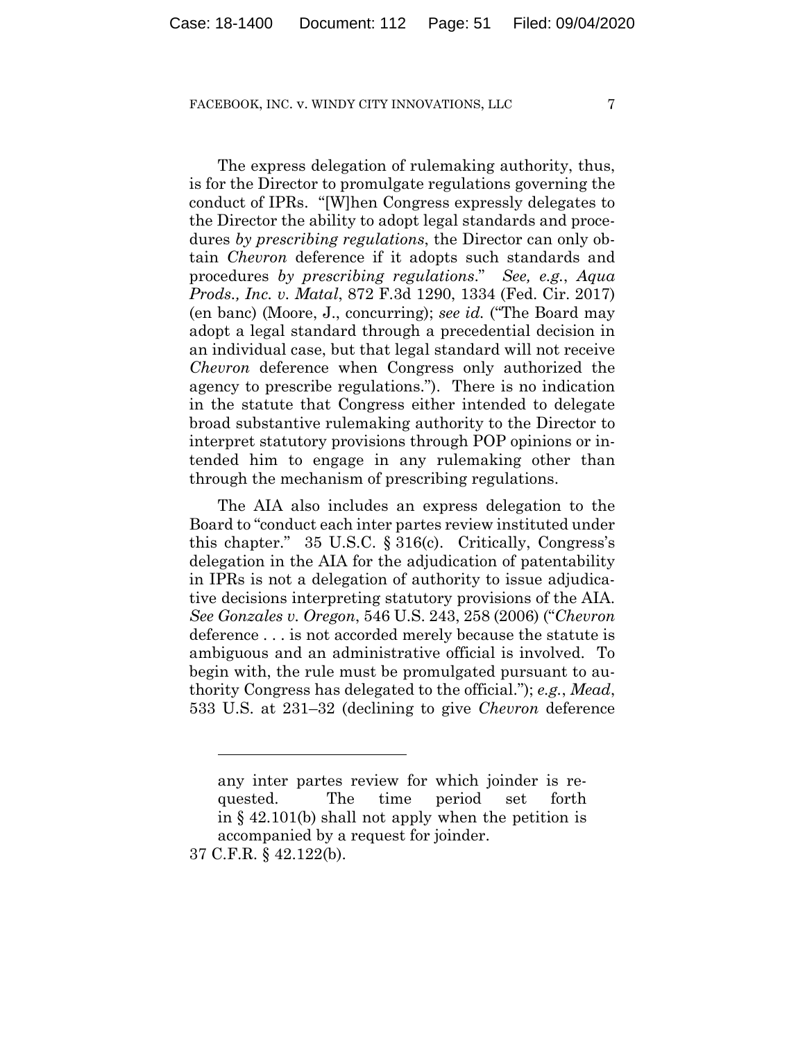The express delegation of rulemaking authority, thus, is for the Director to promulgate regulations governing the conduct of IPRs. "[W]hen Congress expressly delegates to the Director the ability to adopt legal standards and procedures *by prescribing regulations*, the Director can only obtain *Chevron* deference if it adopts such standards and procedures *by prescribing regulations*." *See, e.g.*, *Aqua Prods., Inc. v. Matal*, 872 F.3d 1290, 1334 (Fed. Cir. 2017) (en banc) (Moore, J., concurring); *see id.* ("The Board may adopt a legal standard through a precedential decision in an individual case, but that legal standard will not receive *Chevron* deference when Congress only authorized the agency to prescribe regulations."). There is no indication in the statute that Congress either intended to delegate broad substantive rulemaking authority to the Director to interpret statutory provisions through POP opinions or intended him to engage in any rulemaking other than through the mechanism of prescribing regulations.

The AIA also includes an express delegation to the Board to "conduct each inter partes review instituted under this chapter." 35 U.S.C. § 316(c). Critically, Congress's delegation in the AIA for the adjudication of patentability in IPRs is not a delegation of authority to issue adjudicative decisions interpreting statutory provisions of the AIA. *See Gonzales v. Oregon*, 546 U.S. 243, 258 (2006) ("*Chevron* deference . . . is not accorded merely because the statute is ambiguous and an administrative official is involved. To begin with, the rule must be promulgated pursuant to authority Congress has delegated to the official."); *e.g.*, *Mead*, 533 U.S. at 231–32 (declining to give *Chevron* deference

---

> any inter partes review for which joinder is requested. The time period set forth in § 42.101(b) shall not apply when the petition is accompanied by a request for joinder.

37 C.F.R. § 42.122(b).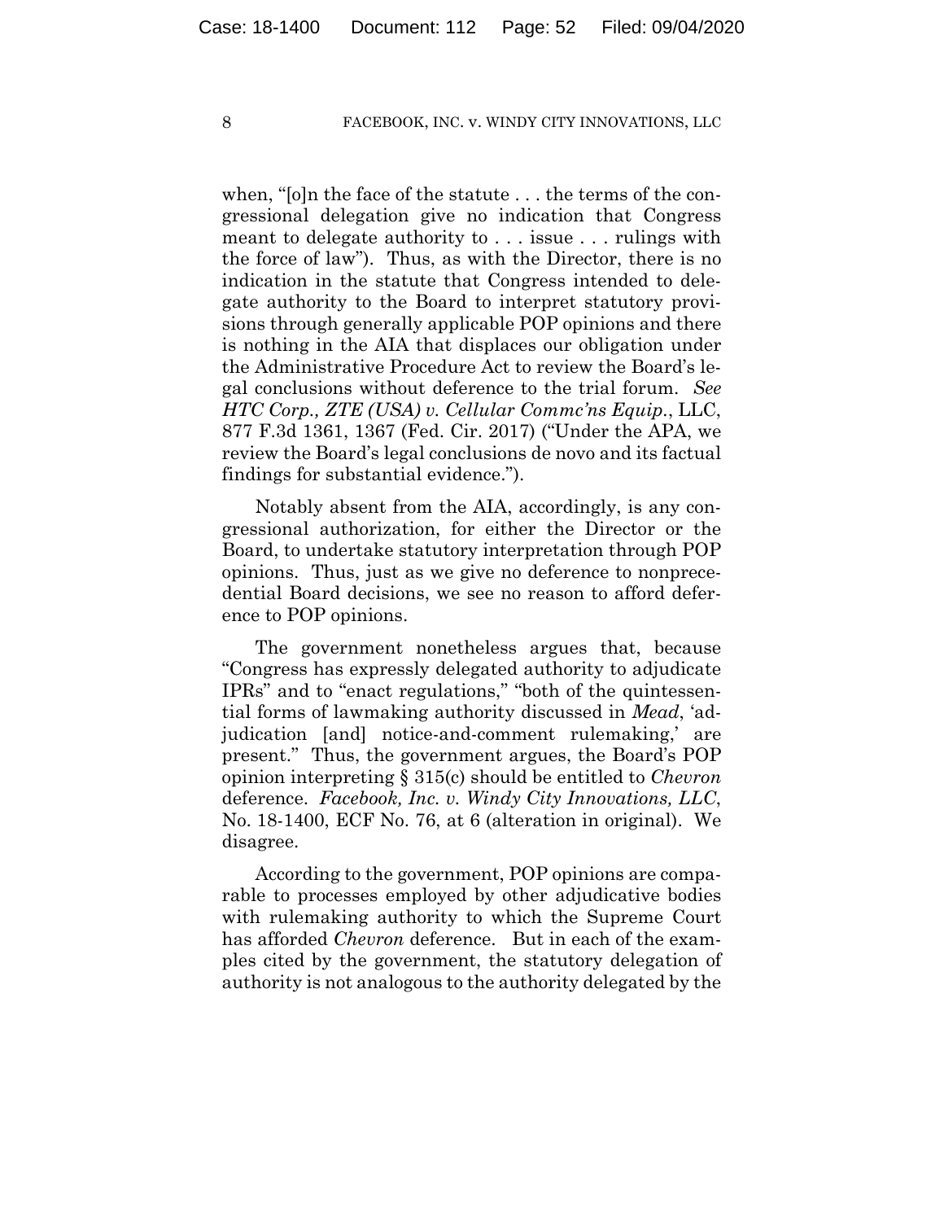when, "[o]n the face of the statute . . . the terms of the congressional delegation give no indication that Congress meant to delegate authority to . . . issue . . . rulings with the force of law"). Thus, as with the Director, there is no indication in the statute that Congress intended to delegate authority to the Board to interpret statutory provisions through generally applicable POP opinions and there is nothing in the AIA that displaces our obligation under the Administrative Procedure Act to review the Board's legal conclusions without deference to the trial forum. *See HTC Corp., ZTE (USA) v. Cellular Commc'ns Equip.*, LLC, 877 F.3d 1361, 1367 (Fed. Cir. 2017) ("Under the APA, we review the Board's legal conclusions de novo and its factual findings for substantial evidence.").

Notably absent from the AIA, accordingly, is any congressional authorization, for either the Director or the Board, to undertake statutory interpretation through POP opinions. Thus, just as we give no deference to nonprecedential Board decisions, we see no reason to afford deference to POP opinions.

The government nonetheless argues that, because "Congress has expressly delegated authority to adjudicate IPRs" and to "enact regulations," "both of the quintessential forms of lawmaking authority discussed in *Mead*, 'adjudication [and] notice-and-comment rulemaking,' are present." Thus, the government argues, the Board's POP opinion interpreting § 315(c) should be entitled to *Chevron* deference. *Facebook, Inc. v. Windy City Innovations, LLC*, No. 18-1400, ECF No. 76, at 6 (alteration in original). We disagree.

According to the government, POP opinions are comparable to processes employed by other adjudicative bodies with rulemaking authority to which the Supreme Court has afforded *Chevron* deference. But in each of the examples cited by the government, the statutory delegation of authority is not analogous to the authority delegated by the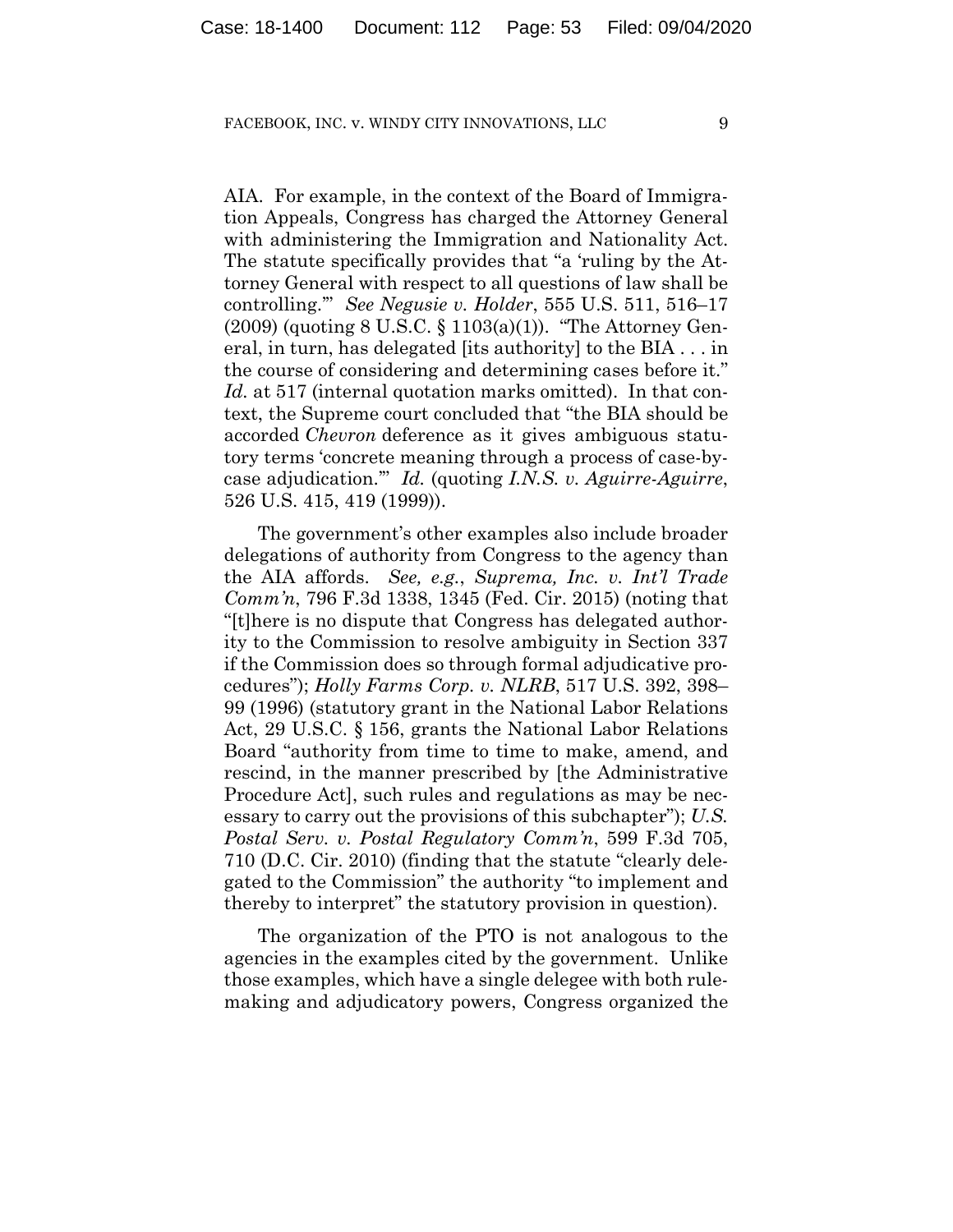AIA. For example, in the context of the Board of Immigration Appeals, Congress has charged the Attorney General with administering the Immigration and Nationality Act. The statute specifically provides that "a 'ruling by the Attorney General with respect to all questions of law shall be controlling.'" *See Negusie v. Holder*, 555 U.S. 511, 516–17 (2009) (quoting 8 U.S.C. § 1103(a)(1)). "The Attorney General, in turn, has delegated [its authority] to the BIA . . . in the course of considering and determining cases before it." *Id.* at 517 (internal quotation marks omitted). In that context, the Supreme court concluded that "the BIA should be accorded *Chevron* deference as it gives ambiguous statutory terms 'concrete meaning through a process of case-by-case adjudication.'" *Id.* (quoting *I.N.S. v. Aguirre-Aguirre*, 526 U.S. 415, 419 (1999)).

The government's other examples also include broader delegations of authority from Congress to the agency than the AIA affords. *See, e.g.*, *Suprema, Inc. v. Int'l Trade Comm'n*, 796 F.3d 1338, 1345 (Fed. Cir. 2015) (noting that "[t]here is no dispute that Congress has delegated authority to the Commission to resolve ambiguity in Section 337 if the Commission does so through formal adjudicative procedures"); *Holly Farms Corp. v. NLRB*, 517 U.S. 392, 398–99 (1996) (statutory grant in the National Labor Relations Act, 29 U.S.C. § 156, grants the National Labor Relations Board "authority from time to time to make, amend, and rescind, in the manner prescribed by [the Administrative Procedure Act], such rules and regulations as may be necessary to carry out the provisions of this subchapter"); *U.S. Postal Serv. v. Postal Regulatory Comm'n*, 599 F.3d 705, 710 (D.C. Cir. 2010) (finding that the statute "clearly delegated to the Commission" the authority "to implement and thereby to interpret" the statutory provision in question).

The organization of the PTO is not analogous to the agencies in the examples cited by the government. Unlike those examples, which have a single delegee with both rulemaking and adjudicatory powers, Congress organized the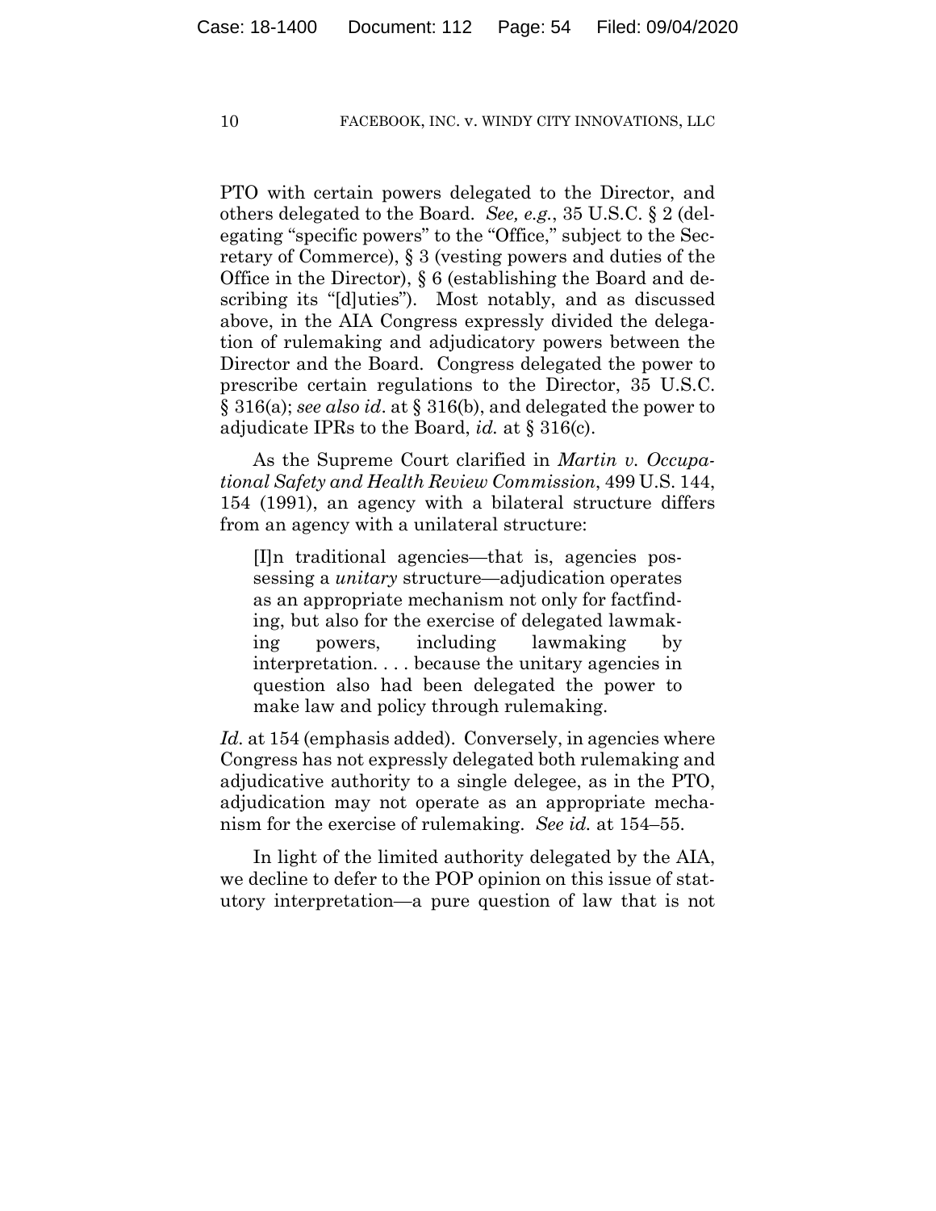PTO with certain powers delegated to the Director, and others delegated to the Board. *See, e.g.*, 35 U.S.C. § 2 (delegating "specific powers" to the "Office," subject to the Secretary of Commerce), § 3 (vesting powers and duties of the Office in the Director), § 6 (establishing the Board and describing its "[d]uties"). Most notably, and as discussed above, in the AIA Congress expressly divided the delegation of rulemaking and adjudicatory powers between the Director and the Board. Congress delegated the power to prescribe certain regulations to the Director, 35 U.S.C. § 316(a); *see also id*. at § 316(b), and delegated the power to adjudicate IPRs to the Board, *id.* at § 316(c).

As the Supreme Court clarified in *Martin v. Occupational Safety and Health Review Commission*, 499 U.S. 144, 154 (1991), an agency with a bilateral structure differs from an agency with a unilateral structure:

> [I]n traditional agencies—that is, agencies possessing a *unitary* structure—adjudication operates as an appropriate mechanism not only for factfinding, but also for the exercise of delegated lawmaking powers, including lawmaking by interpretation. . . . because the unitary agencies in question also had been delegated the power to make law and policy through rulemaking.

*Id.* at 154 (emphasis added). Conversely, in agencies where Congress has not expressly delegated both rulemaking and adjudicative authority to a single delegee, as in the PTO, adjudication may not operate as an appropriate mechanism for the exercise of rulemaking. *See id.* at 154–55.

In light of the limited authority delegated by the AIA, we decline to defer to the POP opinion on this issue of statutory interpretation—a pure question of law that is not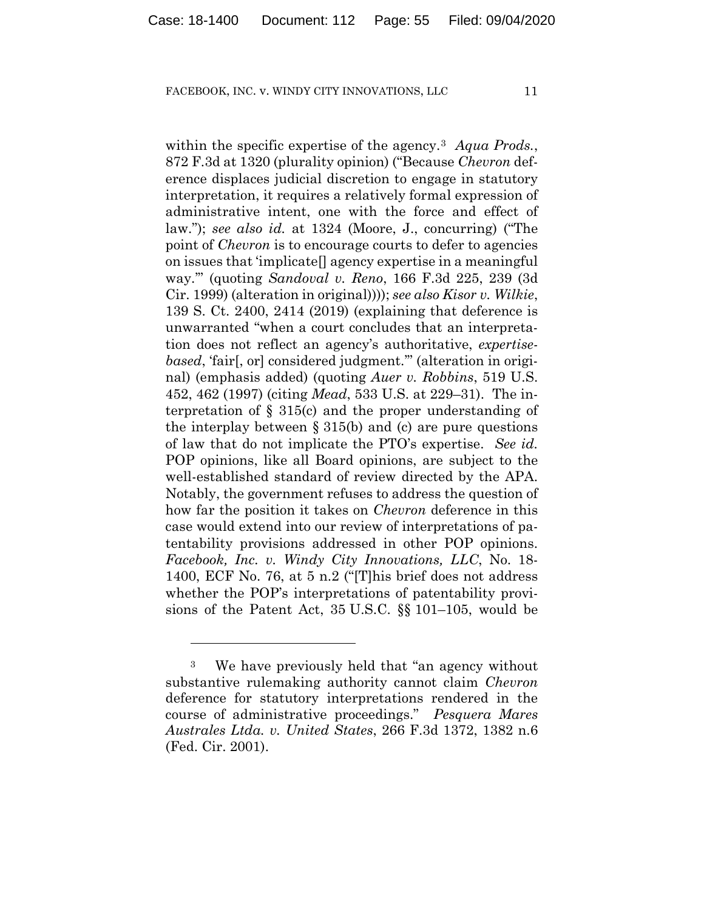within the specific expertise of the agency.[3] *Aqua Prods.*, 872 F.3d at 1320 (plurality opinion) ("Because *Chevron* deference displaces judicial discretion to engage in statutory interpretation, it requires a relatively formal expression of administrative intent, one with the force and effect of law."); *see also id.* at 1324 (Moore, J., concurring) ("The point of *Chevron* is to encourage courts to defer to agencies on issues that 'implicate[] agency expertise in a meaningful way.'" (quoting *Sandoval v. Reno*, 166 F.3d 225, 239 (3d Cir. 1999) (alteration in original)))); *see also Kisor v. Wilkie*, 139 S. Ct. 2400, 2414 (2019) (explaining that deference is unwarranted "when a court concludes that an interpretation does not reflect an agency's authoritative, *expertise-based*, 'fair[, or] considered judgment.'" (alteration in original) (emphasis added) (quoting *Auer v. Robbins*, 519 U.S. 452, 462 (1997) (citing *Mead*, 533 U.S. at 229–31). The interpretation of § 315(c) and the proper understanding of the interplay between § 315(b) and (c) are pure questions of law that do not implicate the PTO's expertise. *See id.* POP opinions, like all Board opinions, are subject to the well-established standard of review directed by the APA. Notably, the government refuses to address the question of how far the position it takes on *Chevron* deference in this case would extend into our review of interpretations of patentability provisions addressed in other POP opinions. *Facebook, Inc. v. Windy City Innovations, LLC*, No. 18-1400, ECF No. 76, at 5 n.2 ("[T]his brief does not address whether the POP's interpretations of patentability provisions of the Patent Act, 35 U.S.C. §§ 101–105, would be

---

[3] We have previously held that "an agency without substantive rulemaking authority cannot claim *Chevron* deference for statutory interpretations rendered in the course of administrative proceedings." *Pesquera Mares Australes Ltda. v. United States*, 266 F.3d 1372, 1382 n.6 (Fed. Cir. 2001).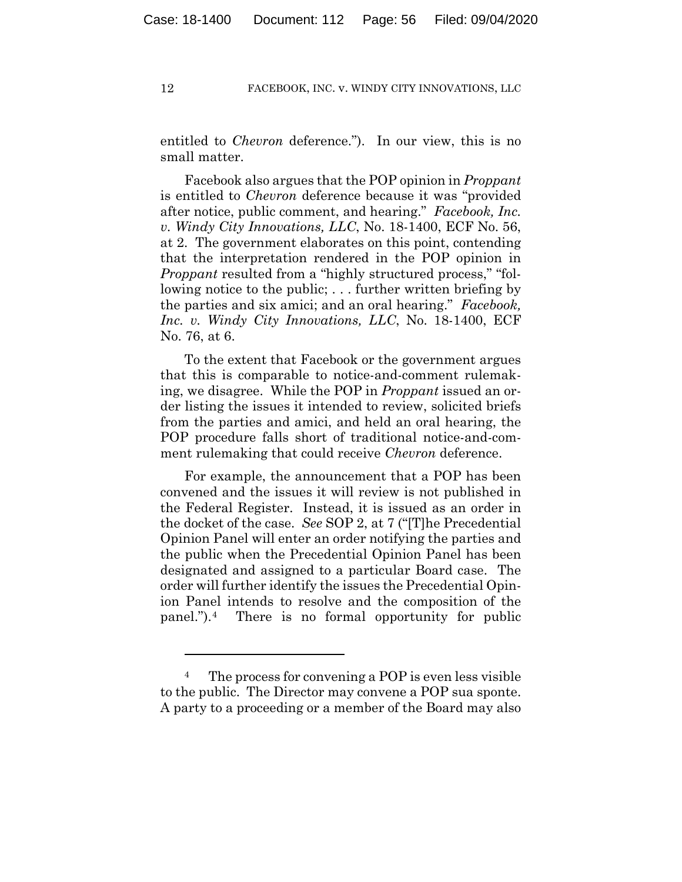entitled to *Chevron* deference."). In our view, this is no small matter.

Facebook also argues that the POP opinion in *Proppant* is entitled to *Chevron* deference because it was "provided after notice, public comment, and hearing." *Facebook, Inc. v. Windy City Innovations, LLC*, No. 18-1400, ECF No. 56, at 2. The government elaborates on this point, contending that the interpretation rendered in the POP opinion in *Proppant* resulted from a "highly structured process," "following notice to the public; . . . further written briefing by the parties and six amici; and an oral hearing." *Facebook, Inc. v. Windy City Innovations, LLC*, No. 18-1400, ECF No. 76, at 6.

To the extent that Facebook or the government argues that this is comparable to notice-and-comment rulemaking, we disagree. While the POP in *Proppant* issued an order listing the issues it intended to review, solicited briefs from the parties and amici, and held an oral hearing, the POP procedure falls short of traditional notice-and-comment rulemaking that could receive *Chevron* deference.

For example, the announcement that a POP has been convened and the issues it will review is not published in the Federal Register. Instead, it is issued as an order in the docket of the case. *See* SOP 2, at 7 ("[T]he Precedential Opinion Panel will enter an order notifying the parties and the public when the Precedential Opinion Panel has been designated and assigned to a particular Board case. The order will further identify the issues the Precedential Opinion Panel intends to resolve and the composition of the panel.").[4] There is no formal opportunity for public

[4] The process for convening a POP is even less visible to the public. The Director may convene a POP sua sponte. A party to a proceeding or a member of the Board may also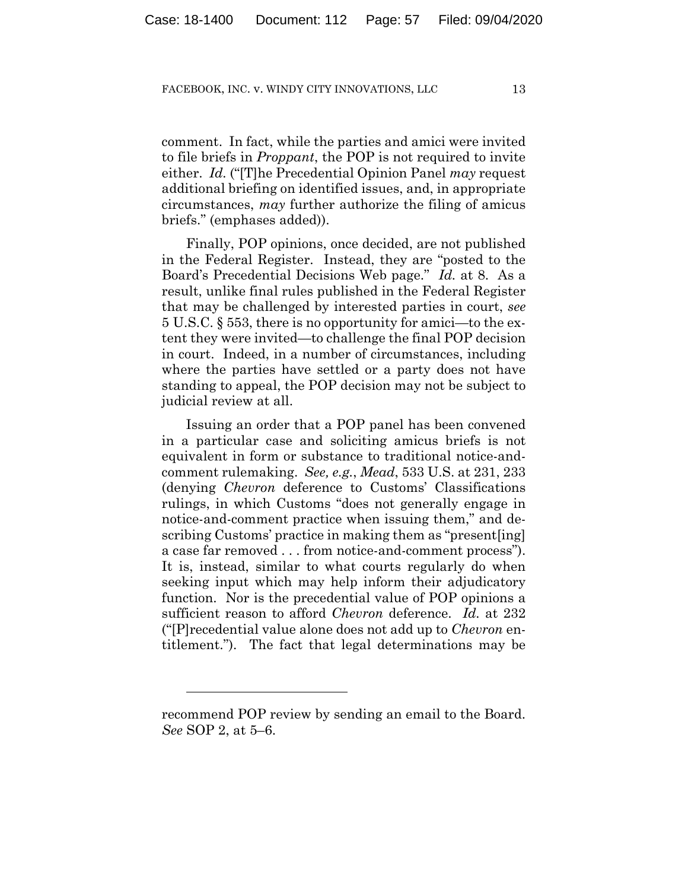comment. In fact, while the parties and amici were invited to file briefs in *Proppant*, the POP is not required to invite either. *Id.* ("[T]he Precedential Opinion Panel *may* request additional briefing on identified issues, and, in appropriate circumstances, *may* further authorize the filing of amicus briefs." (emphases added)).

Finally, POP opinions, once decided, are not published in the Federal Register. Instead, they are "posted to the Board's Precedential Decisions Web page." *Id.* at 8. As a result, unlike final rules published in the Federal Register that may be challenged by interested parties in court, *see* 5 U.S.C. § 553, there is no opportunity for amici—to the extent they were invited—to challenge the final POP decision in court. Indeed, in a number of circumstances, including where the parties have settled or a party does not have standing to appeal, the POP decision may not be subject to judicial review at all.

Issuing an order that a POP panel has been convened in a particular case and soliciting amicus briefs is not equivalent in form or substance to traditional notice-and-comment rulemaking. *See, e.g.*, *Mead*, 533 U.S. at 231, 233 (denying *Chevron* deference to Customs' Classifications rulings, in which Customs "does not generally engage in notice-and-comment practice when issuing them," and describing Customs' practice in making them as "present[ing] a case far removed . . . from notice-and-comment process"). It is, instead, similar to what courts regularly do when seeking input which may help inform their adjudicatory function. Nor is the precedential value of POP opinions a sufficient reason to afford *Chevron* deference. *Id.* at 232 ("[P]recedential value alone does not add up to *Chevron* entitlement."). The fact that legal determinations may be

---

recommend POP review by sending an email to the Board. *See* SOP 2, at 5–6.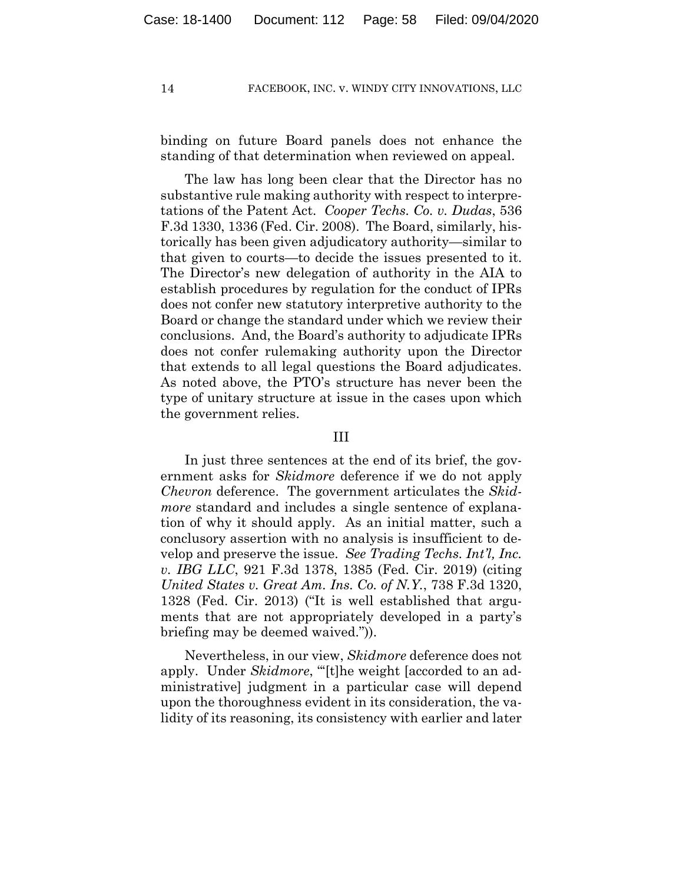binding on future Board panels does not enhance the standing of that determination when reviewed on appeal.

The law has long been clear that the Director has no substantive rule making authority with respect to interpretations of the Patent Act. *Cooper Techs. Co. v. Dudas*, 536 F.3d 1330, 1336 (Fed. Cir. 2008). The Board, similarly, historically has been given adjudicatory authority—similar to that given to courts—to decide the issues presented to it. The Director's new delegation of authority in the AIA to establish procedures by regulation for the conduct of IPRs does not confer new statutory interpretive authority to the Board or change the standard under which we review their conclusions. And, the Board's authority to adjudicate IPRs does not confer rulemaking authority upon the Director that extends to all legal questions the Board adjudicates. As noted above, the PTO's structure has never been the type of unitary structure at issue in the cases upon which the government relies.

## III

In just three sentences at the end of its brief, the government asks for *Skidmore* deference if we do not apply *Chevron* deference. The government articulates the *Skidmore* standard and includes a single sentence of explanation of why it should apply. As an initial matter, such a conclusory assertion with no analysis is insufficient to develop and preserve the issue. *See Trading Techs. Int'l, Inc. v. IBG LLC*, 921 F.3d 1378, 1385 (Fed. Cir. 2019) (citing *United States v. Great Am. Ins. Co. of N.Y.*, 738 F.3d 1320, 1328 (Fed. Cir. 2013) ("It is well established that arguments that are not appropriately developed in a party's briefing may be deemed waived.")).

Nevertheless, in our view, *Skidmore* deference does not apply. Under *Skidmore*, "'[t]he weight [accorded to an administrative] judgment in a particular case will depend upon the thoroughness evident in its consideration, the validity of its reasoning, its consistency with earlier and later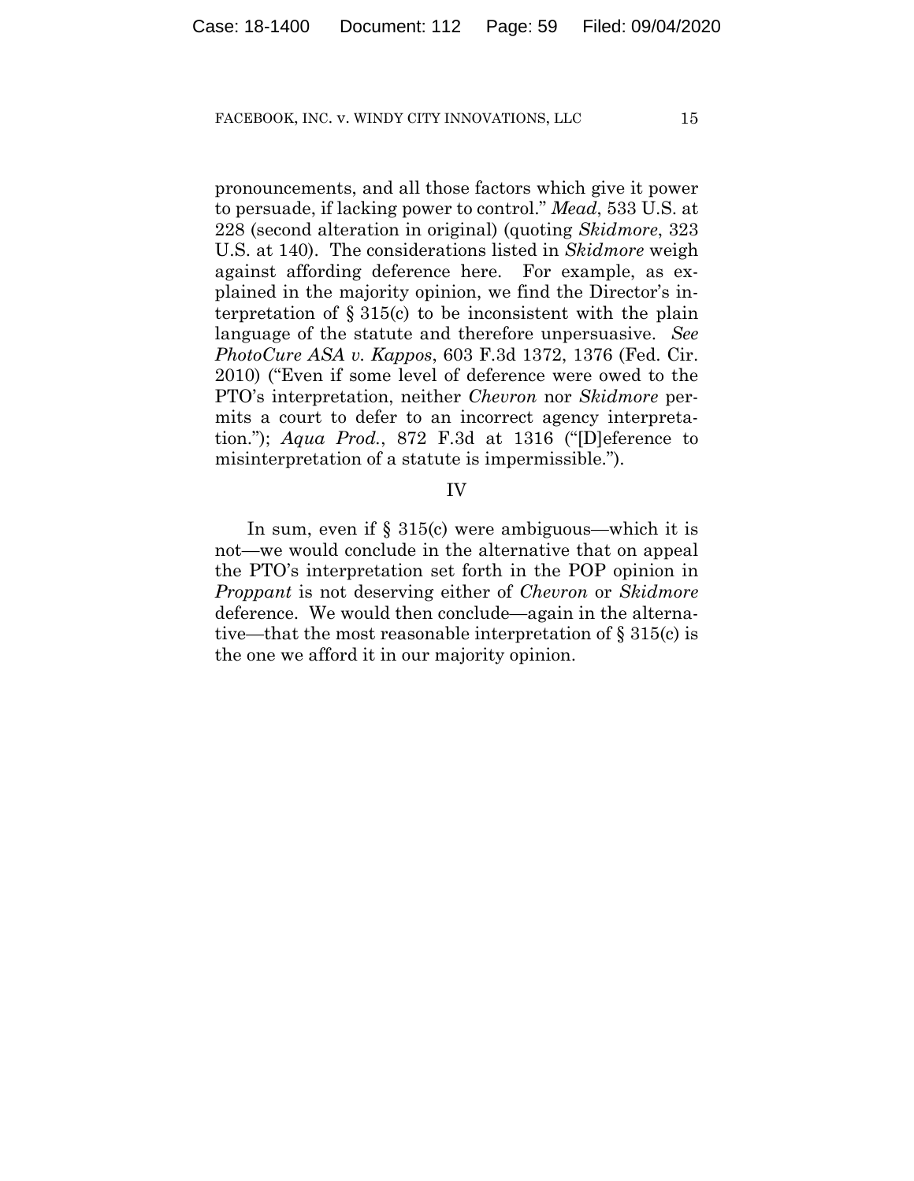pronouncements, and all those factors which give it power to persuade, if lacking power to control." *Mead*, 533 U.S. at 228 (second alteration in original) (quoting *Skidmore*, 323 U.S. at 140). The considerations listed in *Skidmore* weigh against affording deference here. For example, as explained in the majority opinion, we find the Director's interpretation of § 315(c) to be inconsistent with the plain language of the statute and therefore unpersuasive. *See PhotoCure ASA v. Kappos*, 603 F.3d 1372, 1376 (Fed. Cir. 2010) ("Even if some level of deference were owed to the PTO's interpretation, neither *Chevron* nor *Skidmore* permits a court to defer to an incorrect agency interpretation."); *Aqua Prod.*, 872 F.3d at 1316 ("[D]eference to misinterpretation of a statute is impermissible.").

## IV

In sum, even if § 315(c) were ambiguous—which it is not—we would conclude in the alternative that on appeal the PTO's interpretation set forth in the POP opinion in *Proppant* is not deserving either of *Chevron* or *Skidmore* deference. We would then conclude—again in the alternative—that the most reasonable interpretation of § 315(c) is the one we afford it in our majority opinion.